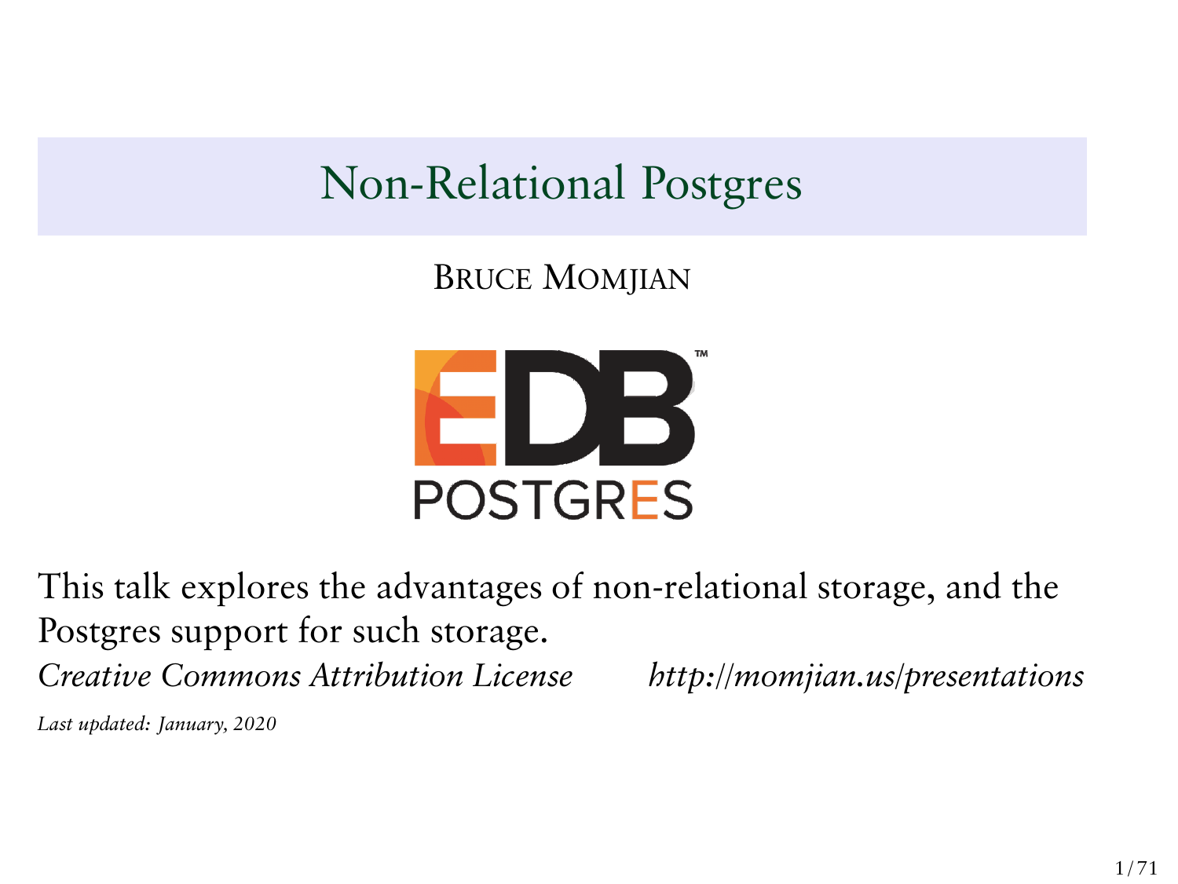# Non-Relational Postgres

BRUCE MOMJIAN

This talk explores the advantages of non-relational storage, and the Postgres support for such storage.

*Creative Commons Attribution License* *http://momjian.us/presentations*

*Last updated: January, 2020*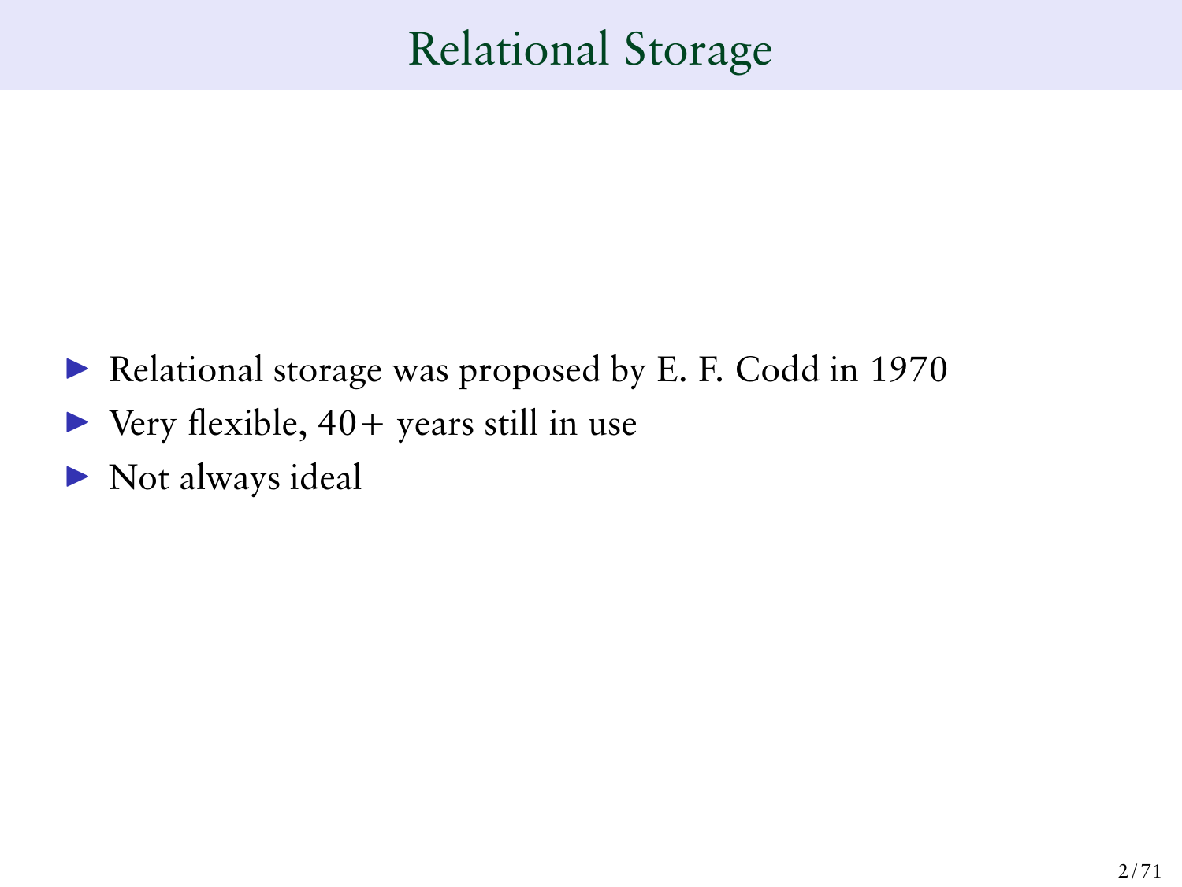# Relational Storage

- Relational storage was proposed by E. F. Codd in 1970
- Very flexible, 40+ years still in use
- Not always ideal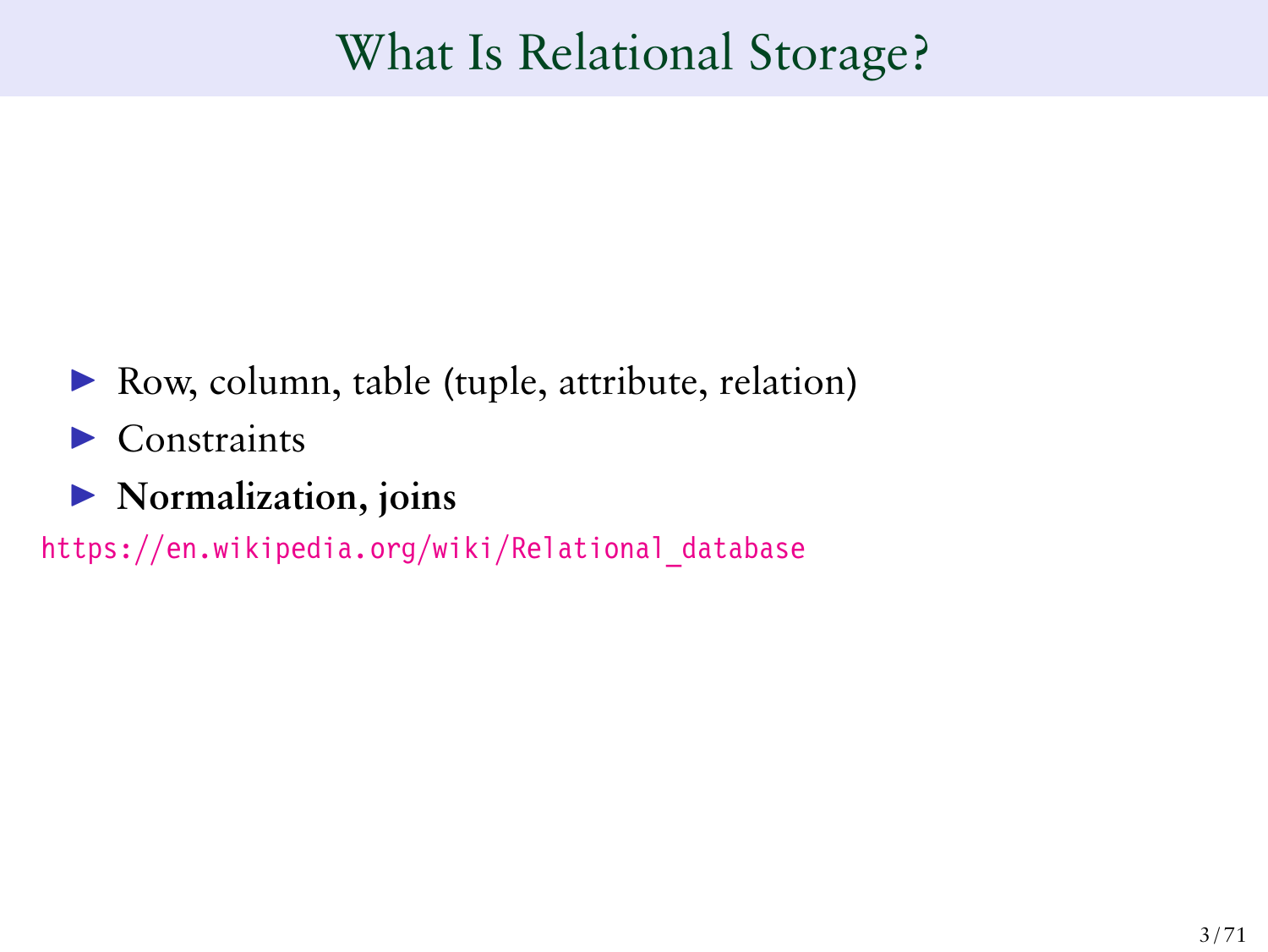# What Is Relational Storage?

- Row, column, table (tuple, attribute, relation)
- Constraints
- **Normalization, joins**

https://en.wikipedia.org/wiki/Relational_database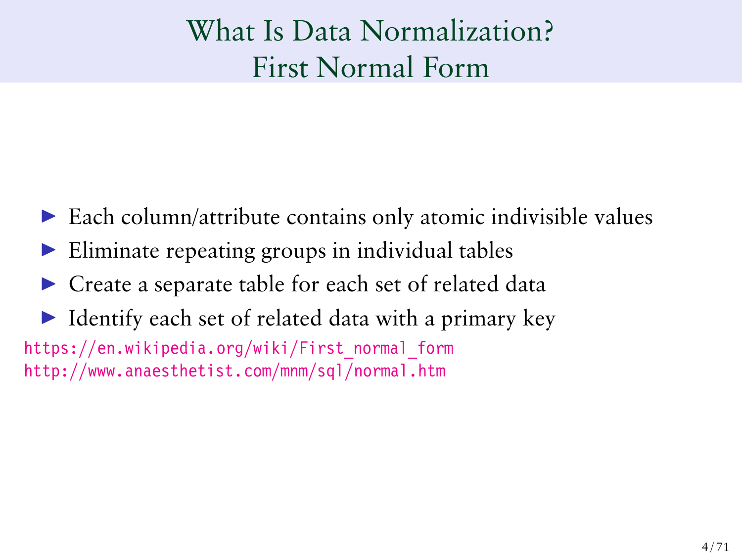# What Is Data Normalization?
## First Normal Form

- Each column/attribute contains only atomic indivisible values
- Eliminate repeating groups in individual tables
- Create a separate table for each set of related data
- Identify each set of related data with a primary key

https://en.wikipedia.org/wiki/First_normal_form
http://www.anaesthetist.com/mnm/sql/normal.htm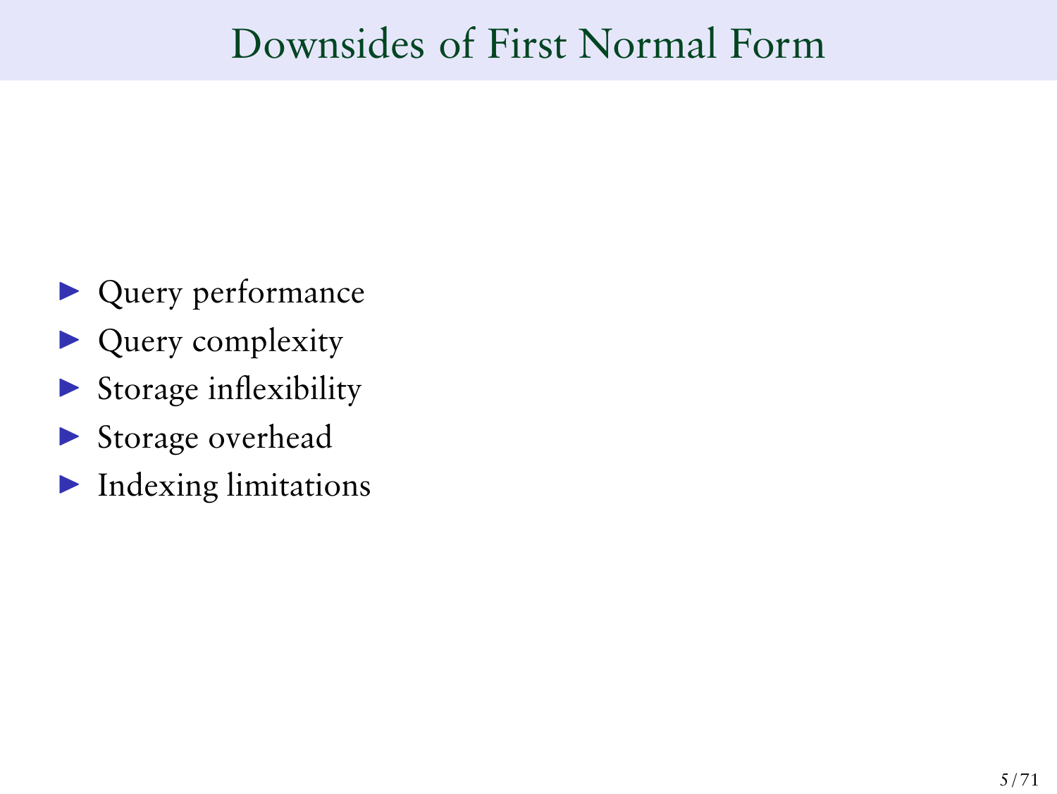# Downsides of First Normal Form

- Query performance
- Query complexity
- Storage inflexibility
- Storage overhead
- Indexing limitations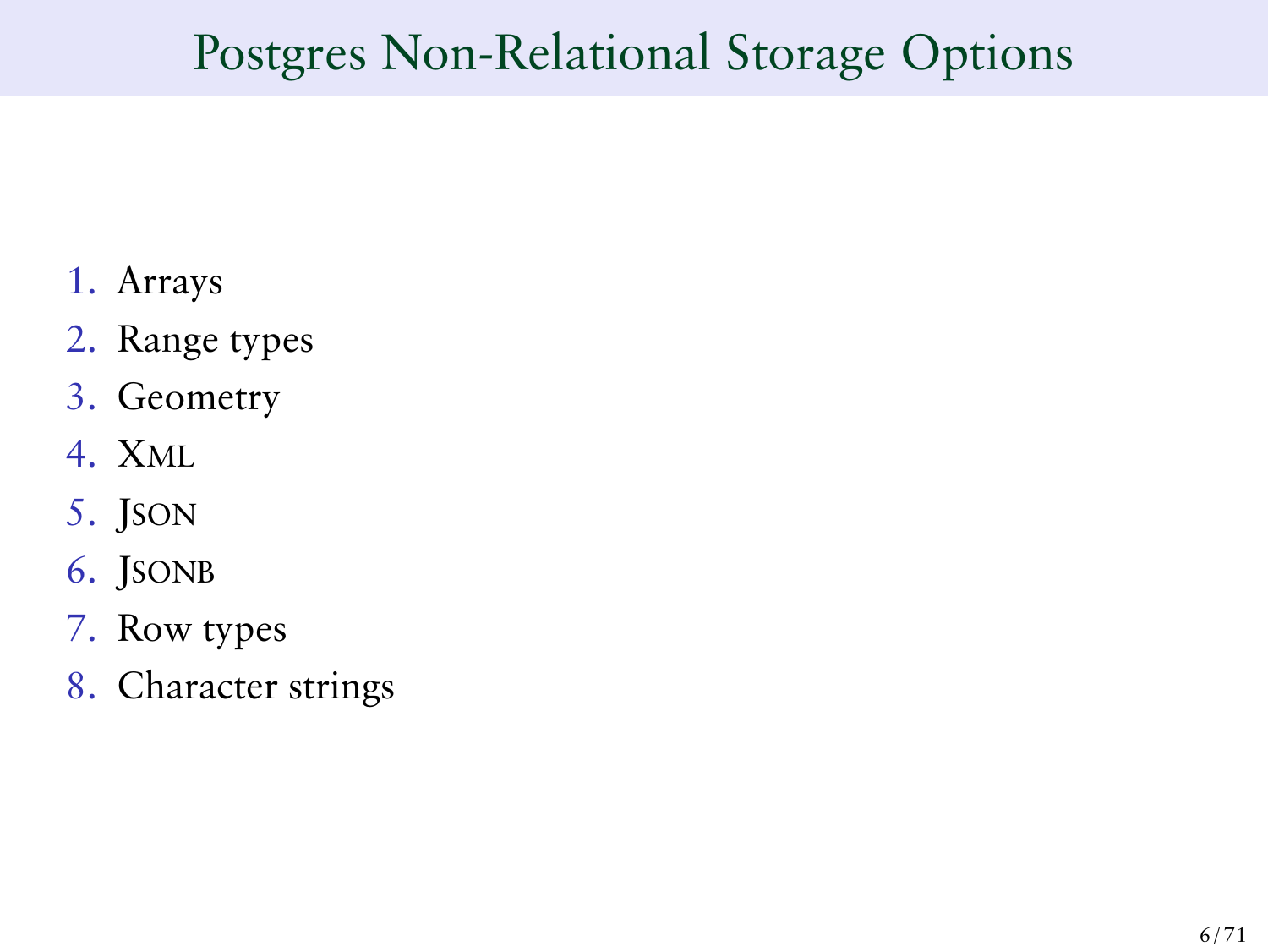# Postgres Non-Relational Storage Options

1. Arrays
2. Range types
3. Geometry
4. XML
5. JSON
6. JSONB
7. Row types
8. Character strings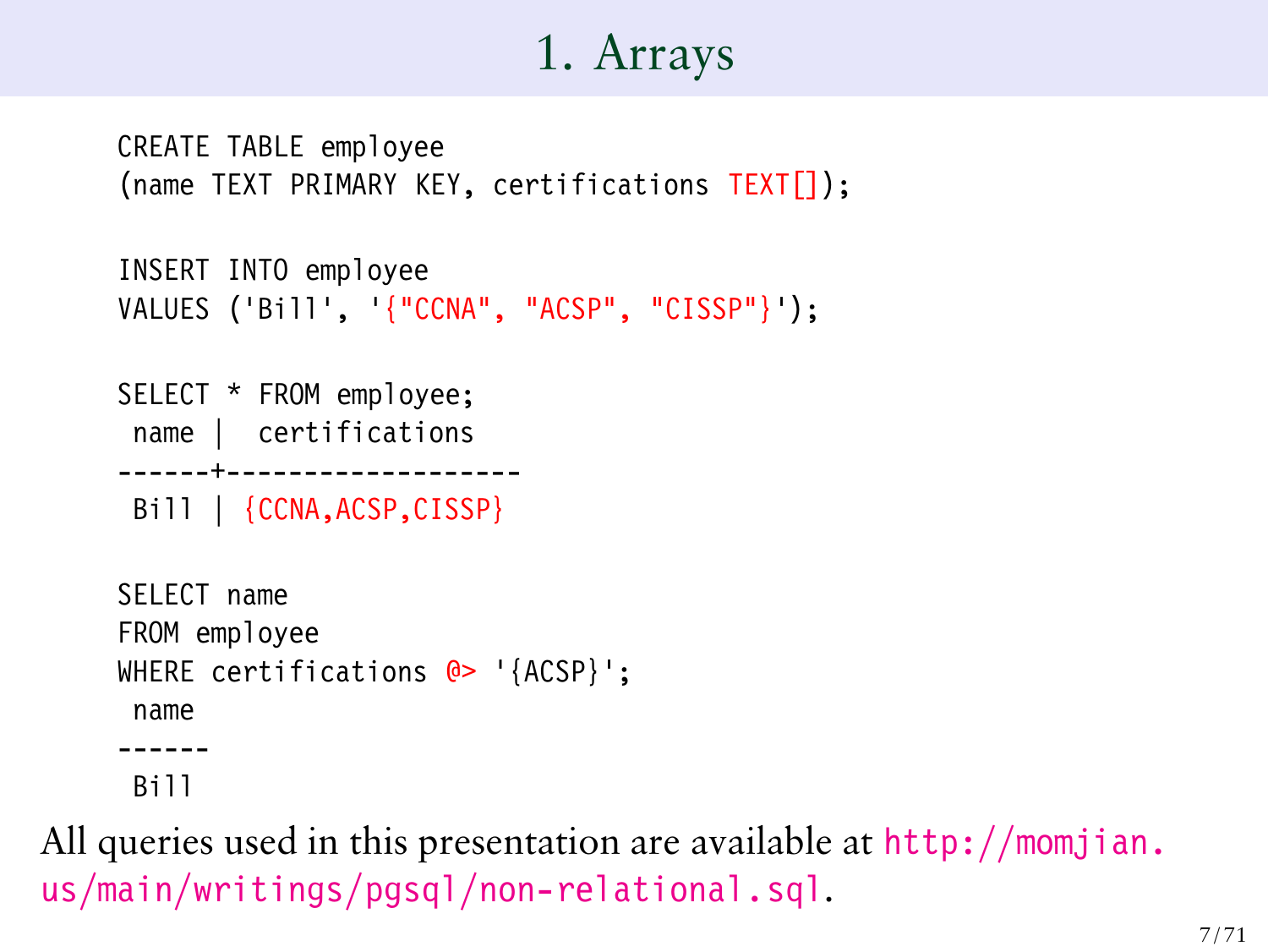# 1. Arrays

```
CREATE TABLE employee
(name TEXT PRIMARY KEY, certifications TEXT[]);

INSERT INTO employee
VALUES ('Bill', '{"CCNA", "ACSP", "CISSP"}');

SELECT * FROM employee;
 name |  certifications
------+-------------------
 Bill | {CCNA,ACSP,CISSP}

SELECT name
FROM employee
WHERE certifications @> '{ACSP}';
 name
------
 Bill
```

All queries used in this presentation are available at http://momjian.us/main/writings/pgsql/non-relational.sql.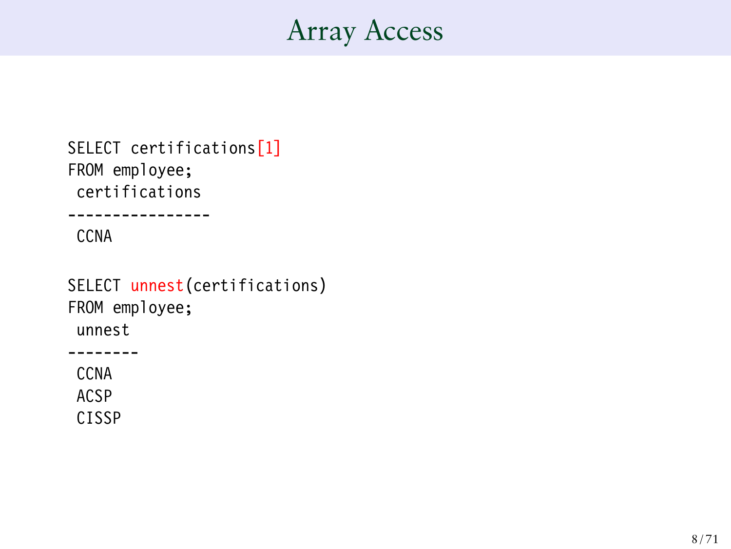# Array Access

```
SELECT certifications[1]
FROM employee;
 certifications
----------------
 CCNA

SELECT unnest(certifications)
FROM employee;
 unnest
--------
 CCNA
 ACSP
 CISSP
```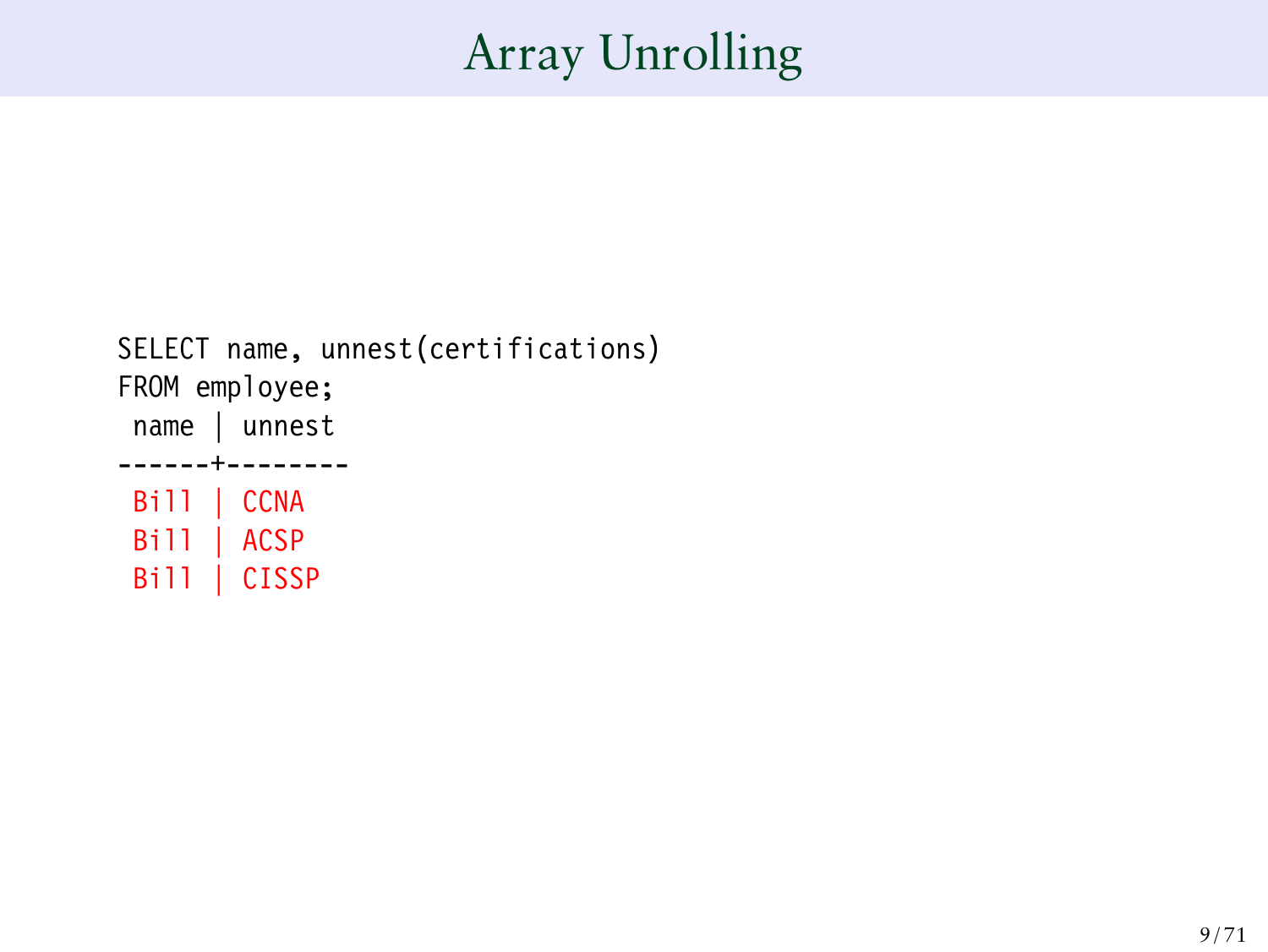# Array Unrolling

```
SELECT name, unnest(certifications)
FROM employee;
 name | unnest
------+--------
 Bill | CCNA
 Bill | ACSP
 Bill | CISSP
```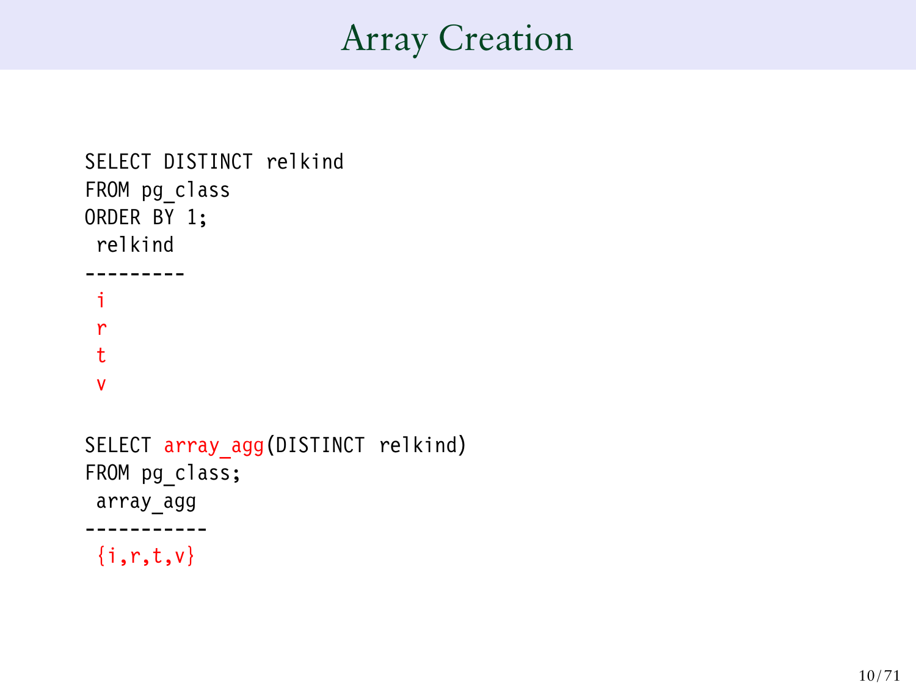# Array Creation

```
SELECT DISTINCT relkind
FROM pg_class
ORDER BY 1;
 relkind
---------
 i
 r
 t
 v

SELECT array_agg(DISTINCT relkind)
FROM pg_class;
 array_agg
-----------
 {i,r,t,v}
```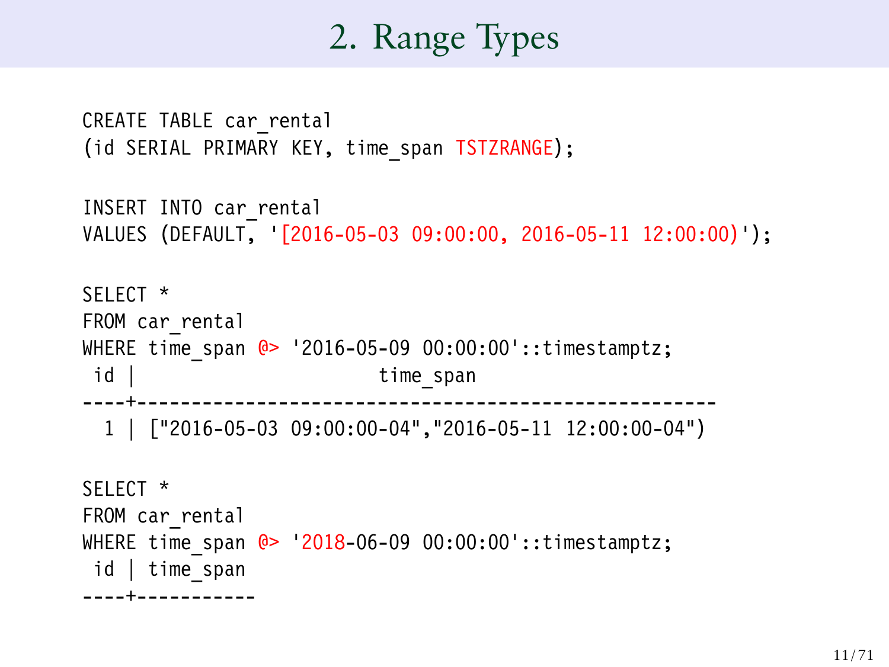# 2. Range Types

```
CREATE TABLE car_rental
(id SERIAL PRIMARY KEY, time_span TSTZRANGE);

INSERT INTO car_rental
VALUES (DEFAULT, '[2016-05-03 09:00:00, 2016-05-11 12:00:00)');

SELECT *
FROM car_rental
WHERE time_span @> '2016-05-09 00:00:00'::timestamptz;
 id |                        time_span
----+-----------------------------------------------------
  1 | ["2016-05-03 09:00:00-04","2016-05-11 12:00:00-04")

SELECT *
FROM car_rental
WHERE time_span @> '2018-06-09 00:00:00'::timestamptz;
 id | time_span
----+-----------
```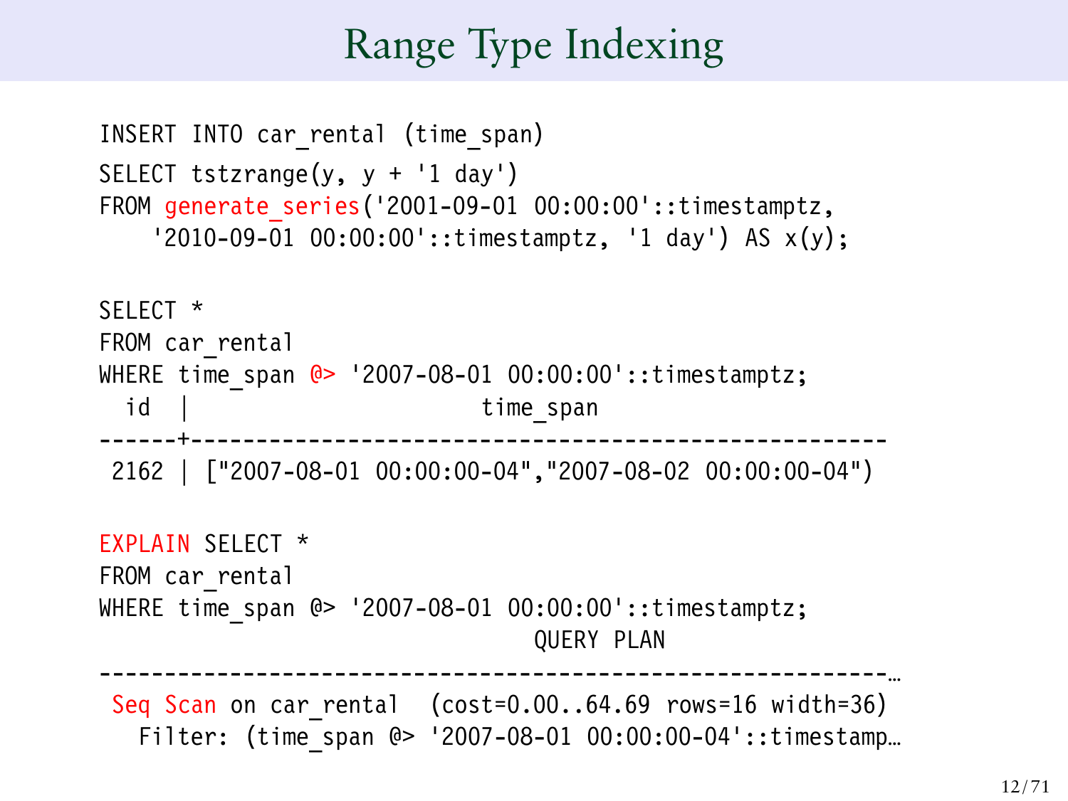# Range Type Indexing

```
INSERT INTO car_rental (time_span)
SELECT tstzrange(y, y + '1 day')
FROM generate_series('2001-09-01 00:00:00'::timestamptz,
    '2010-09-01 00:00:00'::timestamptz, '1 day') AS x(y);

SELECT *
FROM car_rental
WHERE time_span @> '2007-08-01 00:00:00'::timestamptz;
  id  |                        time_span
------+-----------------------------------------------------
 2162 | ["2007-08-01 00:00:00-04","2007-08-02 00:00:00-04")

EXPLAIN SELECT *
FROM car_rental
WHERE time_span @> '2007-08-01 00:00:00'::timestamptz;
                                QUERY PLAN
------------------------------------------------------------…
 Seq Scan on car_rental  (cost=0.00..64.69 rows=16 width=36)
   Filter: (time_span @> '2007-08-01 00:00:00-04'::timestamp…
```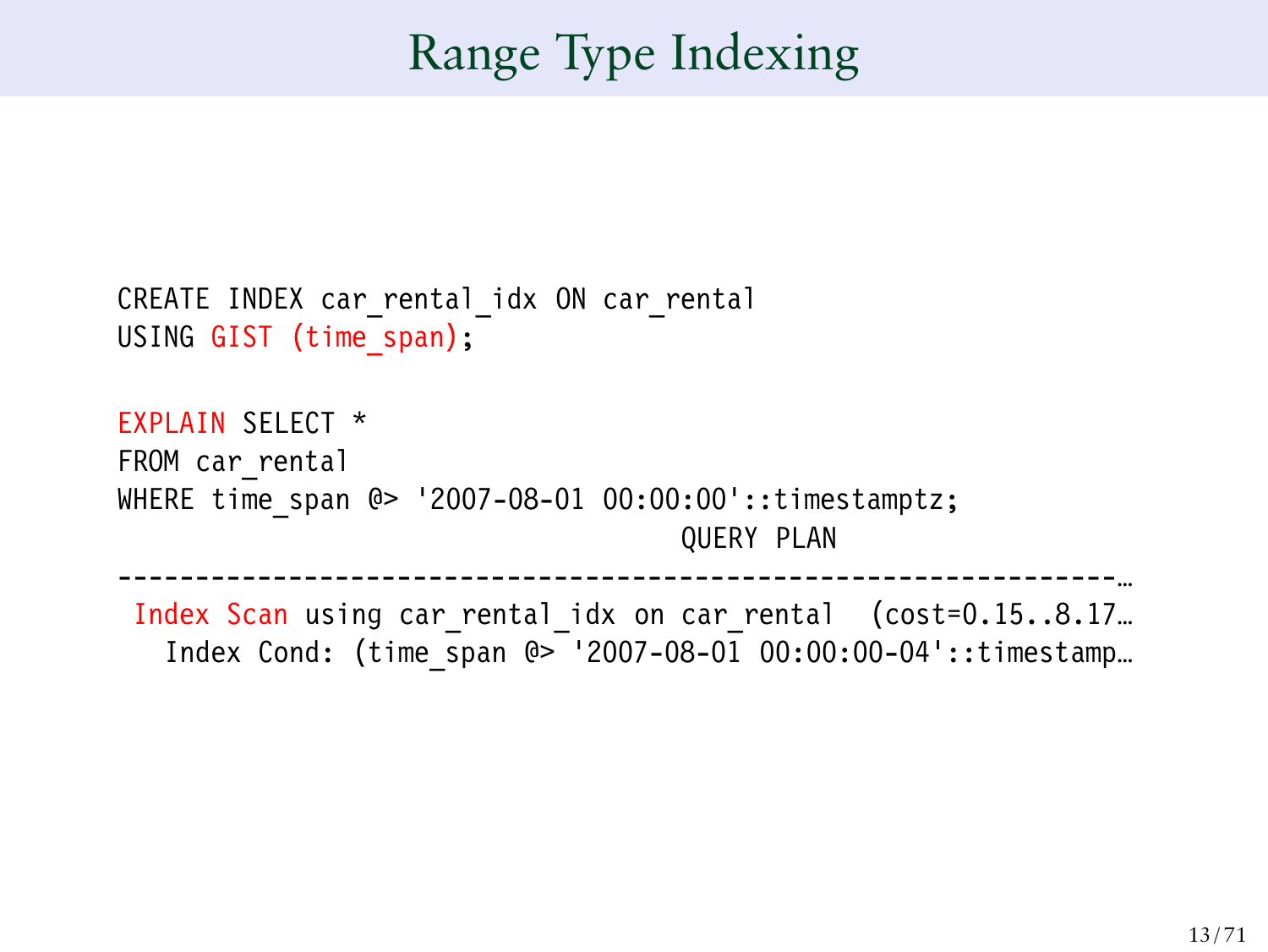# Range Type Indexing

```
CREATE INDEX car_rental_idx ON car_rental
USING GIST (time_span);

EXPLAIN SELECT *
FROM car_rental
WHERE time_span @> '2007-08-01 00:00:00'::timestamptz;
                                    QUERY PLAN
------------------------------------------------------------------…
 Index Scan using car_rental_idx on car_rental  (cost=0.15..8.17…
   Index Cond: (time_span @> '2007-08-01 00:00:00-04'::timestamp…
```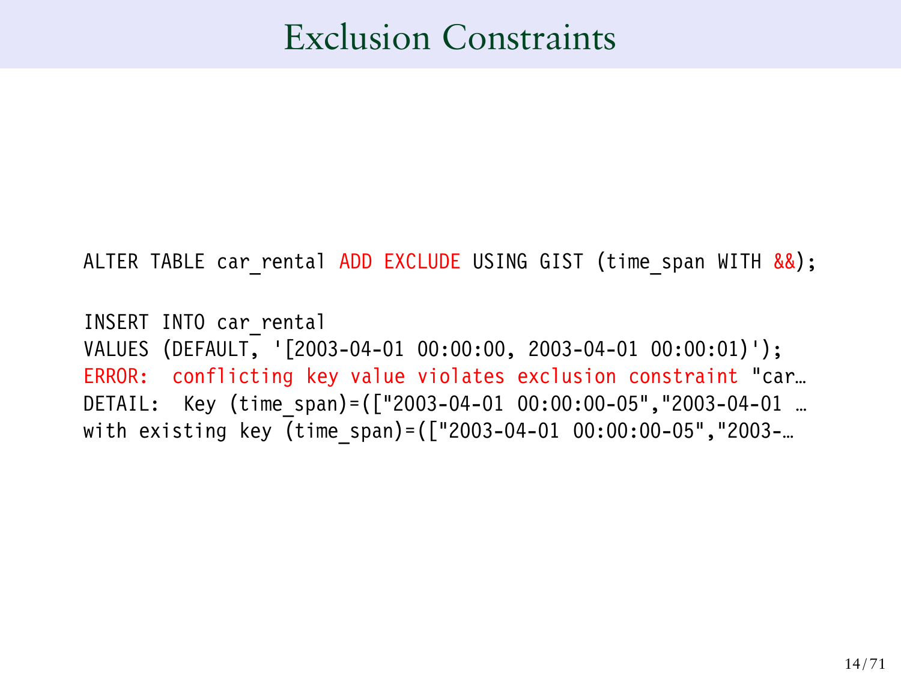# Exclusion Constraints

```
ALTER TABLE car_rental ADD EXCLUDE USING GIST (time_span WITH &&);

INSERT INTO car_rental
VALUES (DEFAULT, '[2003-04-01 00:00:00, 2003-04-01 00:00:01)');
ERROR:  conflicting key value violates exclusion constraint "car…
DETAIL:  Key (time_span)=(["2003-04-01 00:00:00-05","2003-04-01 …
with existing key (time_span)=(["2003-04-01 00:00:00-05","2003-…
```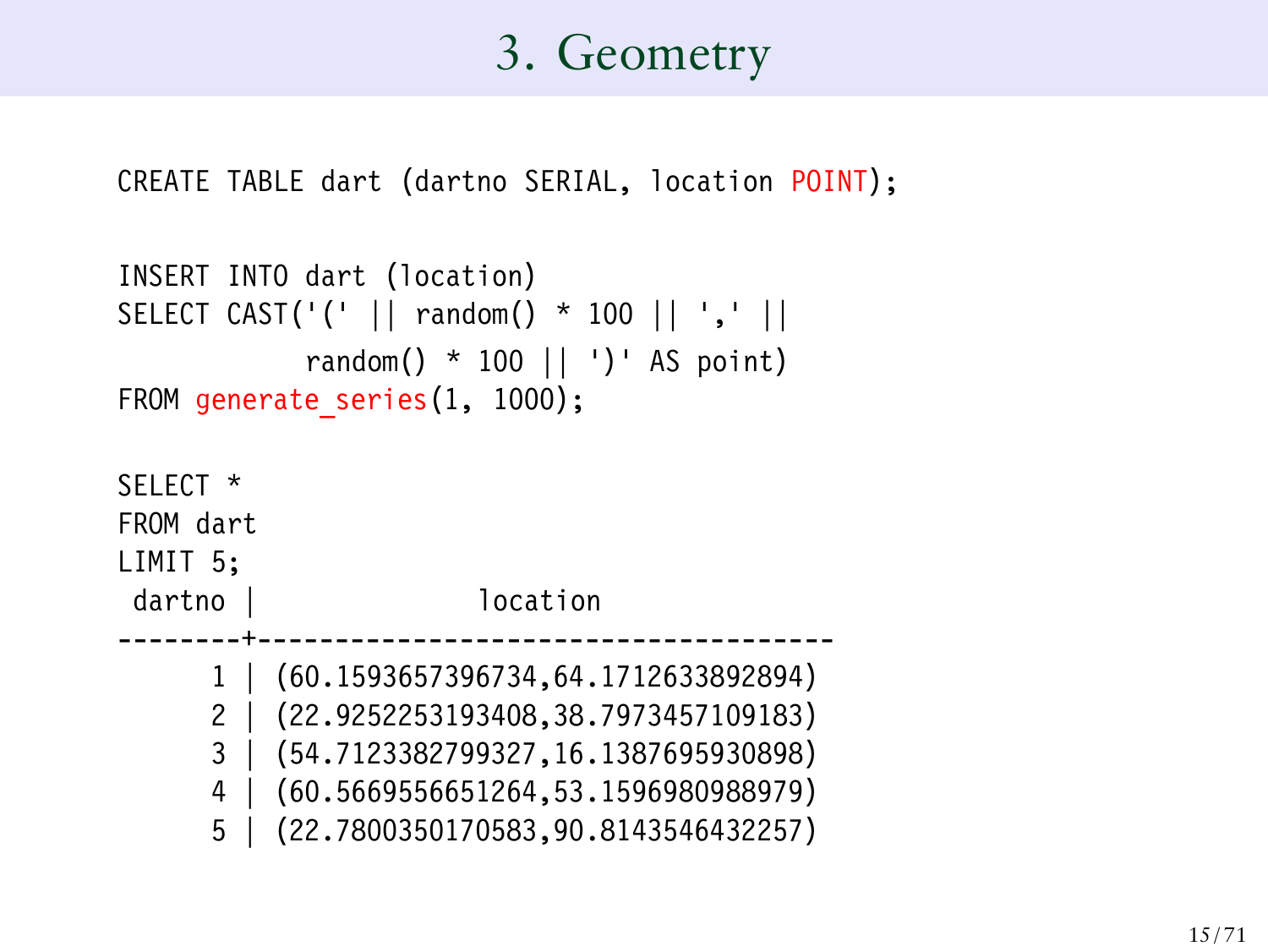# 3. Geometry

```
CREATE TABLE dart (dartno SERIAL, location POINT);

INSERT INTO dart (location)
SELECT CAST('(' || random() * 100 || ',' ||
            random() * 100 || ')' AS point)
FROM generate_series(1, 1000);

SELECT *
FROM dart
LIMIT 5;
 dartno |                location
--------+-------------------------------------
      1 | (60.1593657396734,64.1712633892894)
      2 | (22.9252253193408,38.7973457109183)
      3 | (54.7123382799327,16.1387695930898)
      4 | (60.5669556651264,53.1596980988979)
      5 | (22.7800350170583,90.8143546432257)
```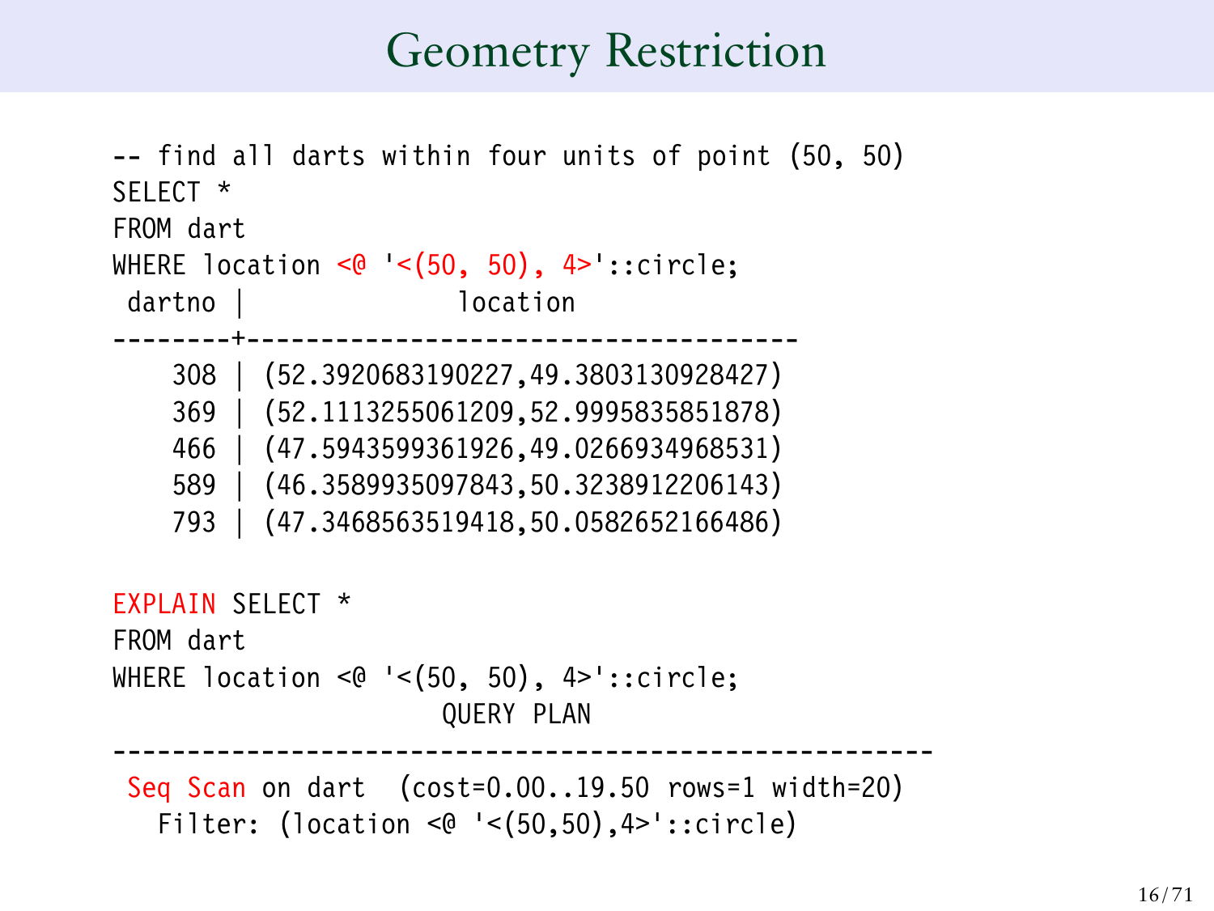# Geometry Restriction

```
-- find all darts within four units of point (50, 50)
SELECT *
FROM dart
WHERE location <@ '<(50, 50), 4>'::circle;
 dartno |               location
--------+--------------------------------------
    308 | (52.3920683190227,49.3803130928427)
    369 | (52.1113255061209,52.9995835851878)
    466 | (47.5943599361926,49.0266934968531)
    589 | (46.3589935097843,50.3238912206143)
    793 | (47.3468563519418,50.0582652166486)

EXPLAIN SELECT *
FROM dart
WHERE location <@ '<(50, 50), 4>'::circle;
                      QUERY PLAN
-------------------------------------------------------
 Seq Scan on dart  (cost=0.00..19.50 rows=1 width=20)
   Filter: (location <@ '<(50,50),4>'::circle)
```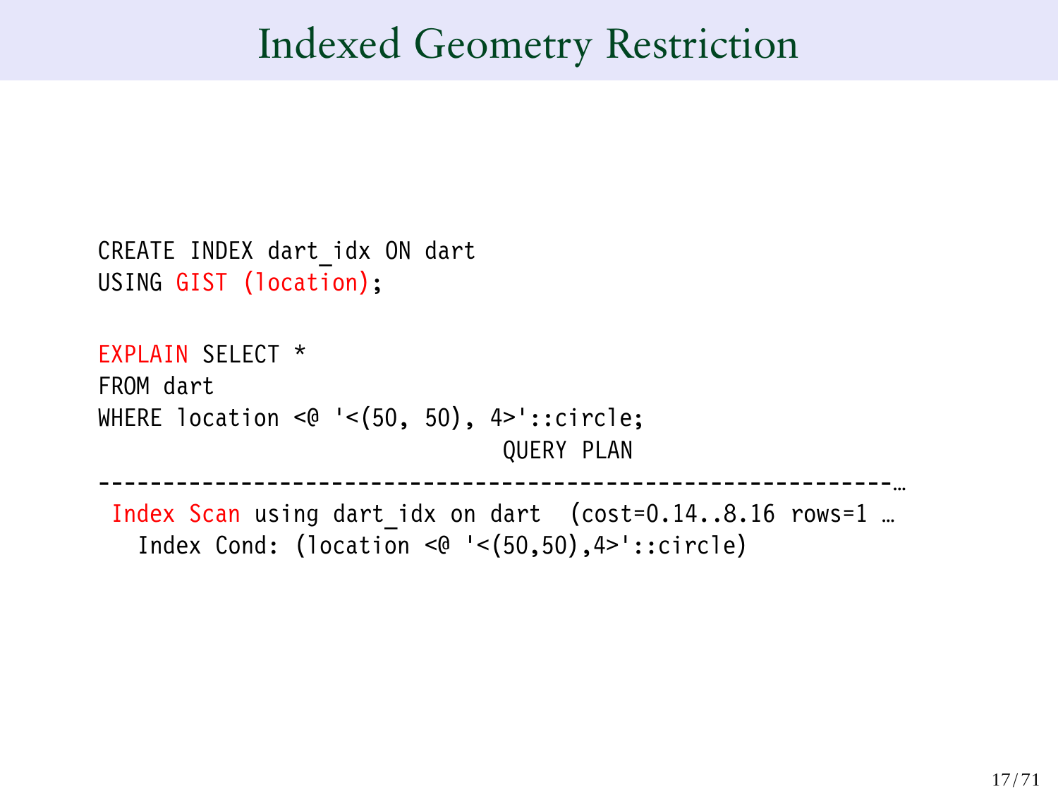# Indexed Geometry Restriction

```
CREATE INDEX dart_idx ON dart
USING GIST (location);

EXPLAIN SELECT *
FROM dart
WHERE location <@ '<(50, 50), 4>'::circle;
                              QUERY PLAN
-------------------------------------------------------------…
 Index Scan using dart_idx on dart  (cost=0.14..8.16 rows=1 …
   Index Cond: (location <@ '<(50,50),4>'::circle)
```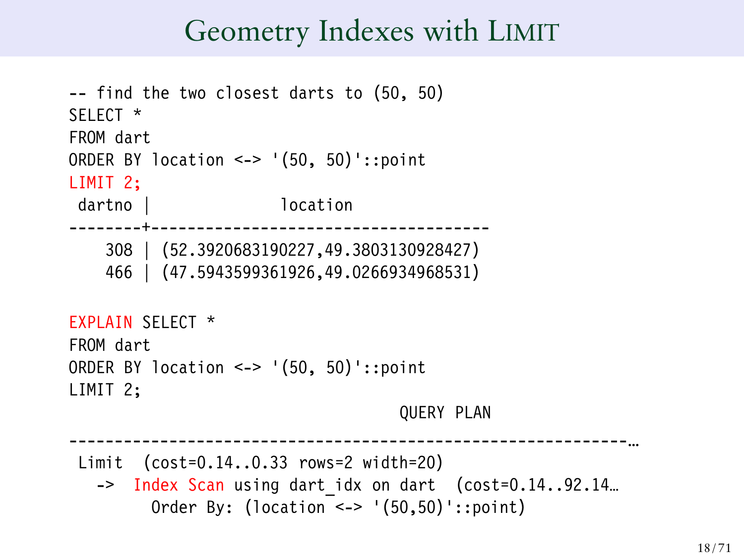# Geometry Indexes with LIMIT

```
-- find the two closest darts to (50, 50)
SELECT *
FROM dart
ORDER BY location <-> '(50, 50)'::point
LIMIT 2;
 dartno |               location
--------+-------------------------------------
    308 | (52.3920683190227,49.3803130928427)
    466 | (47.5943599361926,49.0266934968531)

EXPLAIN SELECT *
FROM dart
ORDER BY location <-> '(50, 50)'::point
LIMIT 2;
                                    QUERY PLAN
-----------------------------------------------------------------…
 Limit  (cost=0.14..0.33 rows=2 width=20)
   ->  Index Scan using dart_idx on dart  (cost=0.14..92.14…
         Order By: (location <-> '(50,50)'::point)
```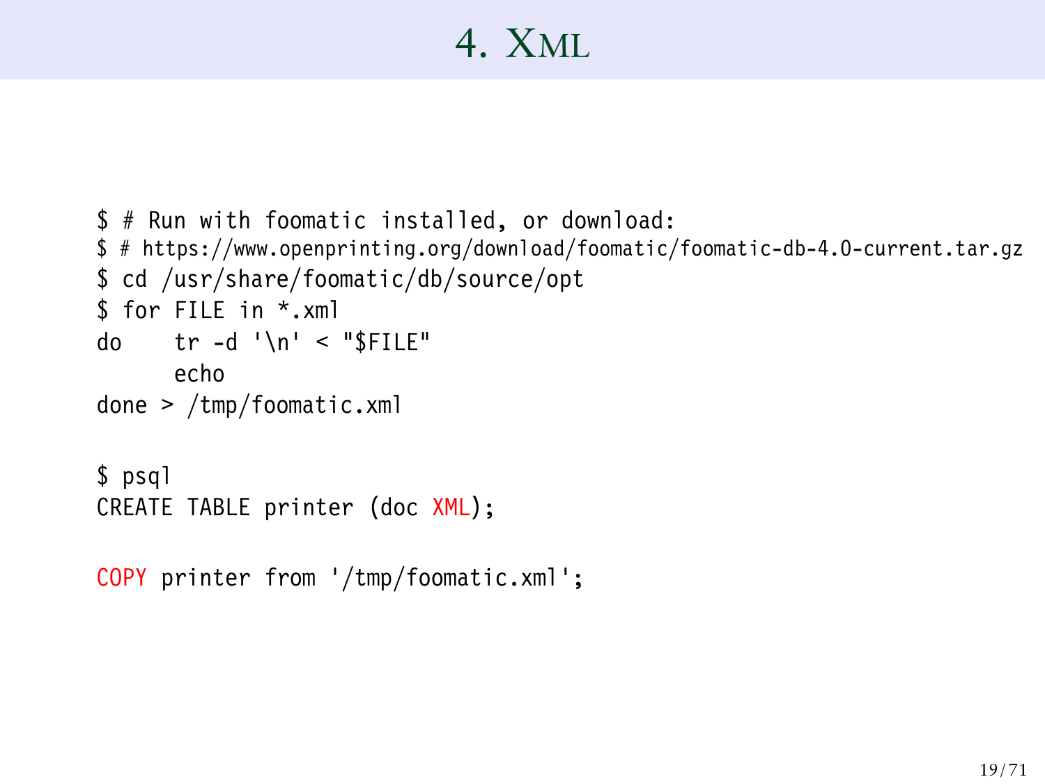# 4. Xml

```
$ # Run with foomatic installed, or download:
$ # https://www.openprinting.org/download/foomatic/foomatic-db-4.0-current.tar.gz
$ cd /usr/share/foomatic/db/source/opt
$ for FILE in *.xml
do    tr -d '\n' < "$FILE"
      echo
done > /tmp/foomatic.xml

$ psql
CREATE TABLE printer (doc XML);

COPY printer from '/tmp/foomatic.xml';
```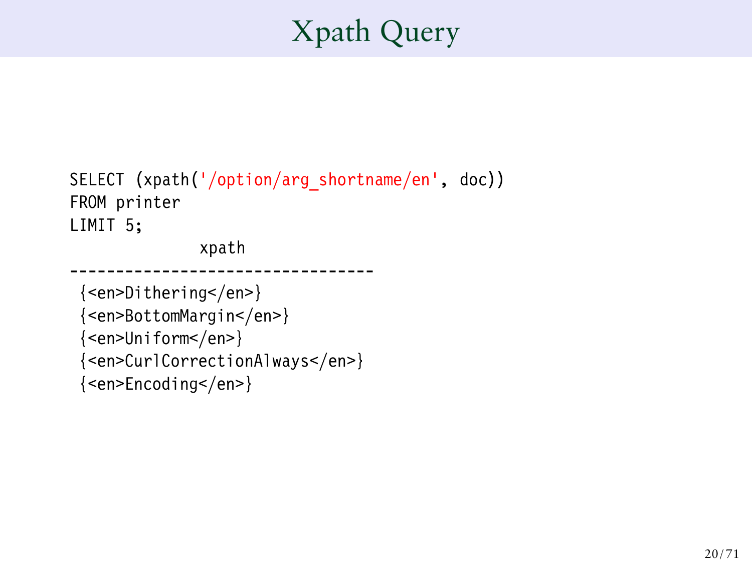# Xpath Query

```
SELECT (xpath('/option/arg_shortname/en', doc))
FROM printer
LIMIT 5;
             xpath
----------------------------------
 {<en>Dithering</en>}
 {<en>BottomMargin</en>}
 {<en>Uniform</en>}
 {<en>CurlCorrectionAlways</en>}
 {<en>Encoding</en>}
```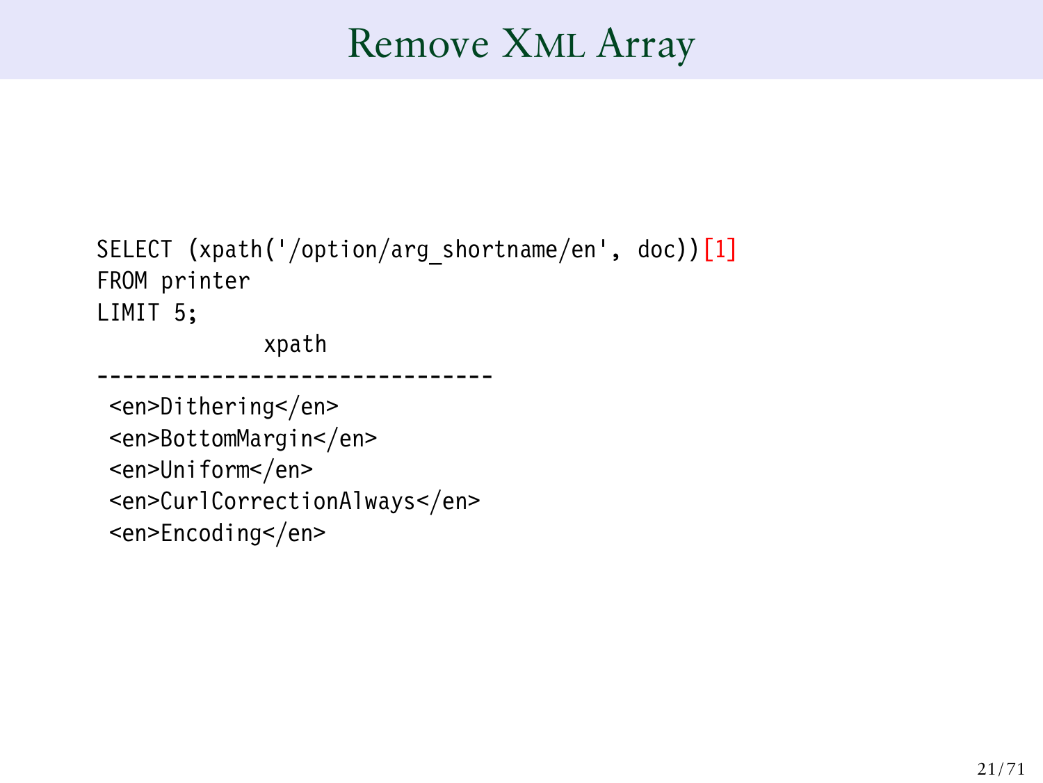# Remove XML Array

```
SELECT (xpath('/option/arg_shortname/en', doc))[1]
FROM printer
LIMIT 5;
            xpath
-------------------------------
 <en>Dithering</en>
 <en>BottomMargin</en>
 <en>Uniform</en>
 <en>CurlCorrectionAlways</en>
 <en>Encoding</en>
```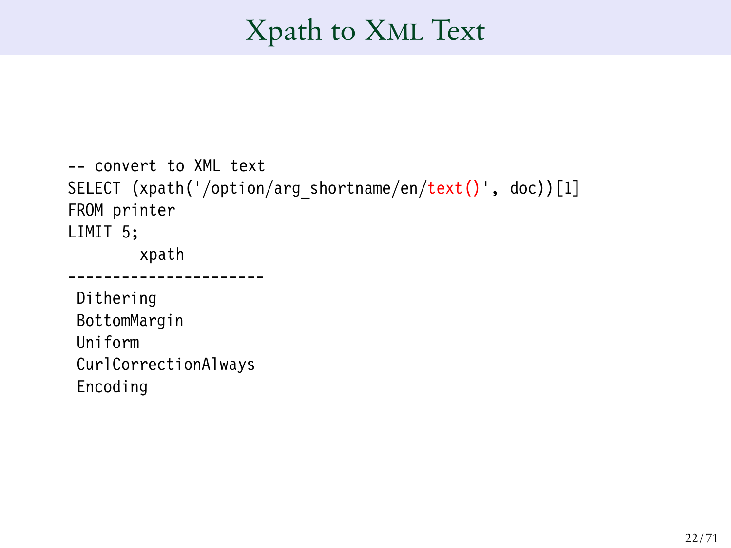# Xpath to XML Text

```
-- convert to XML text
SELECT (xpath('/option/arg_shortname/en/text()', doc))[1]
FROM printer
LIMIT 5;
       xpath
----------------------
 Dithering
 BottomMargin
 Uniform
 CurlCorrectionAlways
 Encoding
```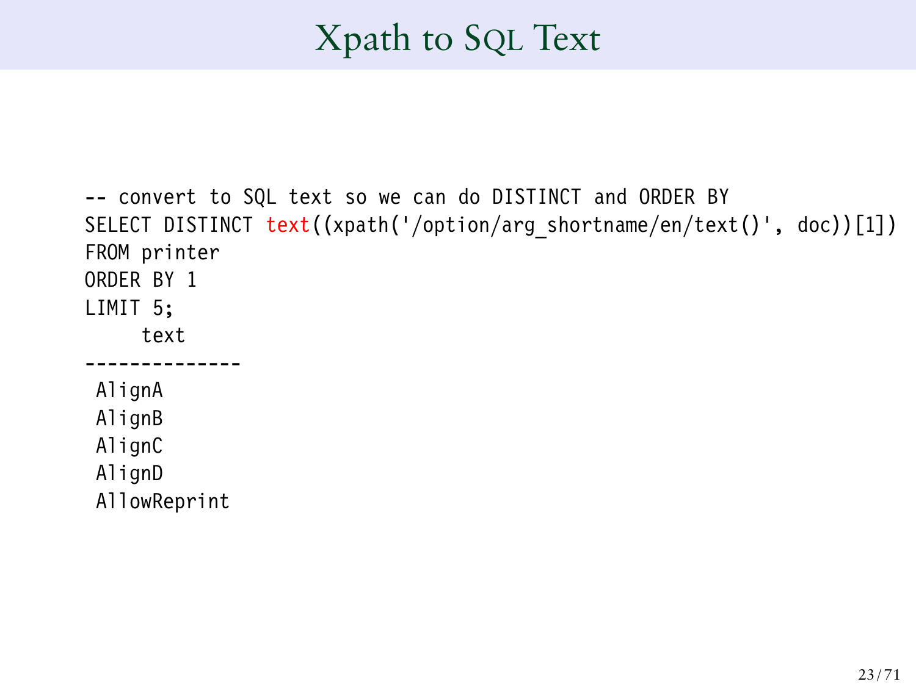# Xpath to SQL Text

```
-- convert to SQL text so we can do DISTINCT and ORDER BY
SELECT DISTINCT text((xpath('/option/arg_shortname/en/text()', doc))[1])
FROM printer
ORDER BY 1
LIMIT 5;
     text
--------------
 AlignA
 AlignB
 AlignC
 AlignD
 AllowReprint
```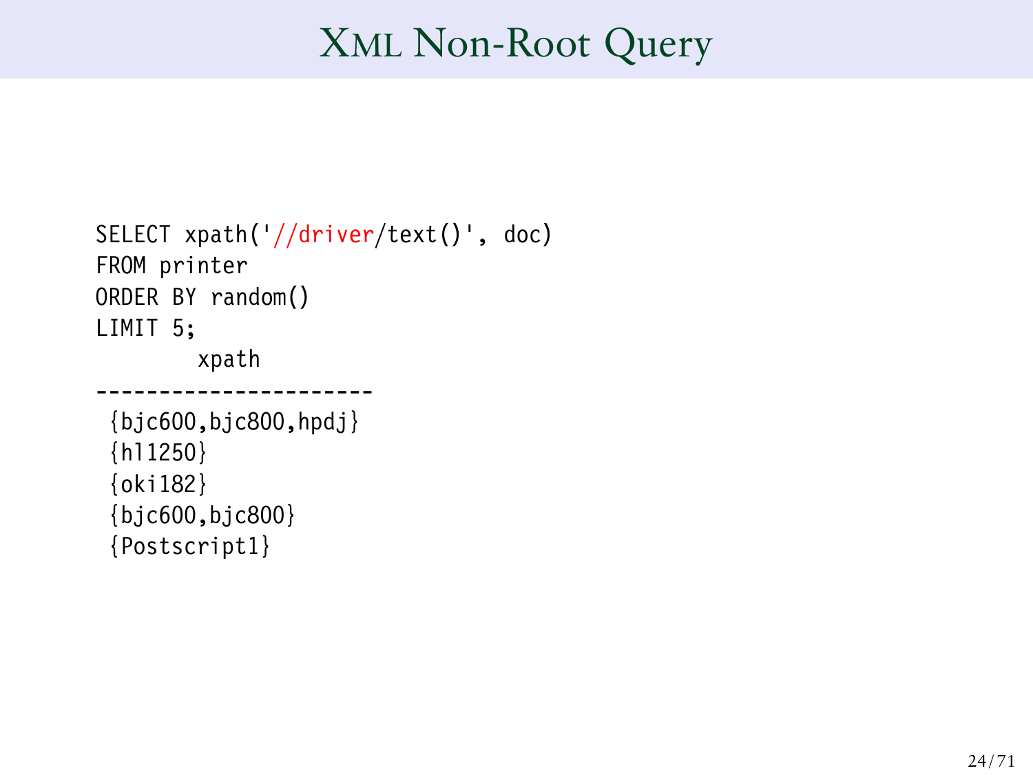# XML Non-Root Query

```
SELECT xpath('//driver/text()', doc)
FROM printer
ORDER BY random()
LIMIT 5;
        xpath
-----------------------
 {bjc600,bjc800,hpdj}
 {hl1250}
 {oki182}
 {bjc600,bjc800}
 {Postscript1}
```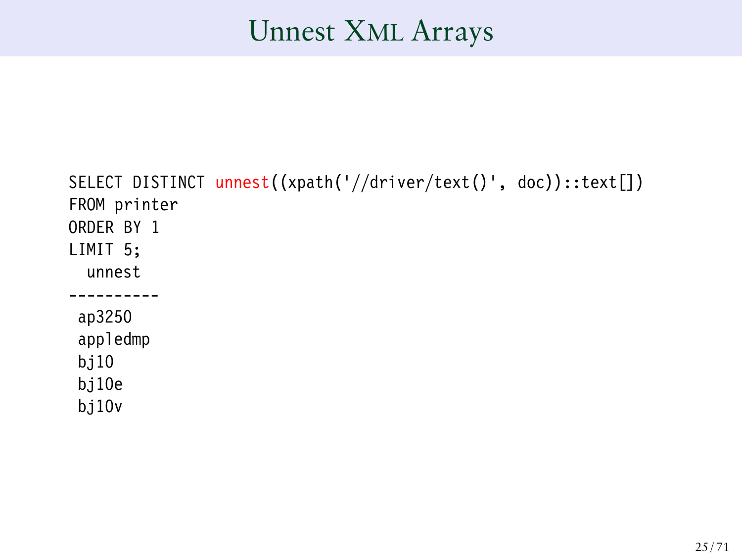# Unnest XML Arrays

```
SELECT DISTINCT unnest((xpath('//driver/text()', doc))::text[])
FROM printer
ORDER BY 1
LIMIT 5;
  unnest
----------
 ap3250
 appledmp
 bj10
 bj10e
 bj10v
```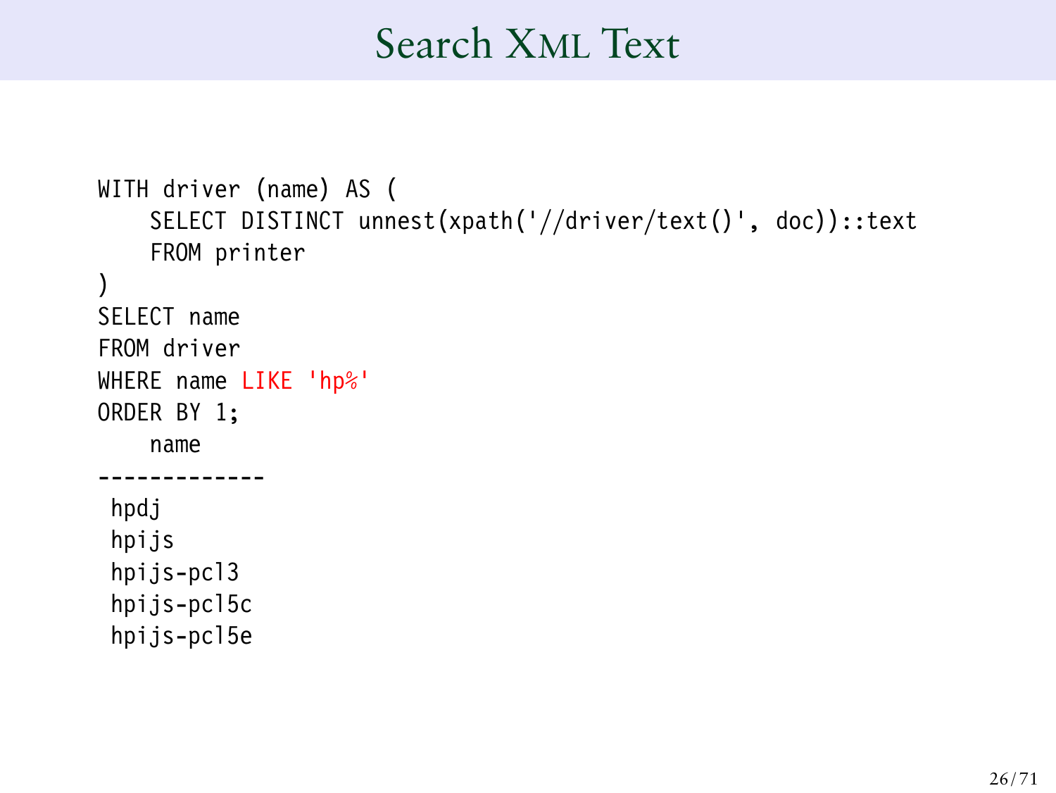# Search XML Text

```
WITH driver (name) AS (
    SELECT DISTINCT unnest(xpath('//driver/text()', doc))::text
    FROM printer
)
SELECT name
FROM driver
WHERE name LIKE 'hp%'
ORDER BY 1;
    name
-------------
 hpdj
 hpijs
 hpijs-pcl3
 hpijs-pcl5c
 hpijs-pcl5e
```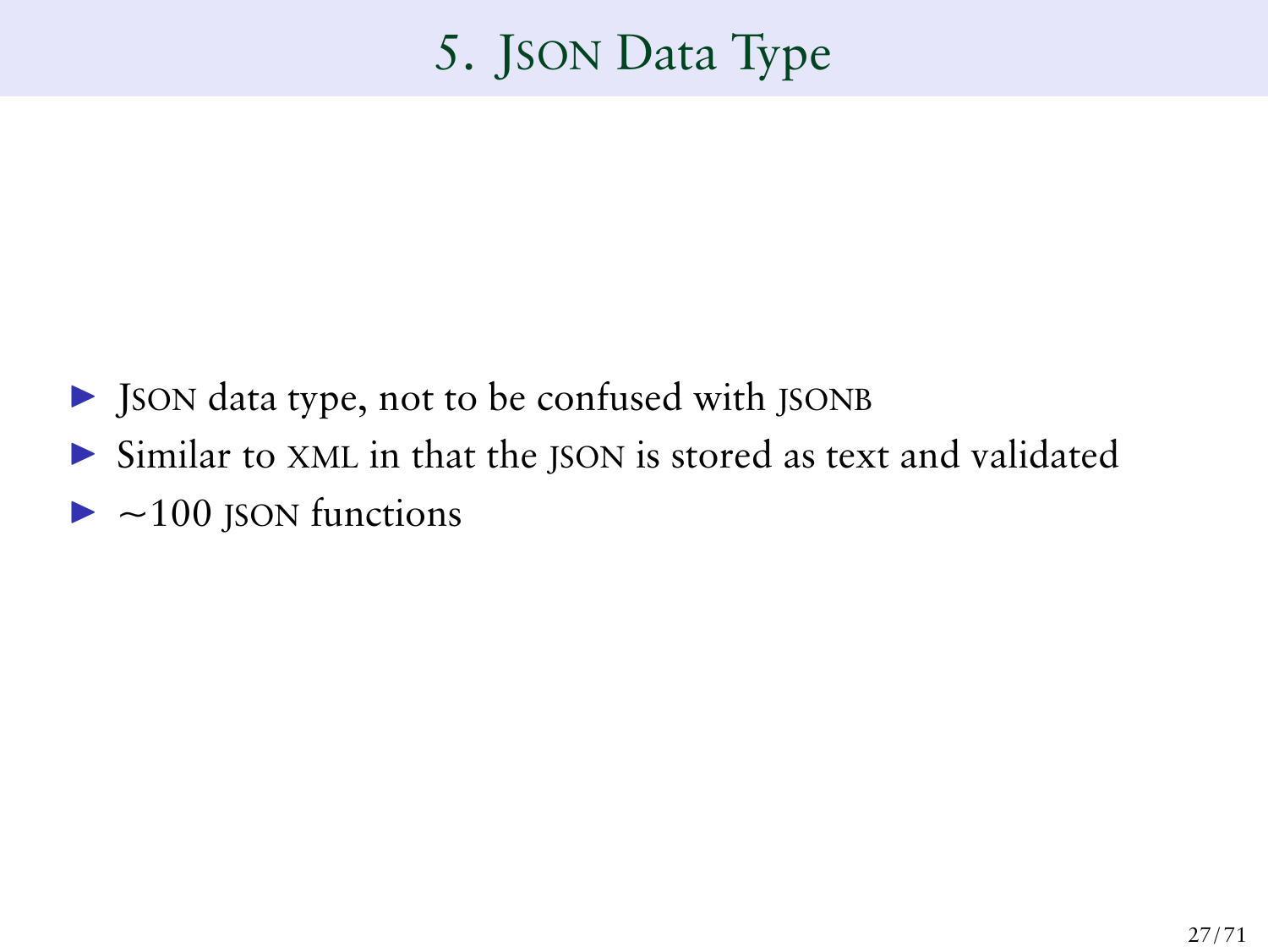# 5. JSON Data Type

- JSON data type, not to be confused with JSONB
- Similar to XML in that the JSON is stored as text and validated
- $\sim$100 JSON functions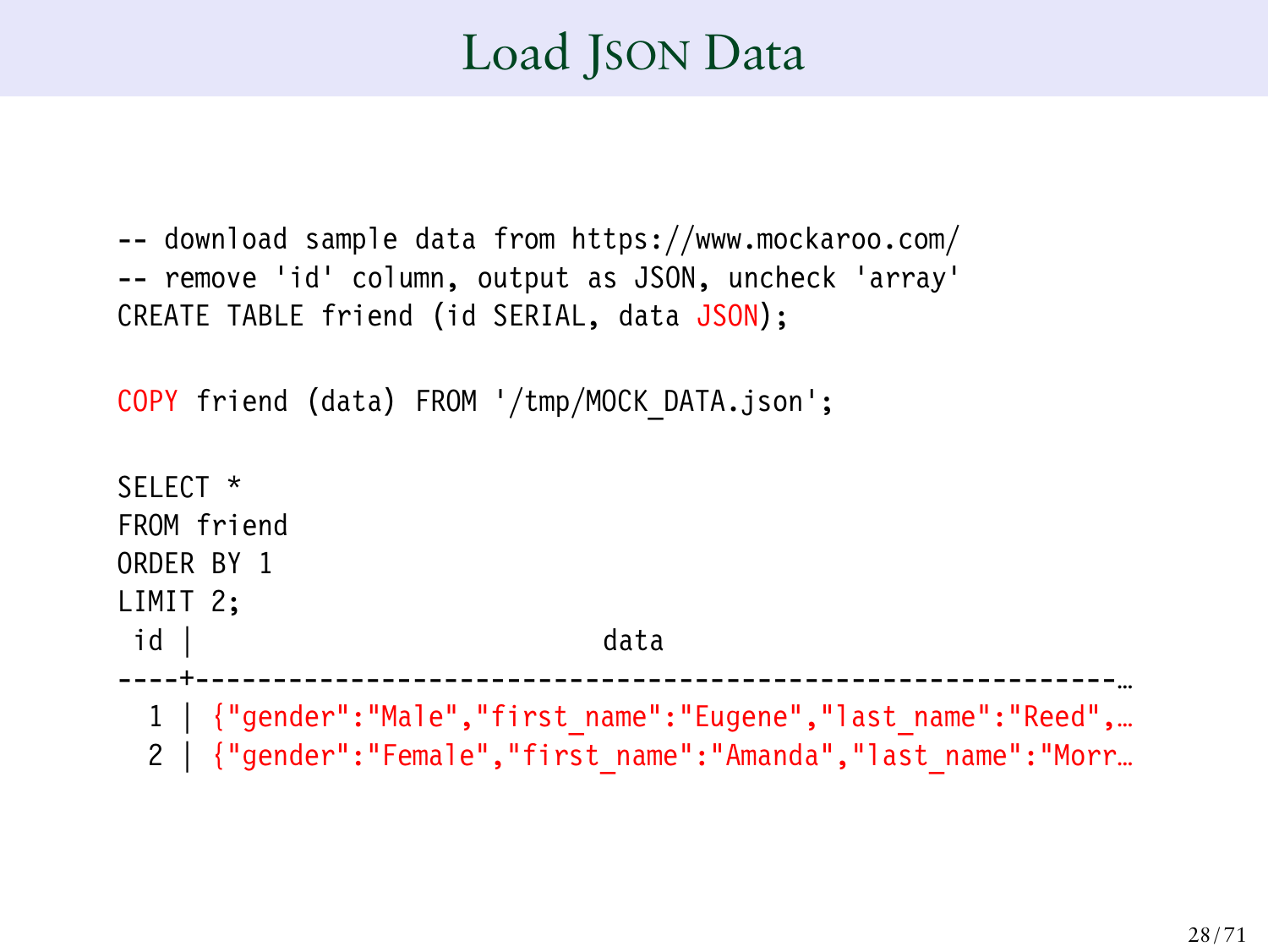# Load JSON Data

```
-- download sample data from https://www.mockaroo.com/
-- remove 'id' column, output as JSON, uncheck 'array'
CREATE TABLE friend (id SERIAL, data JSON);

COPY friend (data) FROM '/tmp/MOCK_DATA.json';

SELECT *
FROM friend
ORDER BY 1
LIMIT 2;
 id |                              data
----+-----------------------------------------------------------…
  1 | {"gender":"Male","first_name":"Eugene","last_name":"Reed",…
  2 | {"gender":"Female","first_name":"Amanda","last_name":"Morr…
```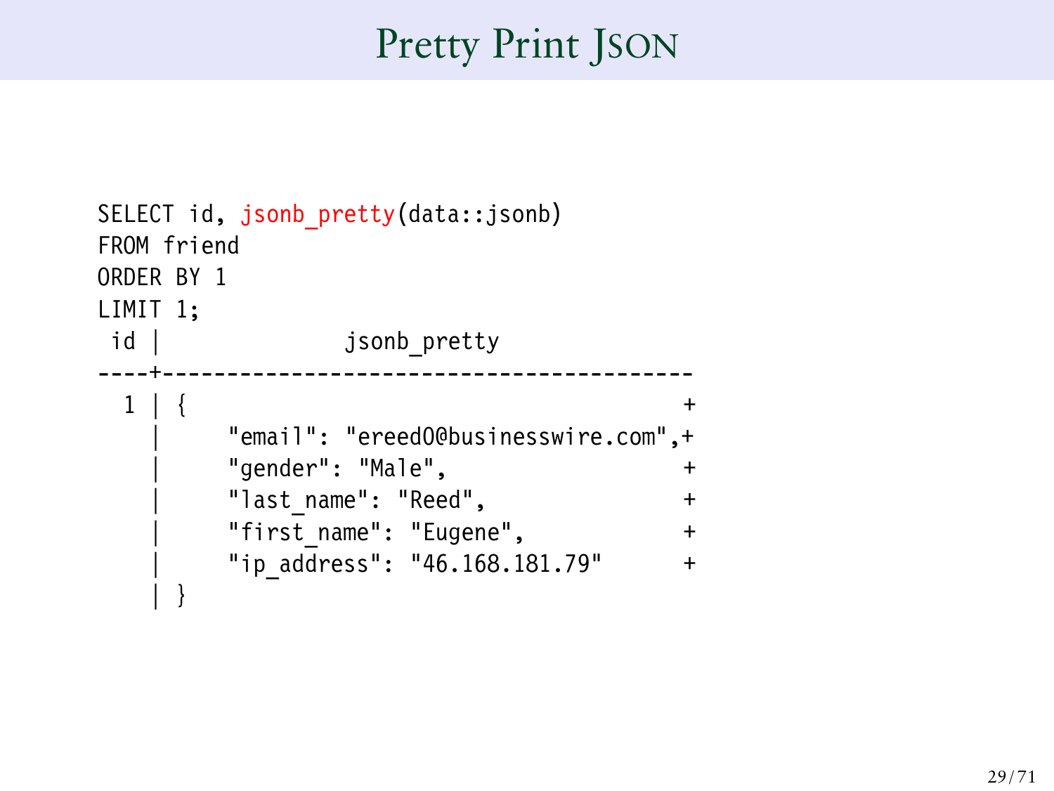# Pretty Print JSON

```
SELECT id, jsonb_pretty(data::jsonb)
FROM friend
ORDER BY 1
LIMIT 1;
 id |              jsonb_pretty
----+-----------------------------------------
  1 | {                                      +
    |     "email": "ereed0@businesswire.com",+
    |     "gender": "Male",                  +
    |     "last_name": "Reed",               +
    |     "first_name": "Eugene",            +
    |     "ip_address": "46.168.181.79"      +
    | }
```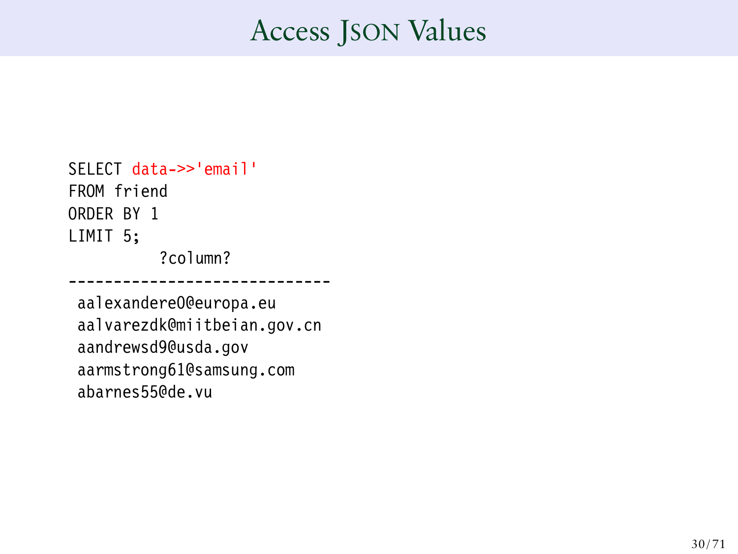# Access JSON Values

```
SELECT data->>'email'
FROM friend
ORDER BY 1
LIMIT 5;
         ?column?
-----------------------------
 aalexandere0@europa.eu
 aalvarezdk@miitbeian.gov.cn
 aandrewsd9@usda.gov
 aarmstrong61@samsung.com
 abarnes55@de.vu
```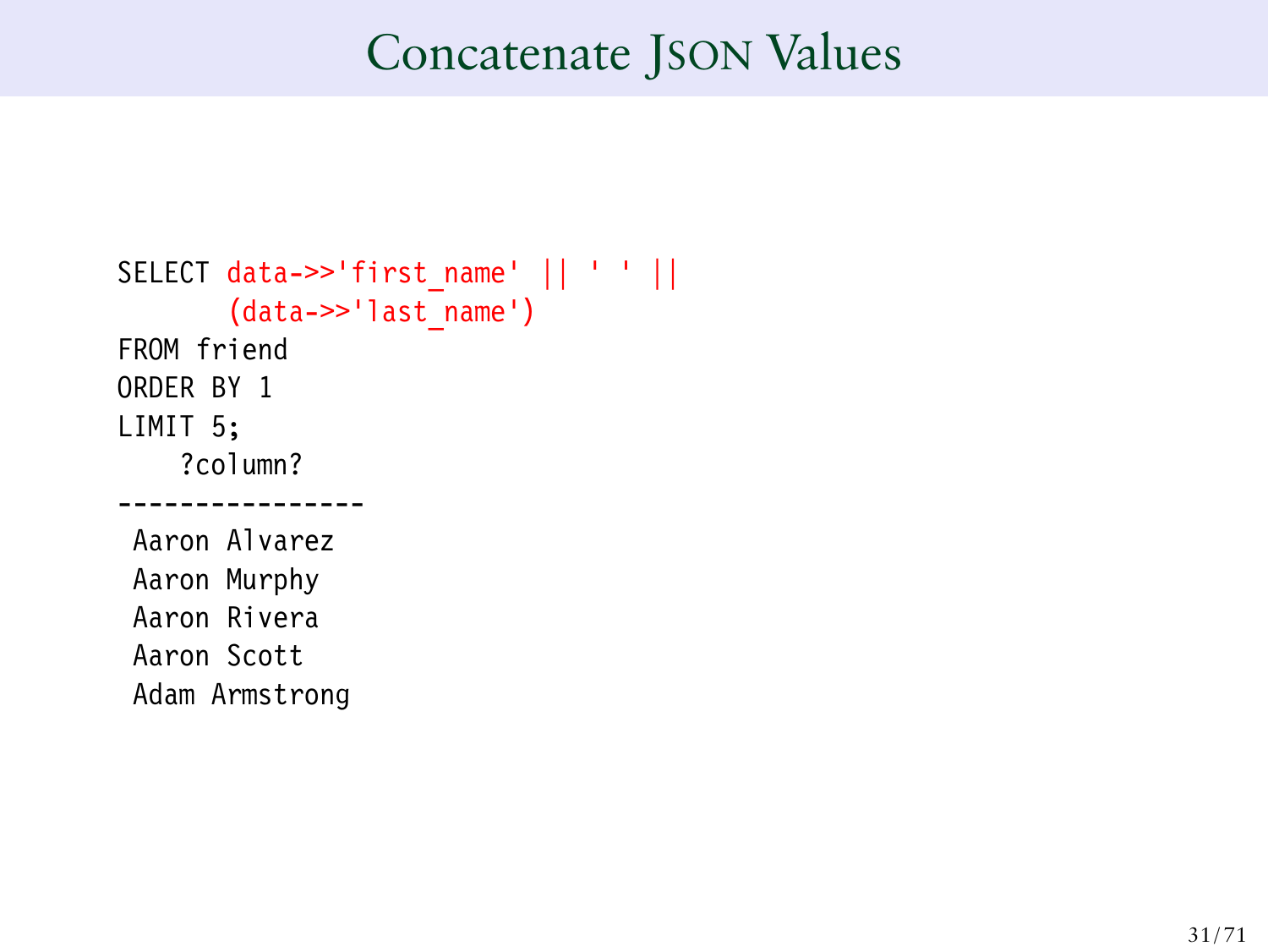# Concatenate JSON Values

```
SELECT data->>'first_name' || ' ' ||
       (data->>'last_name')
FROM friend
ORDER BY 1
LIMIT 5;
    ?column?
----------------
 Aaron Alvarez
 Aaron Murphy
 Aaron Rivera
 Aaron Scott
 Adam Armstrong
```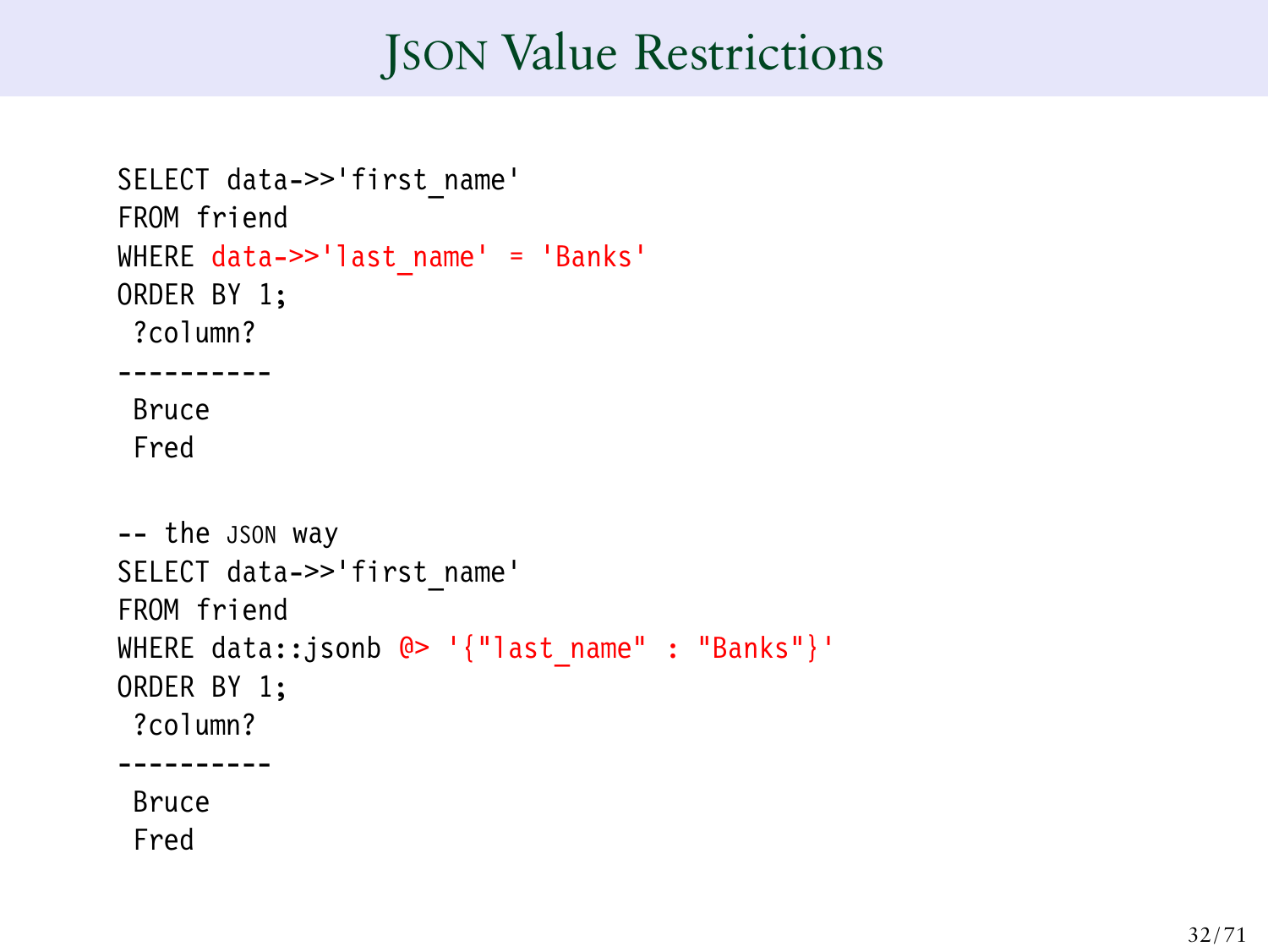# JSON Value Restrictions

```
SELECT data->>'first_name'
FROM friend
WHERE data->>'last_name' = 'Banks'
ORDER BY 1;
 ?column?
----------
 Bruce
 Fred

-- the JSON way
SELECT data->>'first_name'
FROM friend
WHERE data::jsonb @> '{"last_name" : "Banks"}'
ORDER BY 1;
 ?column?
----------
 Bruce
 Fred
```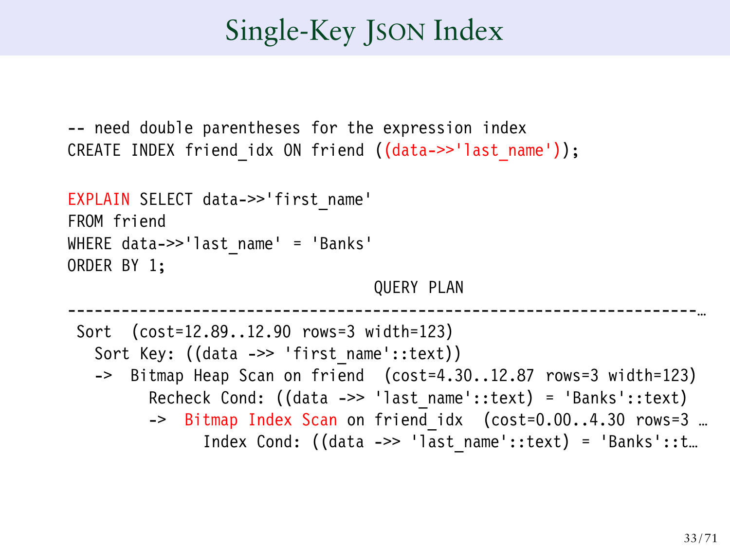# Single-Key JSON Index

```
-- need double parentheses for the expression index
CREATE INDEX friend_idx ON friend ((data->>'last_name'));

EXPLAIN SELECT data->>'first_name'
FROM friend
WHERE data->>'last_name' = 'Banks'
ORDER BY 1;
                                  QUERY PLAN
----------------------------------------------------------------------…
 Sort  (cost=12.89..12.90 rows=3 width=123)
   Sort Key: ((data ->> 'first_name'::text))
   ->  Bitmap Heap Scan on friend  (cost=4.30..12.87 rows=3 width=123)
         Recheck Cond: ((data ->> 'last_name'::text) = 'Banks'::text)
         ->  Bitmap Index Scan on friend_idx  (cost=0.00..4.30 rows=3 …
               Index Cond: ((data ->> 'last_name'::text) = 'Banks'::t…
```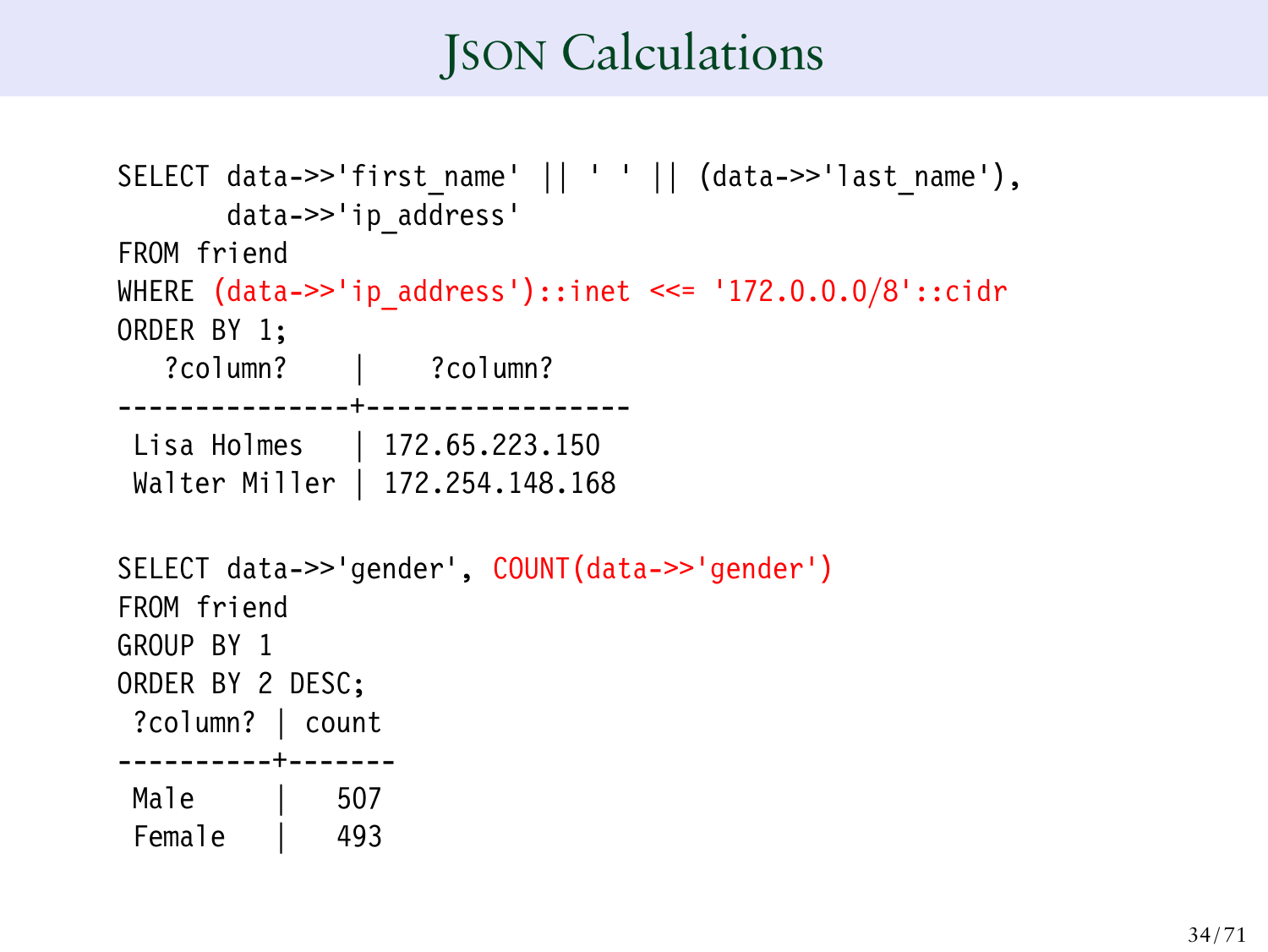# JSON Calculations

```
SELECT data->>'first_name' || ' ' || (data->>'last_name'),
       data->>'ip_address'
FROM friend
WHERE (data->>'ip_address')::inet <<= '172.0.0.0/8'::cidr
ORDER BY 1;
   ?column?    |    ?column?
---------------+-----------------
 Lisa Holmes   | 172.65.223.150
 Walter Miller | 172.254.148.168

SELECT data->>'gender', COUNT(data->>'gender')
FROM friend
GROUP BY 1
ORDER BY 2 DESC;
 ?column? | count
----------+-------
 Male     |   507
 Female   |   493
```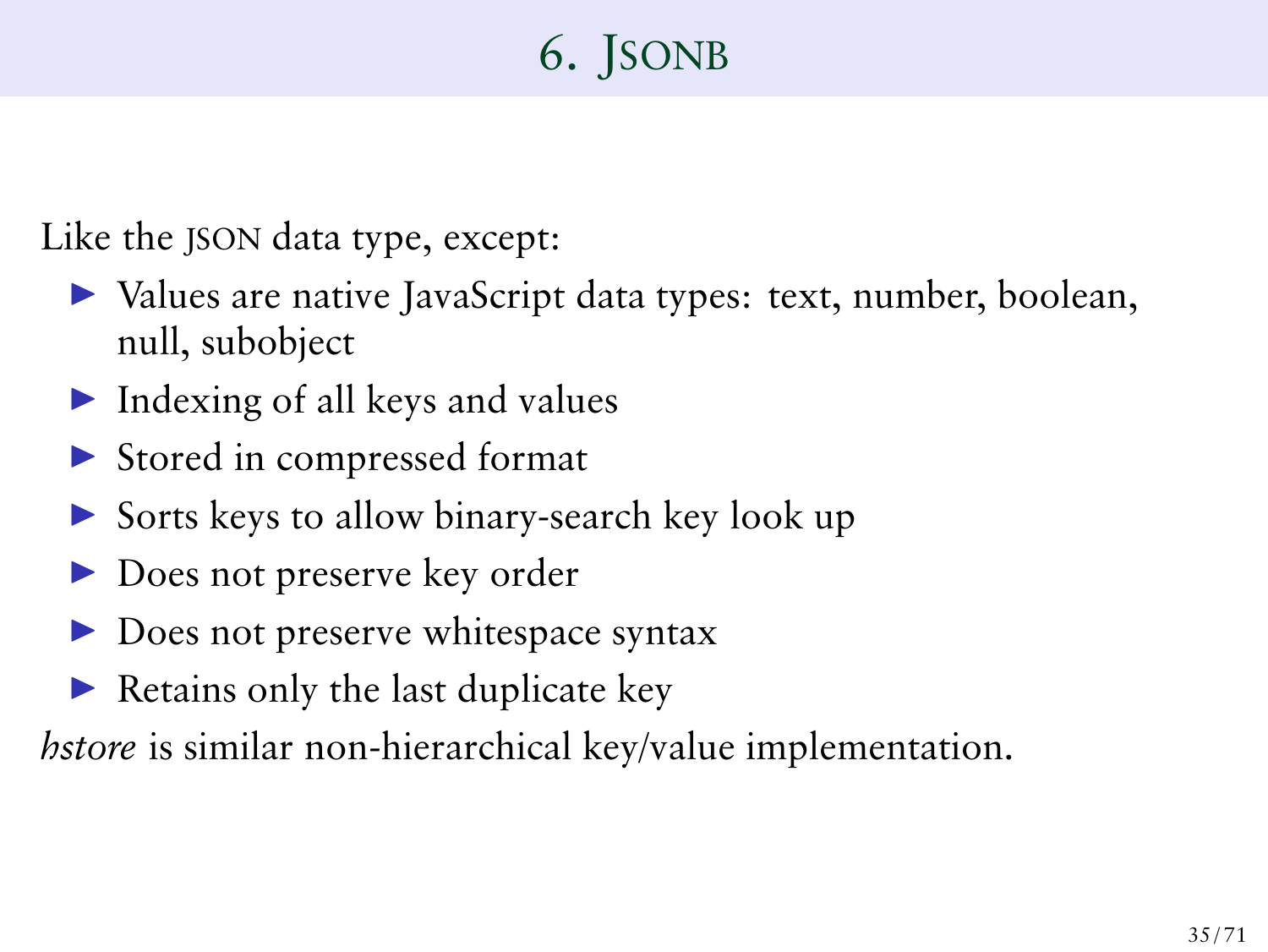# 6. JSONB

Like the JSON data type, except:

- Values are native JavaScript data types: text, number, boolean, null, subobject
- Indexing of all keys and values
- Stored in compressed format
- Sorts keys to allow binary-search key look up
- Does not preserve key order
- Does not preserve whitespace syntax
- Retains only the last duplicate key

*hstore* is similar non-hierarchical key/value implementation.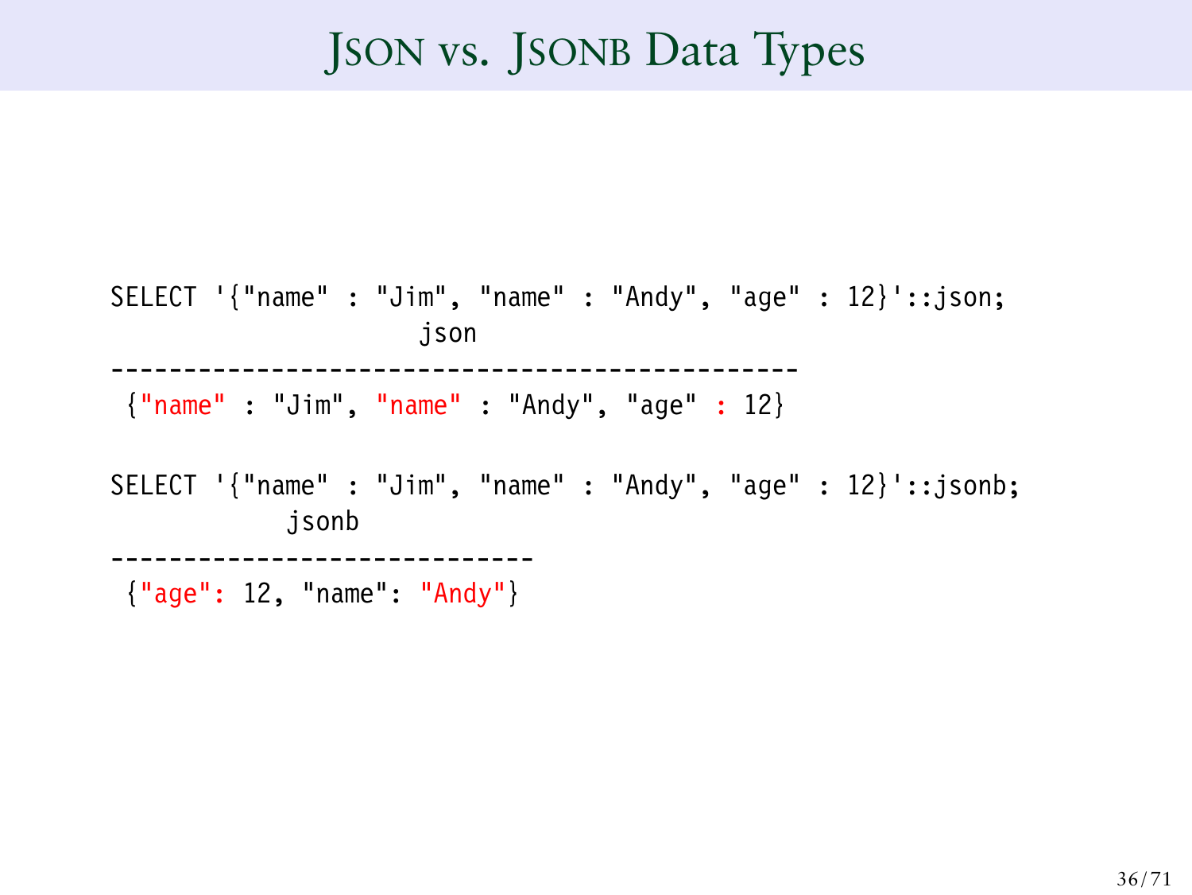# JSON vs. JSONB Data Types

```
SELECT '{"name" : "Jim", "name" : "Andy", "age" : 12}'::json;
                   json
-----------------------------------------------
 {"name" : "Jim", "name" : "Andy", "age" : 12}

SELECT '{"name" : "Jim", "name" : "Andy", "age" : 12}'::jsonb;
           jsonb
-----------------------------
 {"age": 12, "name": "Andy"}
```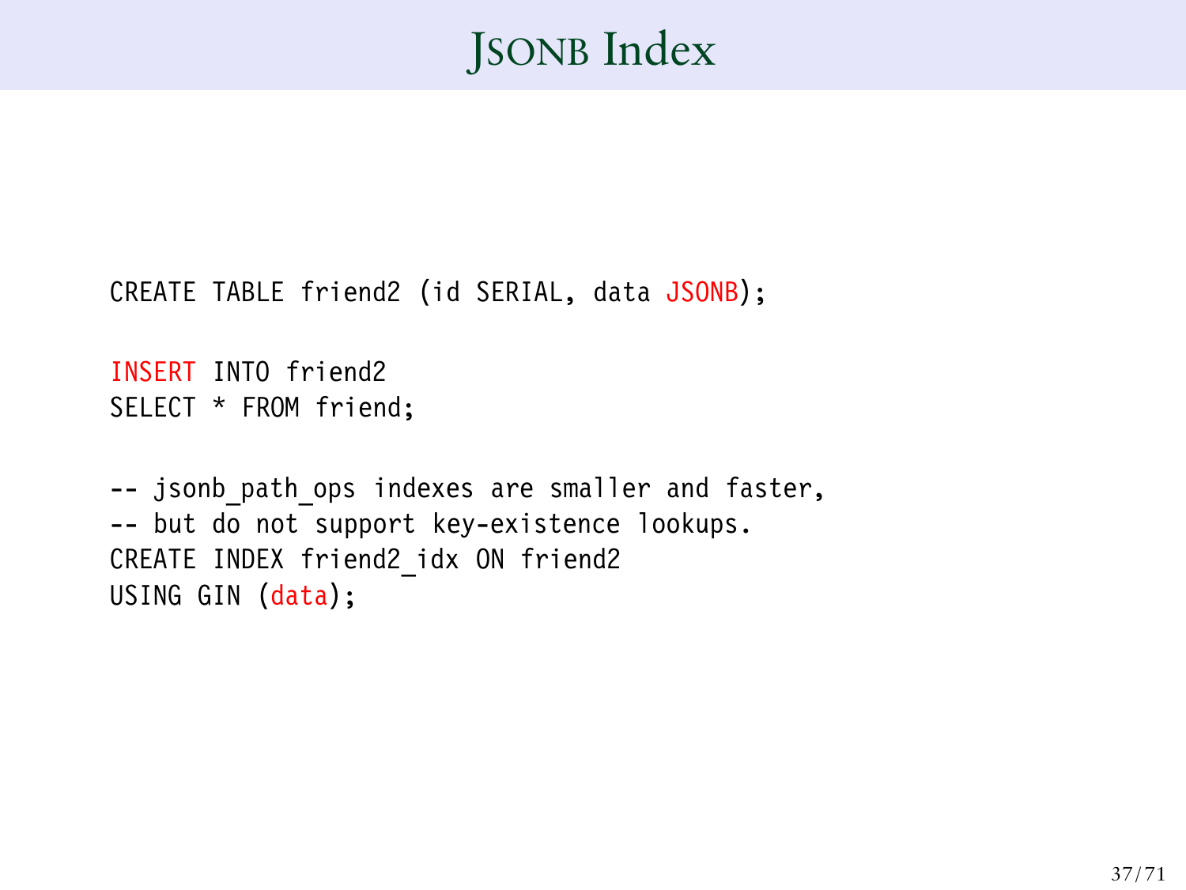# JSONB Index

```
CREATE TABLE friend2 (id SERIAL, data JSONB);

INSERT INTO friend2
SELECT * FROM friend;

-- jsonb_path_ops indexes are smaller and faster,
-- but do not support key-existence lookups.
CREATE INDEX friend2_idx ON friend2
USING GIN (data);
```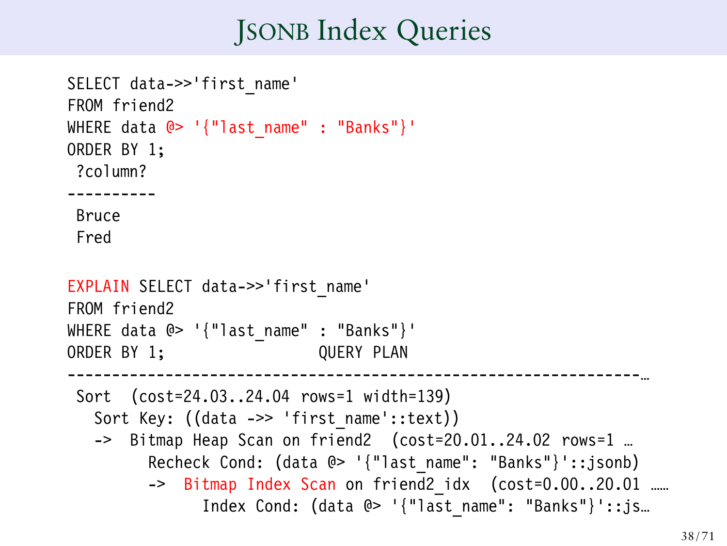# JSONB Index Queries

```
SELECT data->>'first_name'
FROM friend2
WHERE data @> '{"last_name" : "Banks"}'
ORDER BY 1;
 ?column?
----------
 Bruce
 Fred

EXPLAIN SELECT data->>'first_name'
FROM friend2
WHERE data @> '{"last_name" : "Banks"}'
ORDER BY 1;                    QUERY PLAN
-------------------------------------------------------------…
 Sort  (cost=24.03..24.04 rows=1 width=139)
   Sort Key: ((data ->> 'first_name'::text))
   ->  Bitmap Heap Scan on friend2  (cost=20.01..24.02 rows=1 …
         Recheck Cond: (data @> '{"last_name": "Banks"}'::jsonb)
         ->  Bitmap Index Scan on friend2_idx  (cost=0.00..20.01 ……
               Index Cond: (data @> '{"last_name": "Banks"}'::js…
```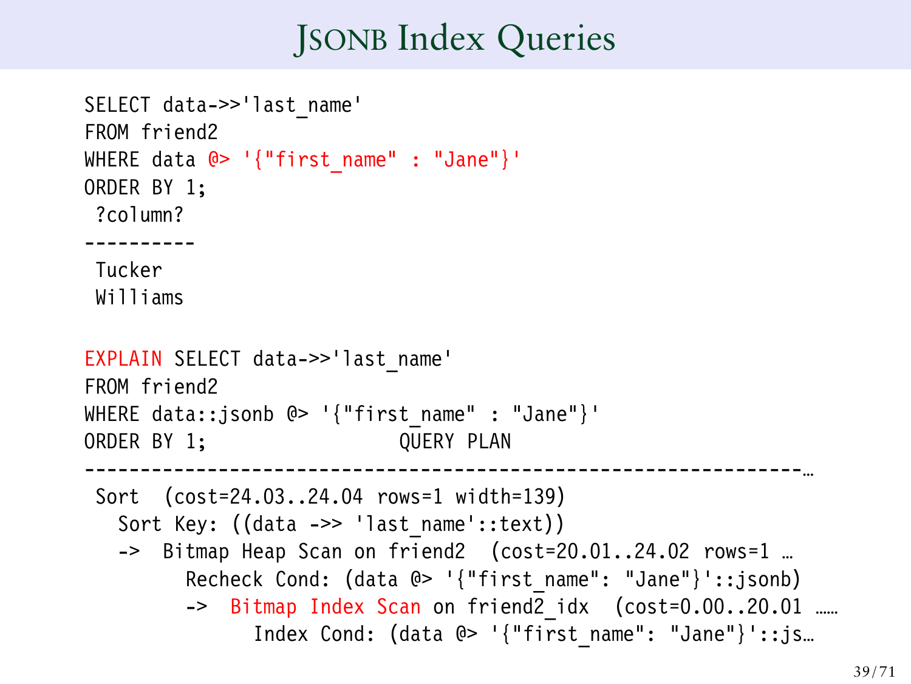# JSONB Index Queries

```
SELECT data->>'last_name'
FROM friend2
WHERE data @> '{"first_name" : "Jane"}'
ORDER BY 1;
 ?column?
----------
 Tucker
 Williams

EXPLAIN SELECT data->>'last_name'
FROM friend2
WHERE data::jsonb @> '{"first_name" : "Jane"}'
ORDER BY 1;                  QUERY PLAN
--------------------------------------------------------------…
 Sort  (cost=24.03..24.04 rows=1 width=139)
   Sort Key: ((data ->> 'last_name'::text))
   -> Bitmap Heap Scan on friend2  (cost=20.01..24.02 rows=1 …
         Recheck Cond: (data @> '{"first_name": "Jane"}'::jsonb)
         -> Bitmap Index Scan on friend2_idx  (cost=0.00..20.01 ……
               Index Cond: (data @> '{"first_name": "Jane"}'::js…
```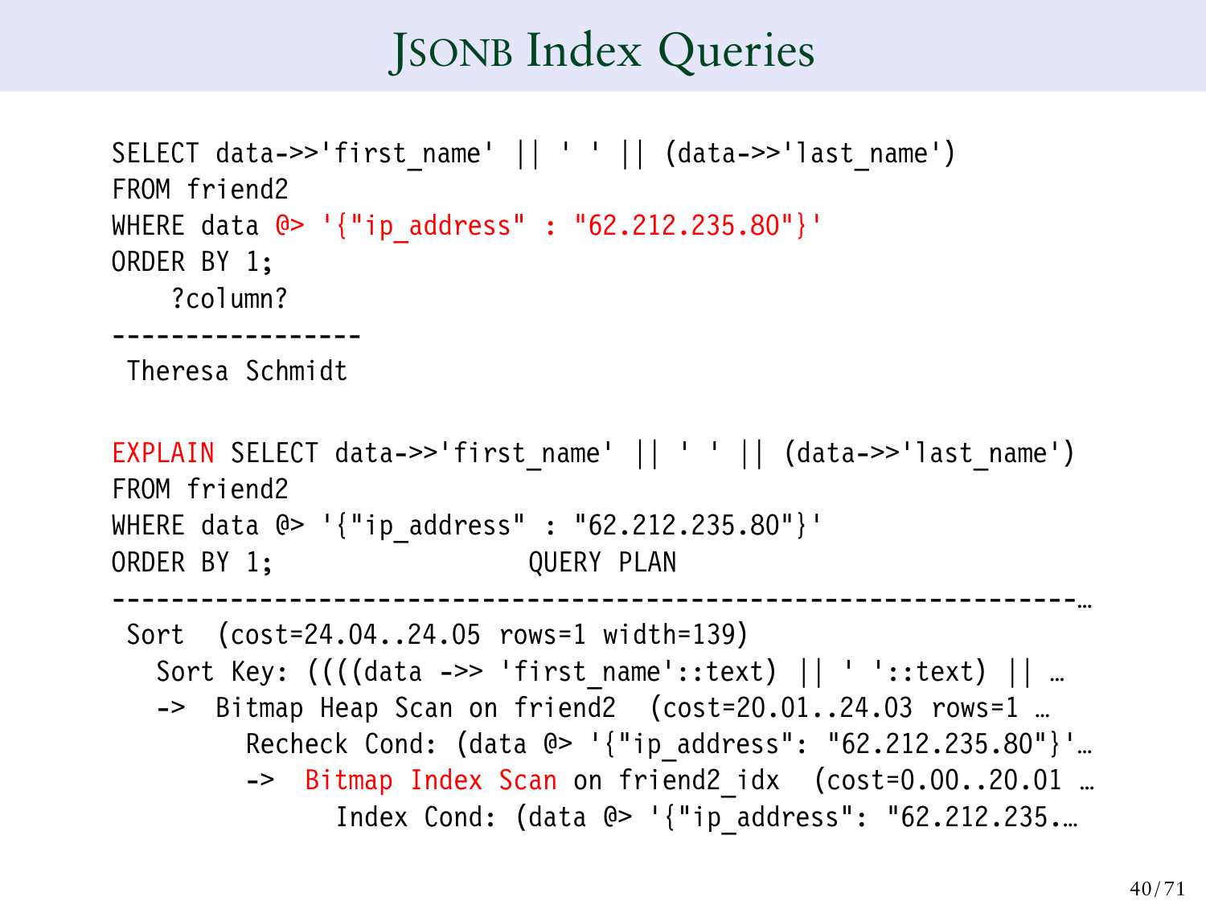# JSONB Index Queries

```
SELECT data->>'first_name' || ' ' || (data->>'last_name')
FROM friend2
WHERE data @> '{"ip_address" : "62.212.235.80"}'
ORDER BY 1;
    ?column?
-----------------
 Theresa Schmidt

EXPLAIN SELECT data->>'first_name' || ' ' || (data->>'last_name')
FROM friend2
WHERE data @> '{"ip_address" : "62.212.235.80"}'
ORDER BY 1;                   QUERY PLAN
-----------------------------------------------------------------…
 Sort  (cost=24.04..24.05 rows=1 width=139)
   Sort Key: ((((data ->> 'first_name'::text) || ' '::text) || …
   ->  Bitmap Heap Scan on friend2  (cost=20.01..24.03 rows=1 …
         Recheck Cond: (data @> '{"ip_address": "62.212.235.80"}'…
         ->  Bitmap Index Scan on friend2_idx  (cost=0.00..20.01 …
               Index Cond: (data @> '{"ip_address": "62.212.235.…
```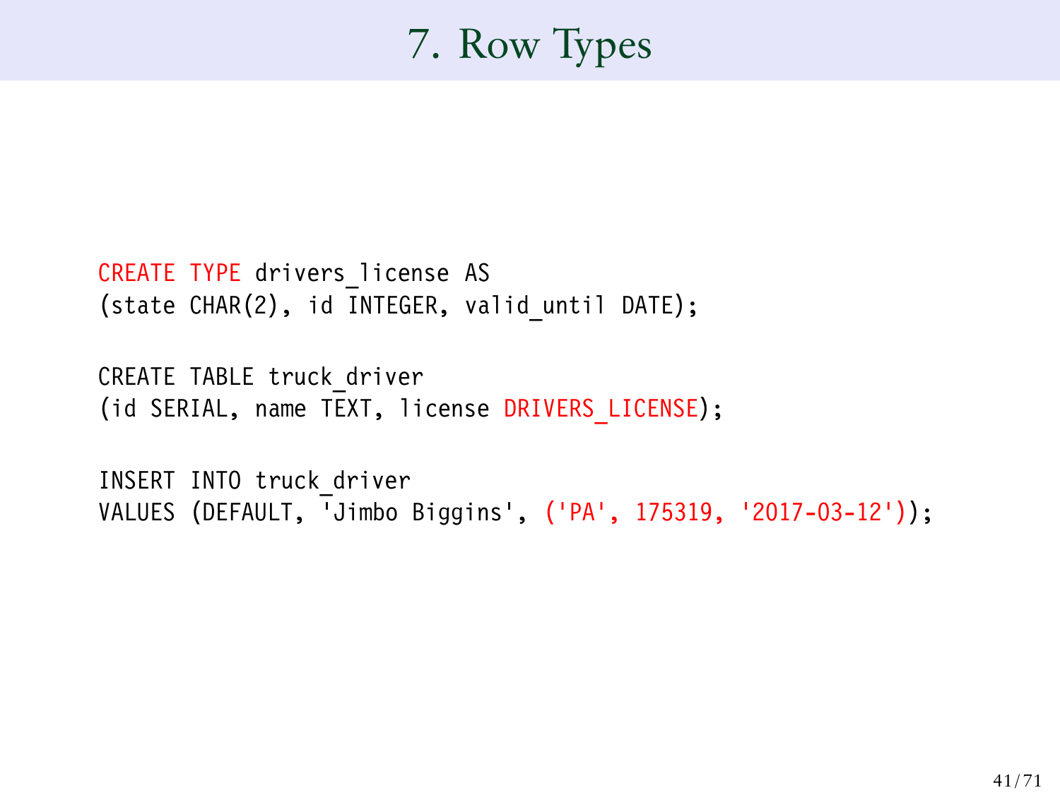# 7. Row Types

```
CREATE TYPE drivers_license AS
(state CHAR(2), id INTEGER, valid_until DATE);

CREATE TABLE truck_driver
(id SERIAL, name TEXT, license DRIVERS_LICENSE);

INSERT INTO truck_driver
VALUES (DEFAULT, 'Jimbo Biggins', ('PA', 175319, '2017-03-12'));
```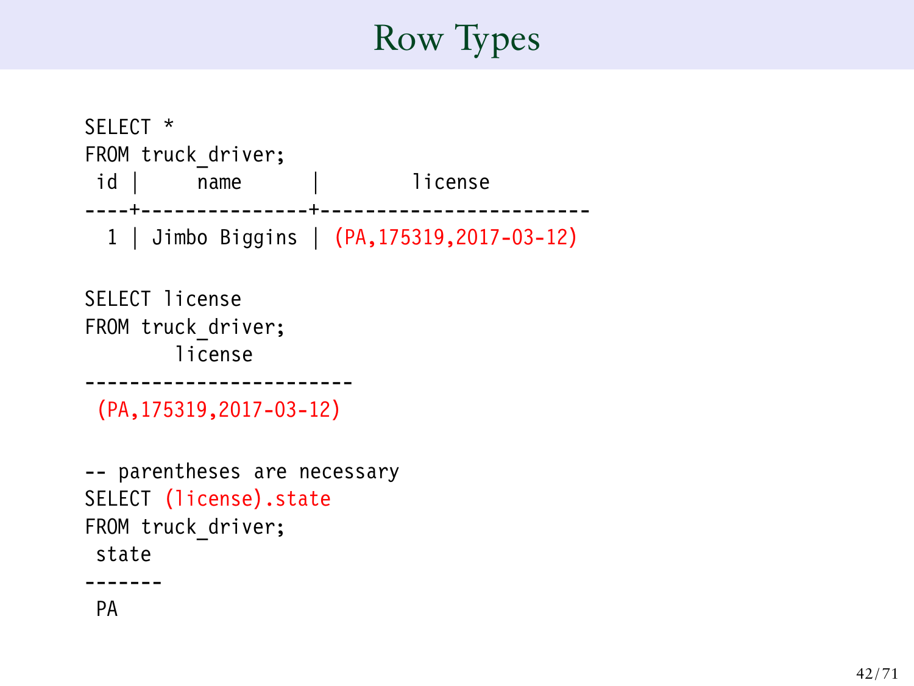# Row Types

```
SELECT *
FROM truck_driver;
 id |      name      |        license
----+----------------+------------------------
  1 | Jimbo Biggins | (PA,175319,2017-03-12)

SELECT license
FROM truck_driver;
        license
------------------------
 (PA,175319,2017-03-12)

-- parentheses are necessary
SELECT (license).state
FROM truck_driver;
 state
-------
 PA
```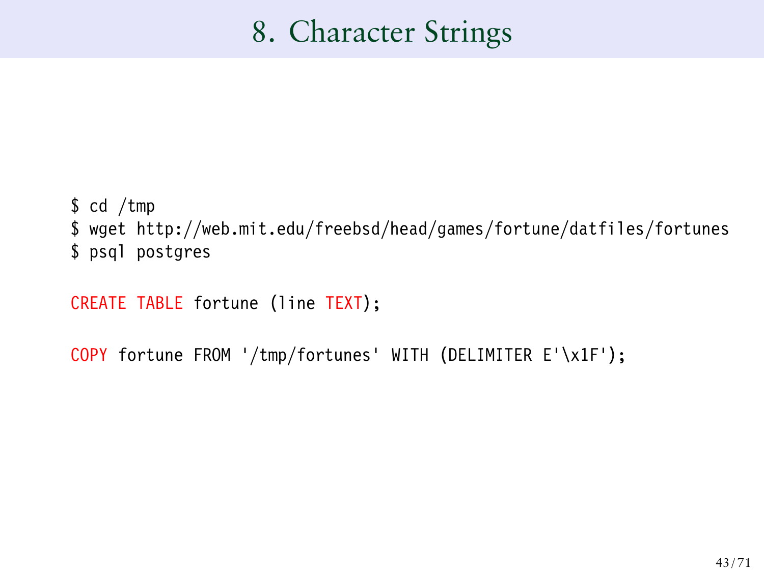# 8. Character Strings

```
$ cd /tmp
$ wget http://web.mit.edu/freebsd/head/games/fortune/datfiles/fortunes
$ psql postgres
```

```
CREATE TABLE fortune (line TEXT);

COPY fortune FROM '/tmp/fortunes' WITH (DELIMITER E'\x1F');
```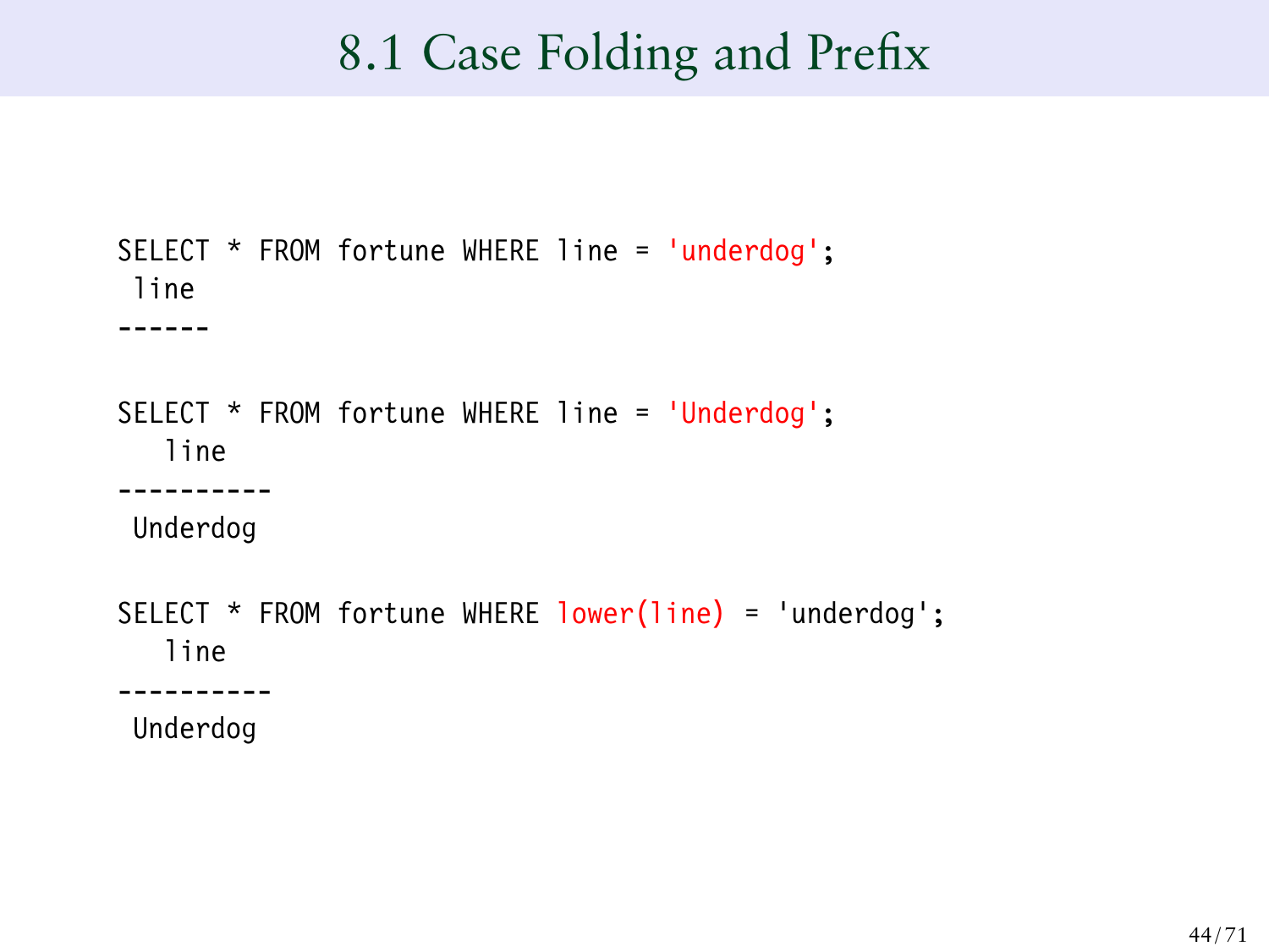# 8.1 Case Folding and Prefix

```
SELECT * FROM fortune WHERE line = 'underdog';
 line
------

SELECT * FROM fortune WHERE line = 'Underdog';
   line
----------
 Underdog

SELECT * FROM fortune WHERE lower(line) = 'underdog';
   line
----------
 Underdog
```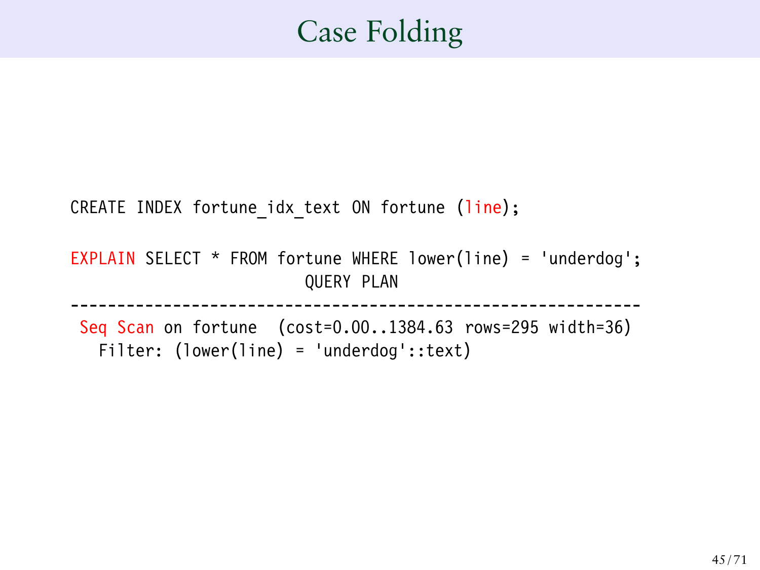# Case Folding

```
CREATE INDEX fortune_idx_text ON fortune (line);

EXPLAIN SELECT * FROM fortune WHERE lower(line) = 'underdog';
                          QUERY PLAN
-------------------------------------------------------------
 Seq Scan on fortune  (cost=0.00..1384.63 rows=295 width=36)
   Filter: (lower(line) = 'underdog'::text)
```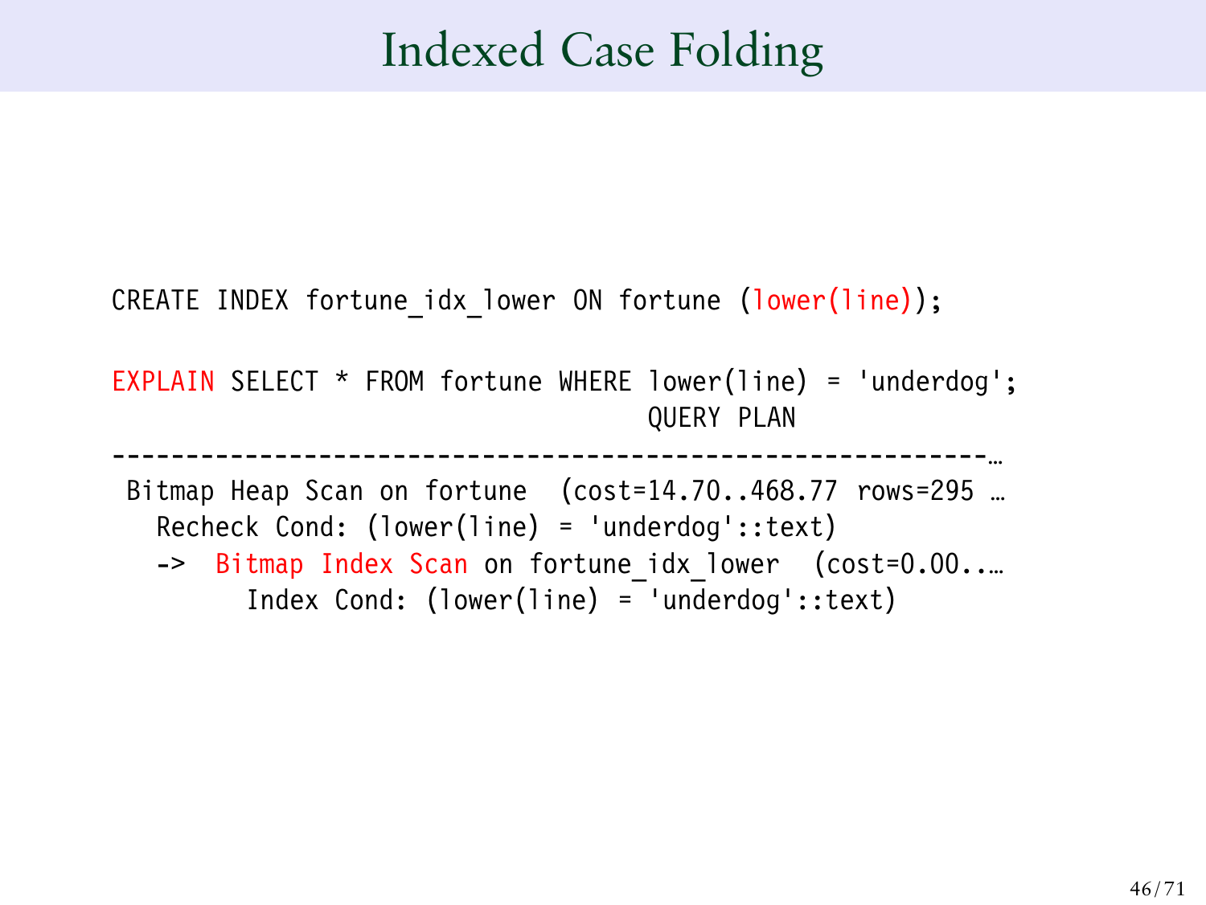# Indexed Case Folding

```
CREATE INDEX fortune_idx_lower ON fortune (lower(line));

EXPLAIN SELECT * FROM fortune WHERE lower(line) = 'underdog';
                                    QUERY PLAN
-----------------------------------------------------------…
 Bitmap Heap Scan on fortune  (cost=14.70..468.77 rows=295 …
   Recheck Cond: (lower(line) = 'underdog'::text)
   ->  Bitmap Index Scan on fortune_idx_lower  (cost=0.00..…
         Index Cond: (lower(line) = 'underdog'::text)
```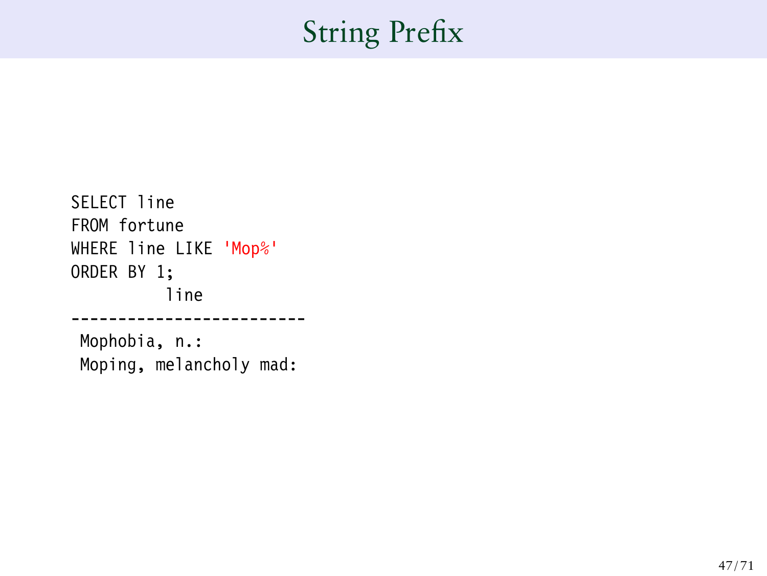# String Prefix

```
SELECT line
FROM fortune
WHERE line LIKE 'Mop%'
ORDER BY 1;
          line
-------------------------
 Mophobia, n.:
 Moping, melancholy mad:
```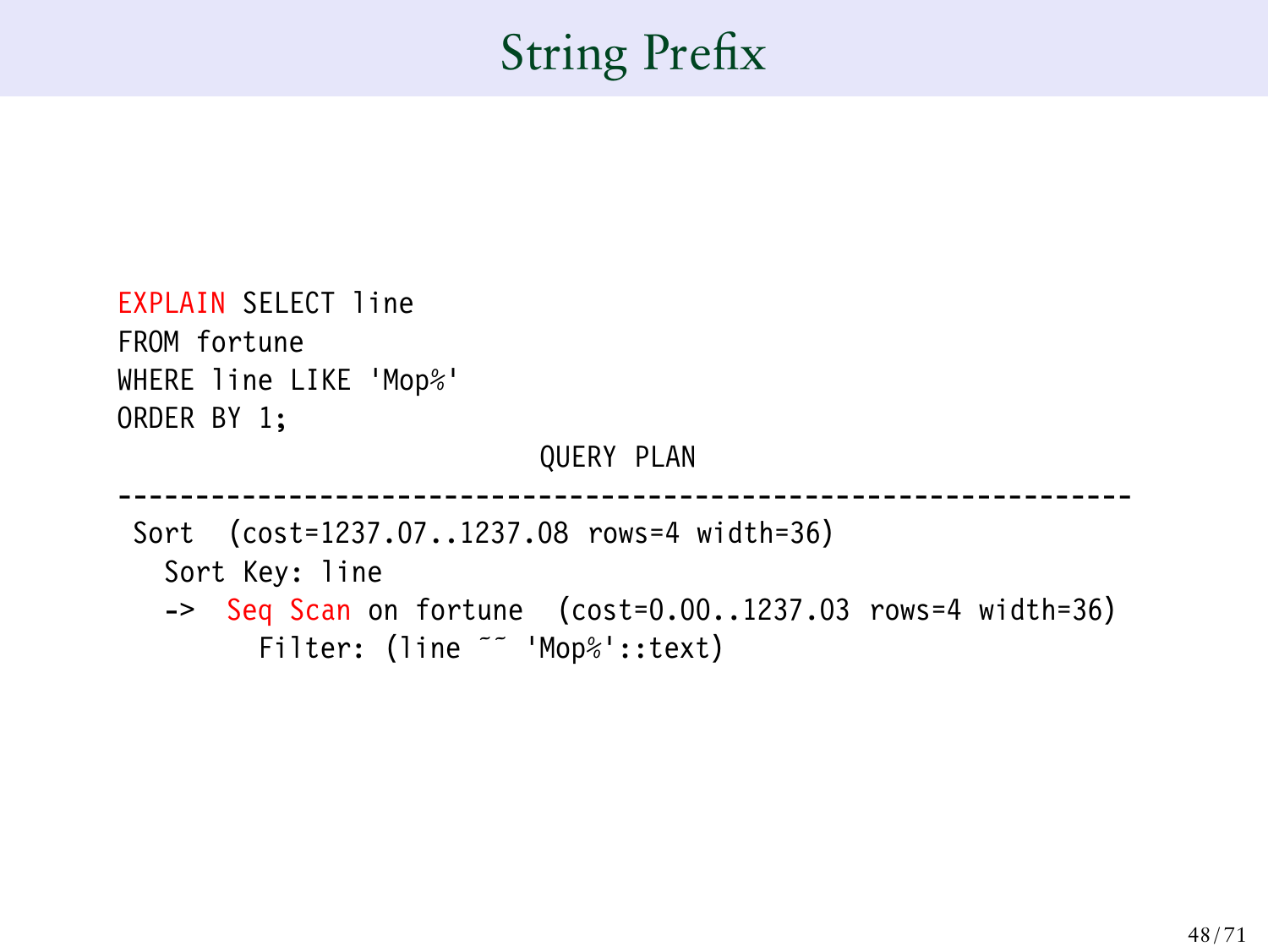# String Prefix

```
EXPLAIN SELECT line
FROM fortune
WHERE line LIKE 'Mop%'
ORDER BY 1;
                          QUERY PLAN
-------------------------------------------------------------------
 Sort  (cost=1237.07..1237.08 rows=4 width=36)
   Sort Key: line
   ->  Seq Scan on fortune  (cost=0.00..1237.03 rows=4 width=36)
         Filter: (line ~~ 'Mop%'::text)
```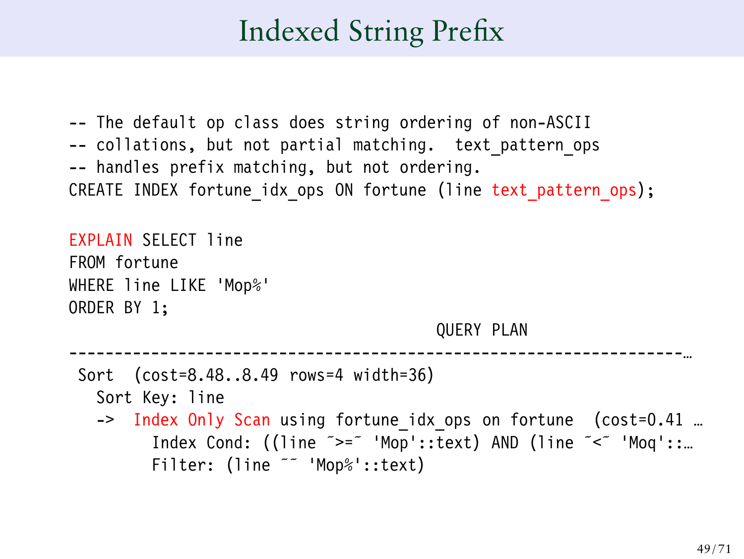# Indexed String Prefix

```
-- The default op class does string ordering of non-ASCII
-- collations, but not partial matching.  text_pattern_ops
-- handles prefix matching, but not ordering.
CREATE INDEX fortune_idx_ops ON fortune (line text_pattern_ops);

EXPLAIN SELECT line
FROM fortune
WHERE line LIKE 'Mop%'
ORDER BY 1;
                                        QUERY PLAN
-------------------------------------------------------------------…
 Sort  (cost=8.48..8.49 rows=4 width=36)
   Sort Key: line
   ->  Index Only Scan using fortune_idx_ops on fortune  (cost=0.41 …
         Index Cond: ((line ~>=~ 'Mop'::text) AND (line ~<~ 'Moq'::…
         Filter: (line ~~ 'Mop%'::text)
```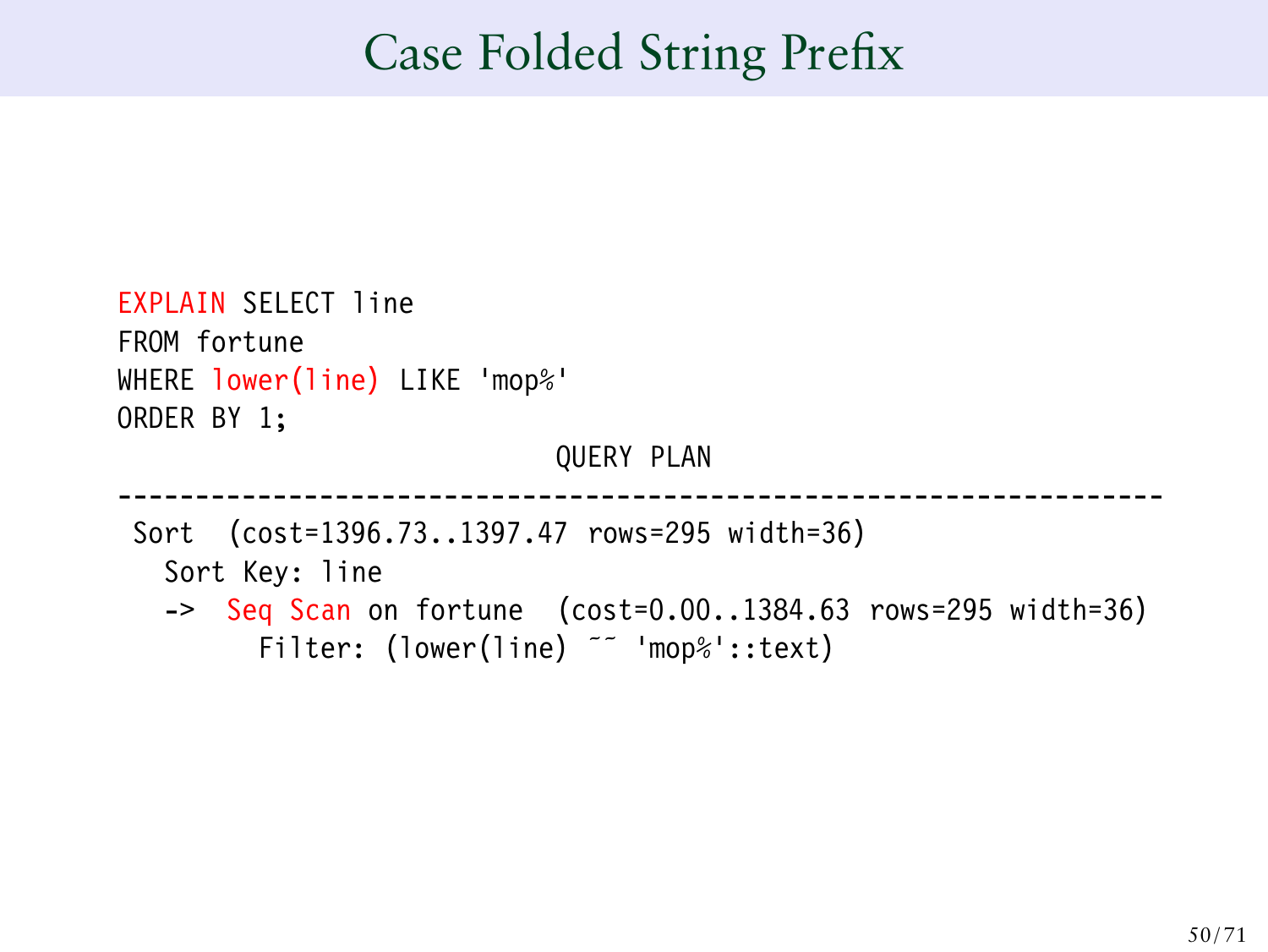# Case Folded String Prefix

```
EXPLAIN SELECT line
FROM fortune
WHERE lower(line) LIKE 'mop%'
ORDER BY 1;
                            QUERY PLAN
-------------------------------------------------------------------
 Sort  (cost=1396.73..1397.47 rows=295 width=36)
   Sort Key: line
   ->  Seq Scan on fortune  (cost=0.00..1384.63 rows=295 width=36)
         Filter: (lower(line) ~~ 'mop%'::text)
```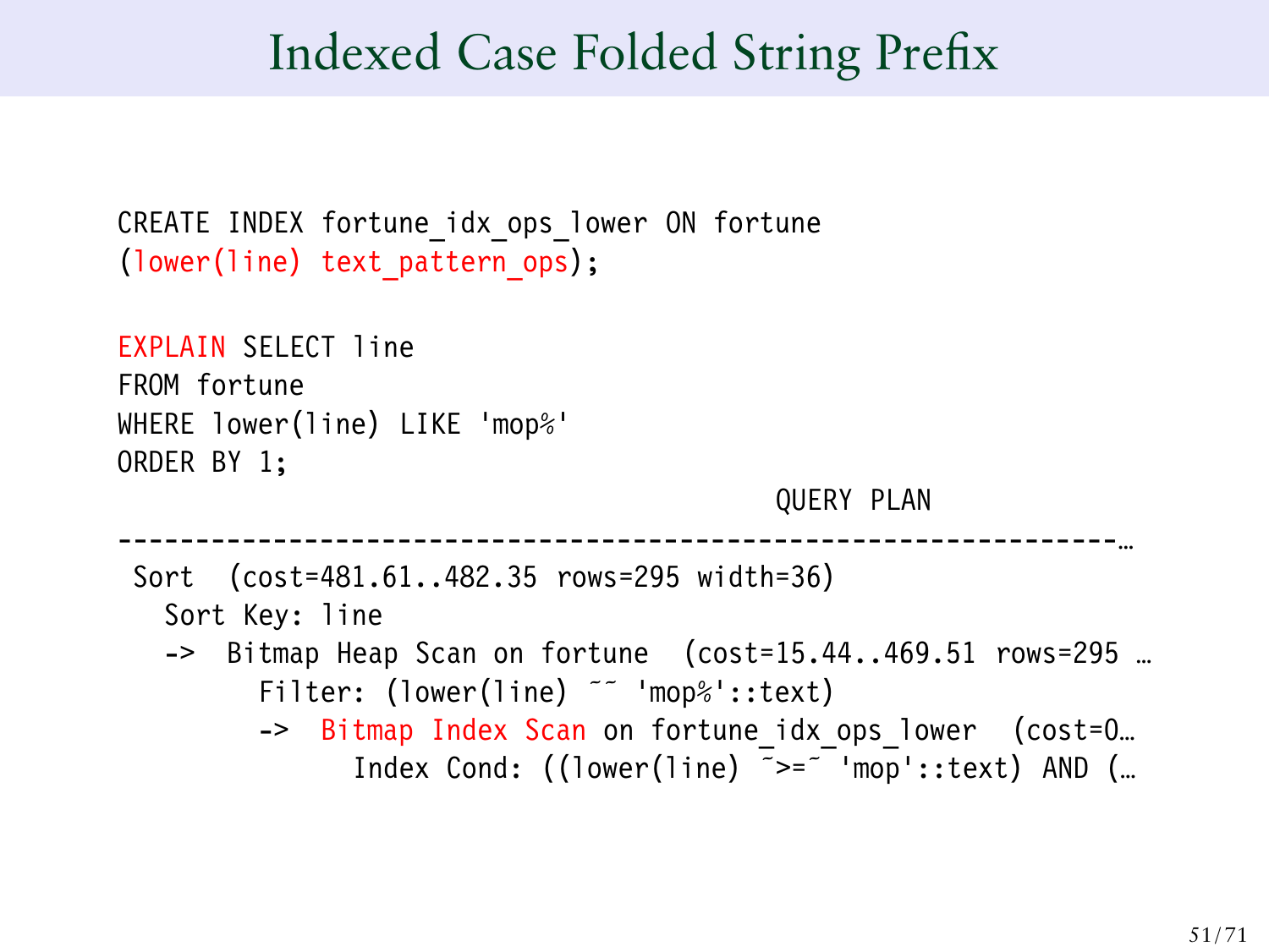# Indexed Case Folded String Prefix

```
CREATE INDEX fortune_idx_ops_lower ON fortune
(lower(line) text_pattern_ops);

EXPLAIN SELECT line
FROM fortune
WHERE lower(line) LIKE 'mop%'
ORDER BY 1;
                                          QUERY PLAN
-------------------------------------------------------------…
 Sort  (cost=481.61..482.35 rows=295 width=36)
   Sort Key: line
   ->  Bitmap Heap Scan on fortune  (cost=15.44..469.51 rows=295 …
         Filter: (lower(line) ~~ 'mop%'::text)
         ->  Bitmap Index Scan on fortune_idx_ops_lower  (cost=0…
               Index Cond: ((lower(line) ~>=~ 'mop'::text) AND (…
```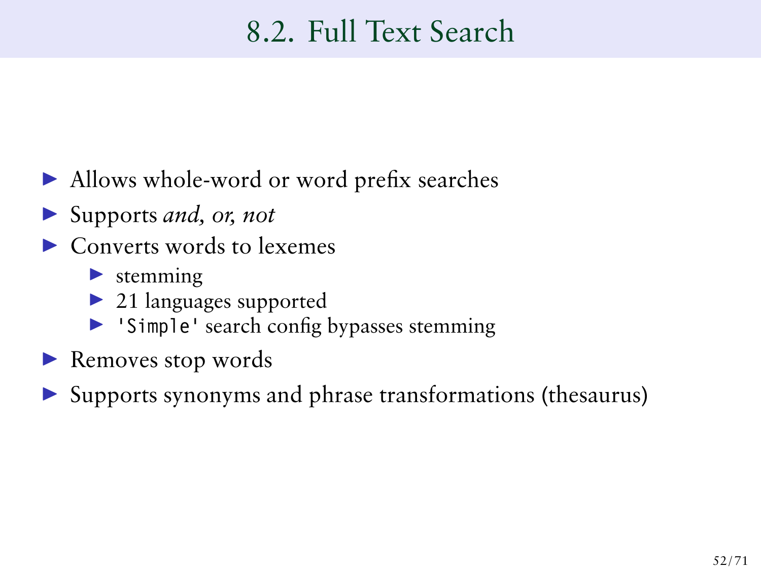## 8.2. Full Text Search

- Allows whole-word or word prefix searches
- Supports *and, or, not*
- Converts words to lexemes
  - stemming
  - 21 languages supported
  - `'Simple'` search config bypasses stemming
- Removes stop words
- Supports synonyms and phrase transformations (thesaurus)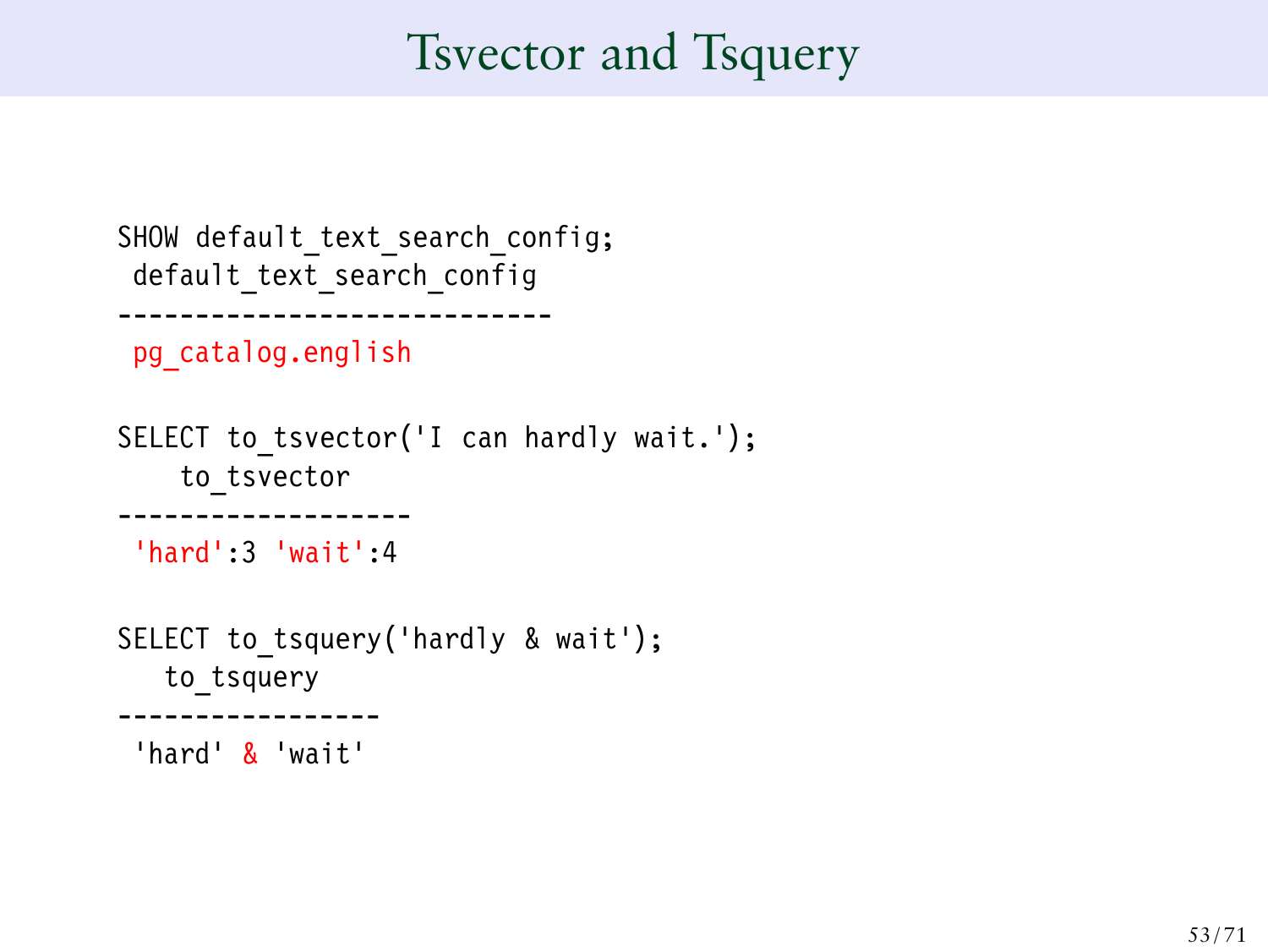# Tsvector and Tsquery

```
SHOW default_text_search_config;
 default_text_search_config
----------------------------
 pg_catalog.english

SELECT to_tsvector('I can hardly wait.');
    to_tsvector
-------------------
 'hard':3 'wait':4

SELECT to_tsquery('hardly & wait');
   to_tsquery
-----------------
 'hard' & 'wait'
```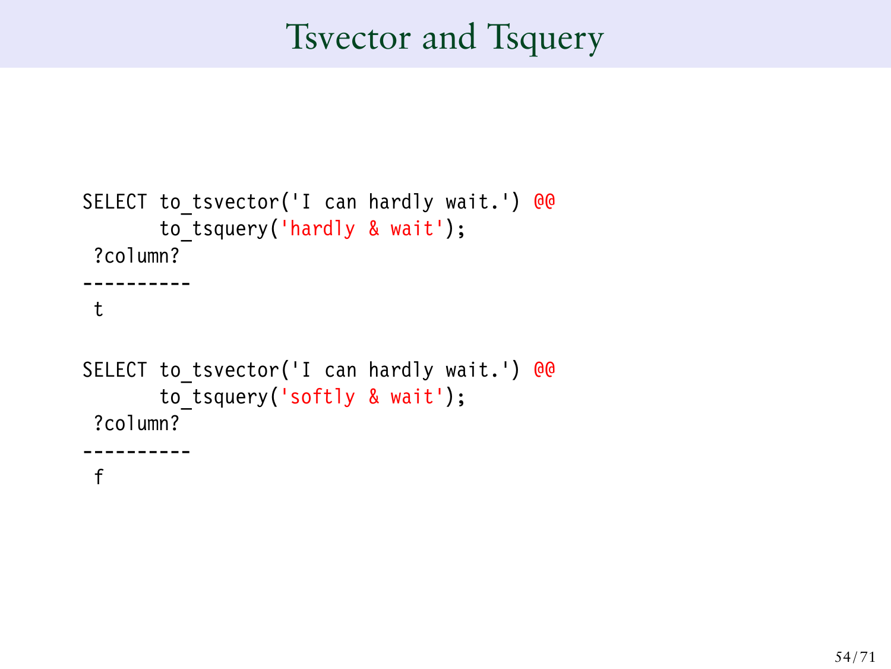# Tsvector and Tsquery

```
SELECT to_tsvector('I can hardly wait.') @@
       to_tsquery('hardly & wait');
 ?column?
----------
 t

SELECT to_tsvector('I can hardly wait.') @@
       to_tsquery('softly & wait');
 ?column?
----------
 f
```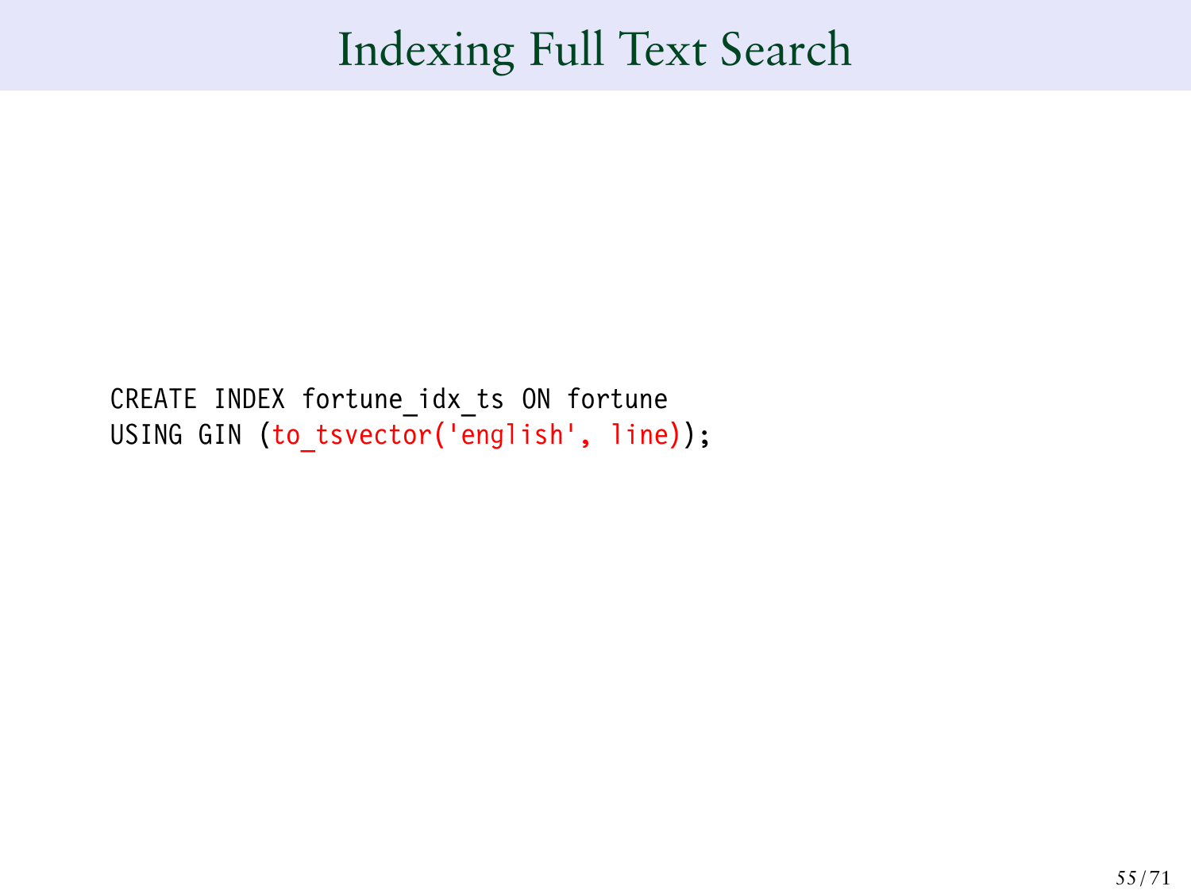# Indexing Full Text Search

```
CREATE INDEX fortune_idx_ts ON fortune
USING GIN (to_tsvector('english', line));
```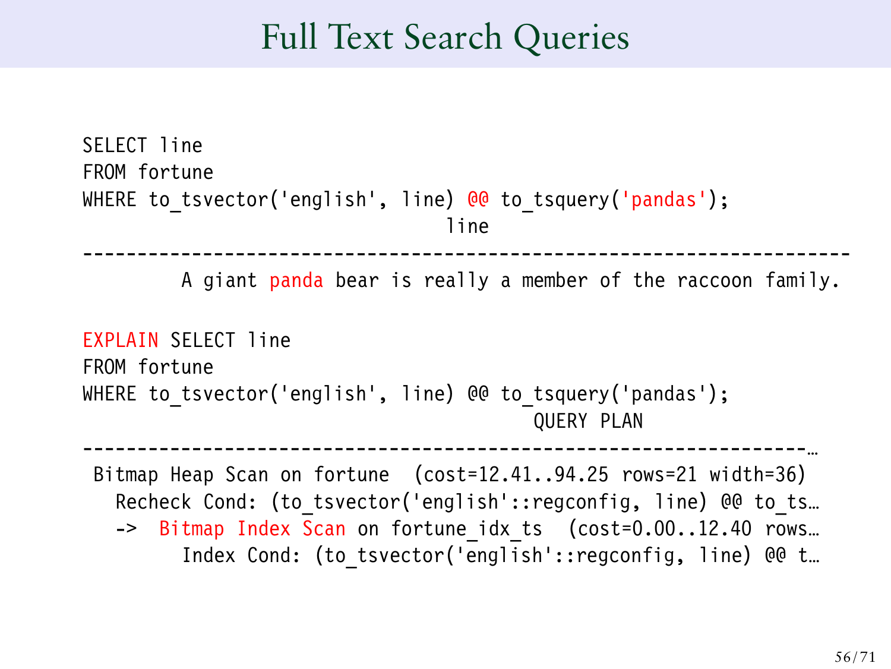# Full Text Search Queries

```
SELECT line
FROM fortune
WHERE to_tsvector('english', line) @@ to_tsquery('pandas');
                                    line
----------------------------------------------------------------------
        A giant panda bear is really a member of the raccoon family.

EXPLAIN SELECT line
FROM fortune
WHERE to_tsvector('english', line) @@ to_tsquery('pandas');
                                          QUERY PLAN
------------------------------------------------------------------…
 Bitmap Heap Scan on fortune  (cost=12.41..94.25 rows=21 width=36)
   Recheck Cond: (to_tsvector('english'::regconfig, line) @@ to_ts…
   ->  Bitmap Index Scan on fortune_idx_ts  (cost=0.00..12.40 rows…
         Index Cond: (to_tsvector('english'::regconfig, line) @@ t…
```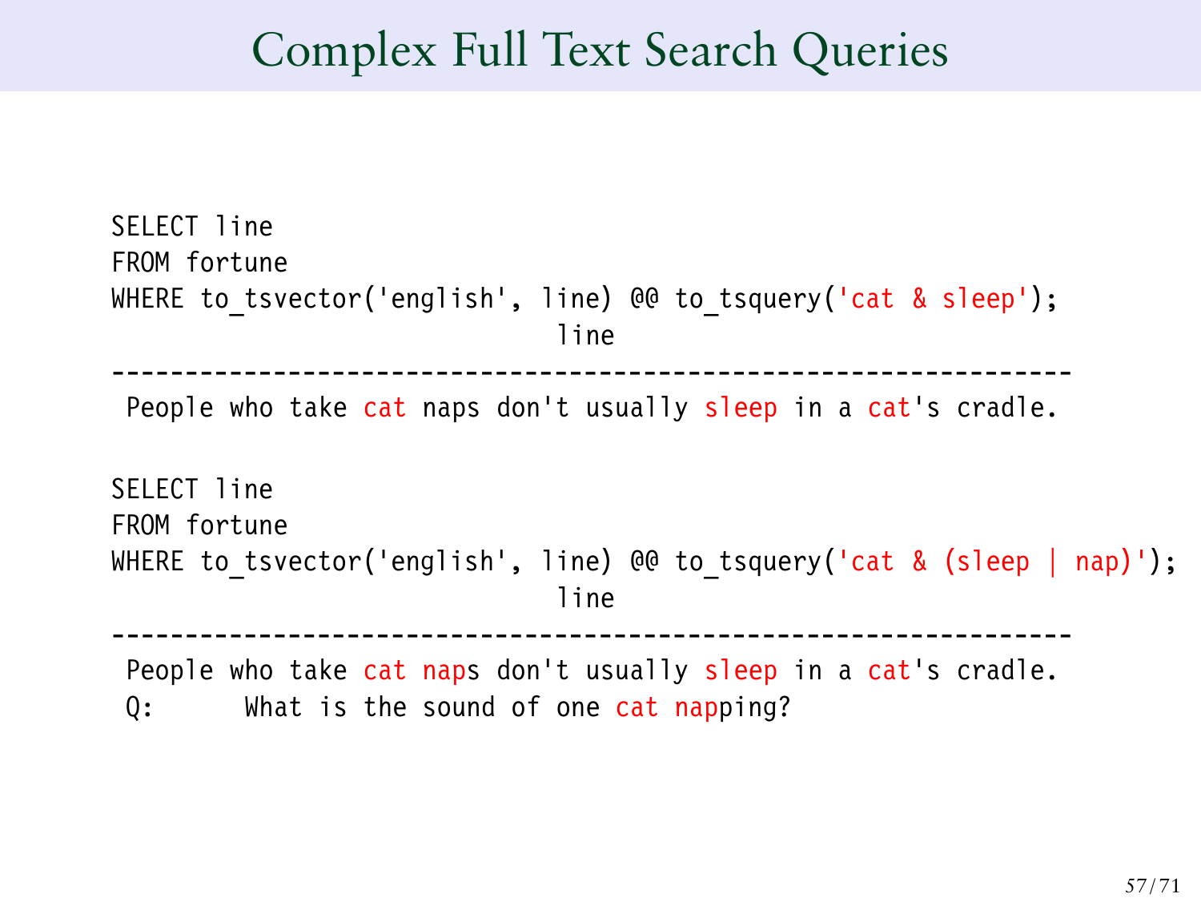# Complex Full Text Search Queries

```
SELECT line
FROM fortune
WHERE to_tsvector('english', line) @@ to_tsquery('cat & sleep');
                              line
-----------------------------------------------------------------
 People who take cat naps don't usually sleep in a cat's cradle.

SELECT line
FROM fortune
WHERE to_tsvector('english', line) @@ to_tsquery('cat & (sleep | nap)');
                              line
-----------------------------------------------------------------
 People who take cat naps don't usually sleep in a cat's cradle.
 Q:      What is the sound of one cat napping?
```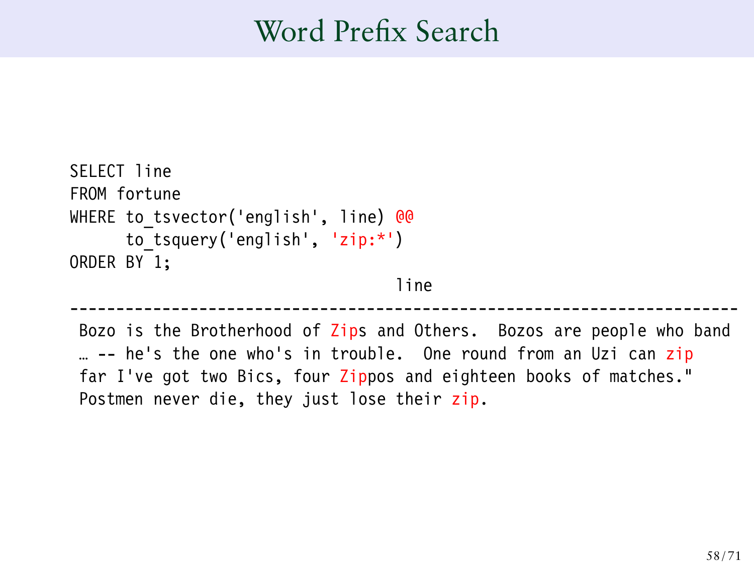# Word Prefix Search

```
SELECT line
FROM fortune
WHERE to_tsvector('english', line) @@
      to_tsquery('english', 'zip:*')
ORDER BY 1;
                                  line
------------------------------------------------------------------------
 Bozo is the Brotherhood of Zips and Others.  Bozos are people who band
 … -- he's the one who's in trouble.  One round from an Uzi can zip
 far I've got two Bics, four Zippos and eighteen books of matches."
 Postmen never die, they just lose their zip.
```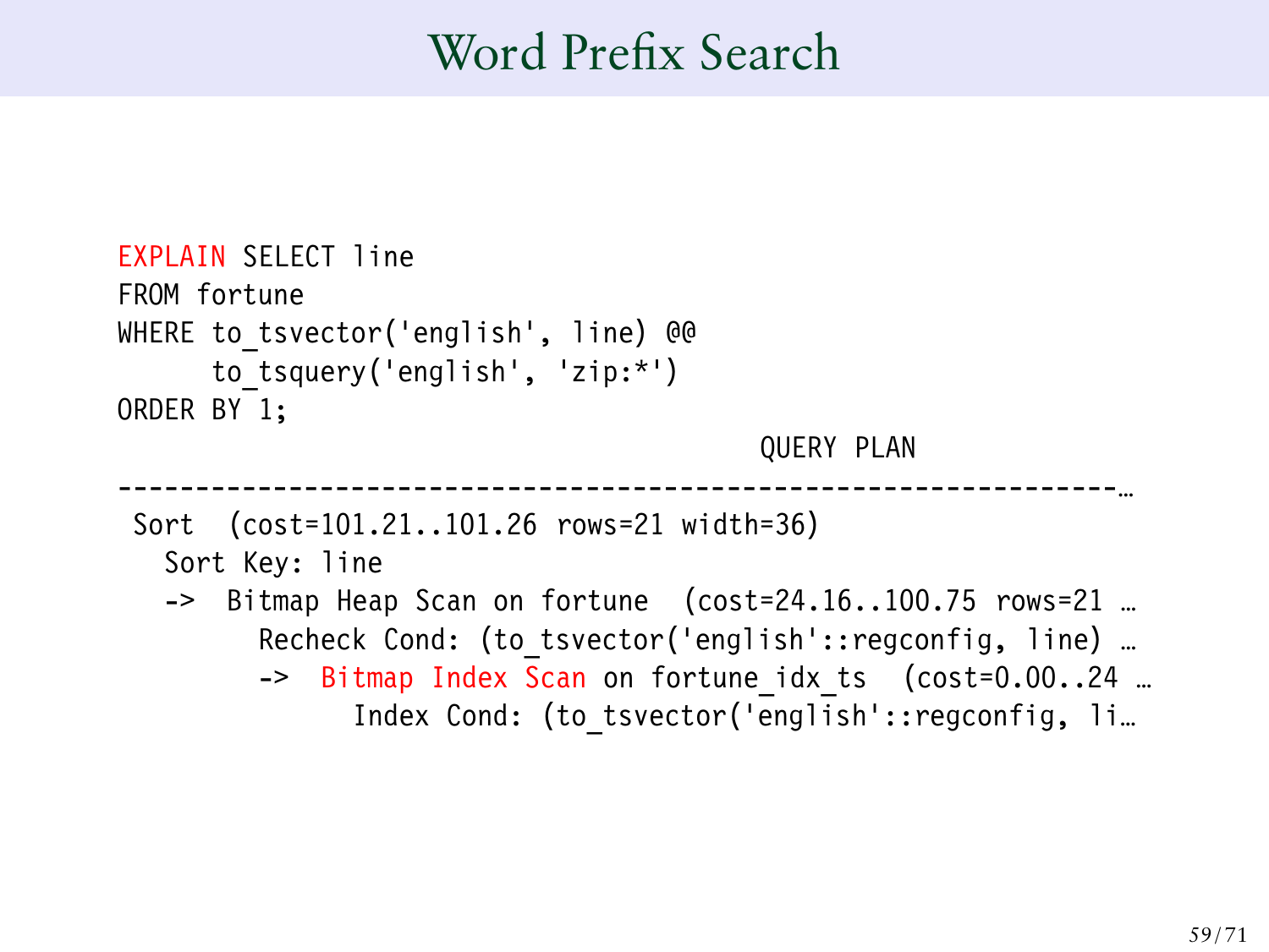# Word Prefix Search

```
EXPLAIN SELECT line
FROM fortune
WHERE to_tsvector('english', line) @@
      to_tsquery('english', 'zip:*')
ORDER BY 1;
                                         QUERY PLAN
-------------------------------------------------------------…
 Sort  (cost=101.21..101.26 rows=21 width=36)
   Sort Key: line
   ->  Bitmap Heap Scan on fortune  (cost=24.16..100.75 rows=21 …
         Recheck Cond: (to_tsvector('english'::regconfig, line) …
         ->  Bitmap Index Scan on fortune_idx_ts  (cost=0.00..24 …
               Index Cond: (to_tsvector('english'::regconfig, li…
```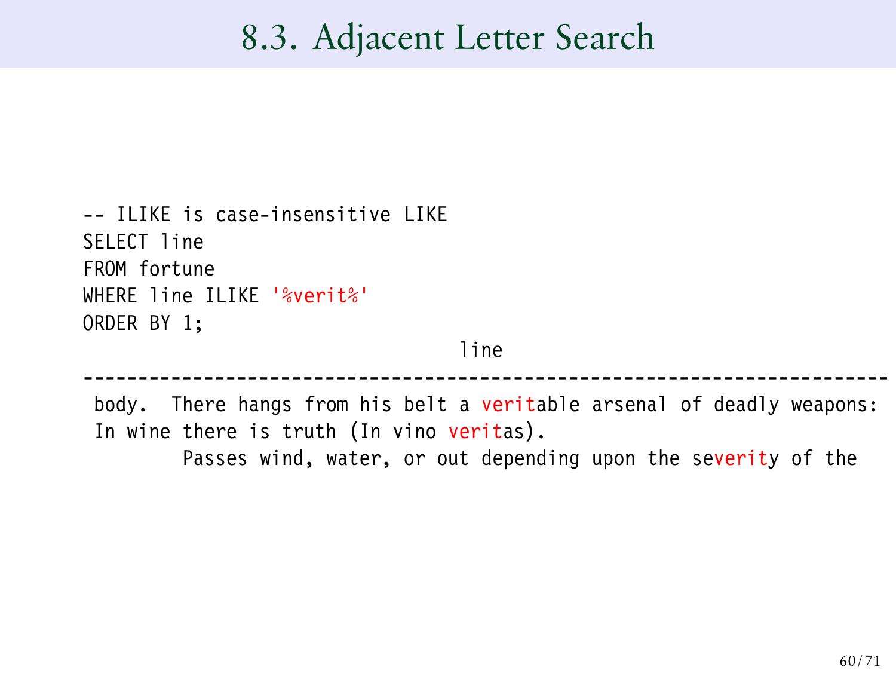# 8.3. Adjacent Letter Search

```
-- ILIKE is case-insensitive LIKE
SELECT line
FROM fortune
WHERE line ILIKE '%verit%'
ORDER BY 1;
                                   line
-------------------------------------------------------------------------
 body.  There hangs from his belt a veritable arsenal of deadly weapons:
 In wine there is truth (In vino veritas).
        Passes wind, water, or out depending upon the severity of the
```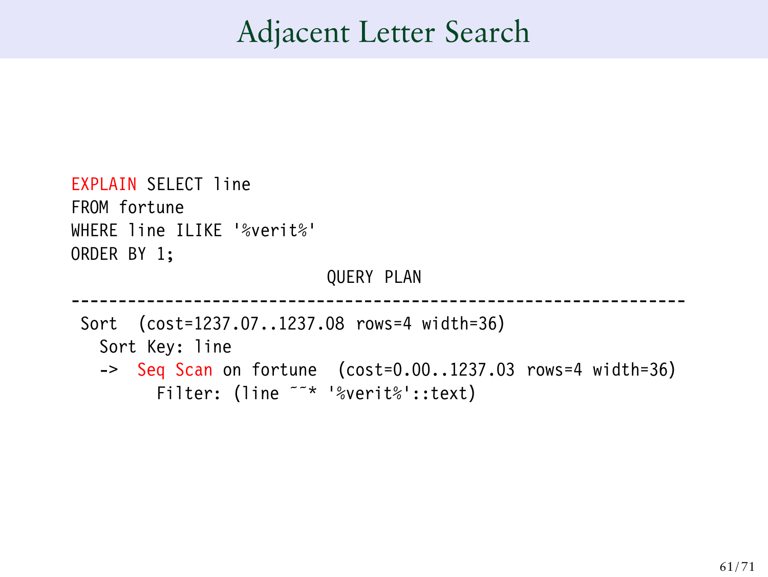# Adjacent Letter Search

```
EXPLAIN SELECT line
FROM fortune
WHERE line ILIKE '%verit%'
ORDER BY 1;
                           QUERY PLAN
-------------------------------------------------------------------
 Sort  (cost=1237.07..1237.08 rows=4 width=36)
   Sort Key: line
   ->  Seq Scan on fortune  (cost=0.00..1237.03 rows=4 width=36)
         Filter: (line ~~* '%verit%'::text)
```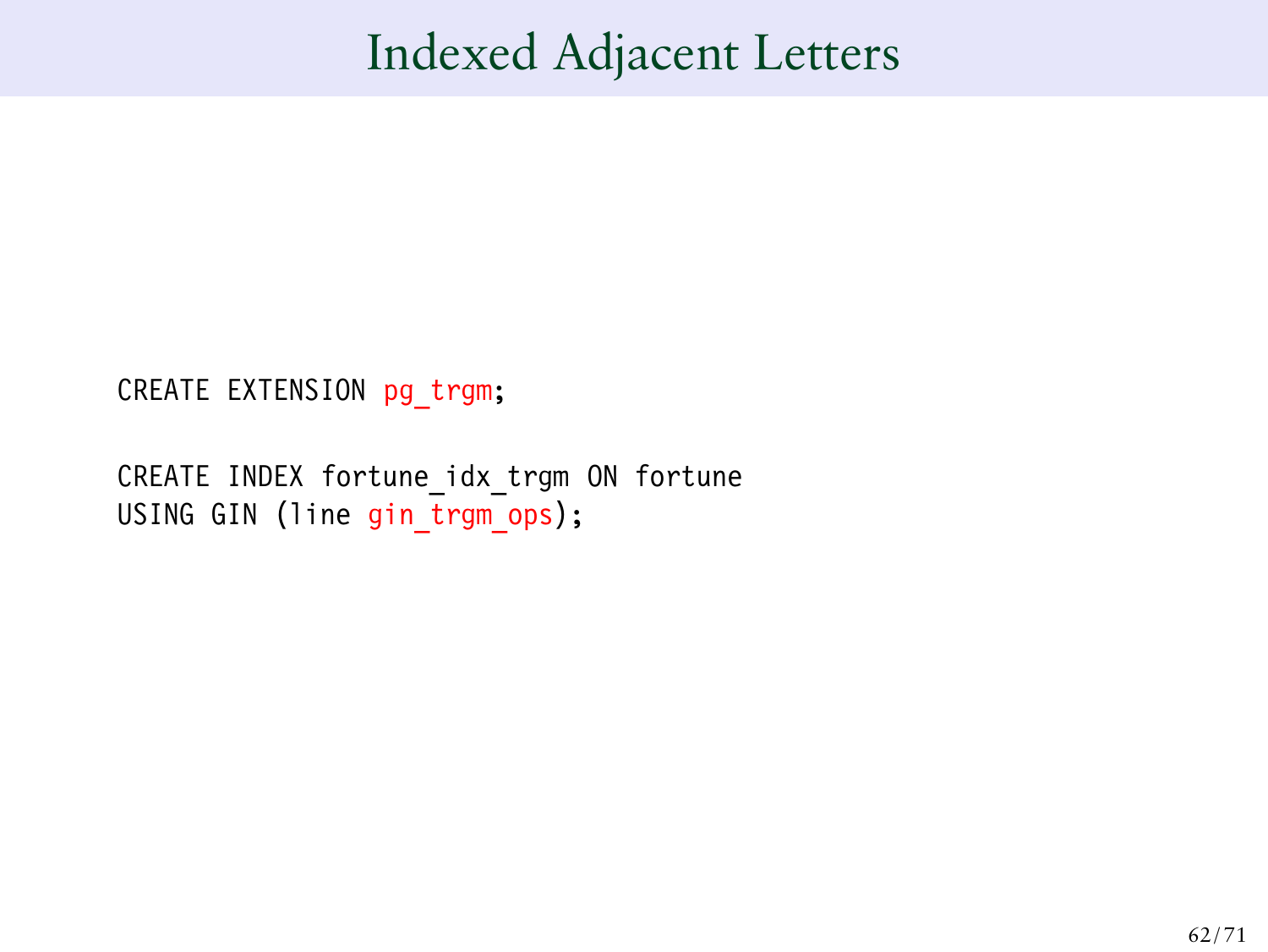# Indexed Adjacent Letters

```
CREATE EXTENSION pg_trgm;

CREATE INDEX fortune_idx_trgm ON fortune
USING GIN (line gin_trgm_ops);
```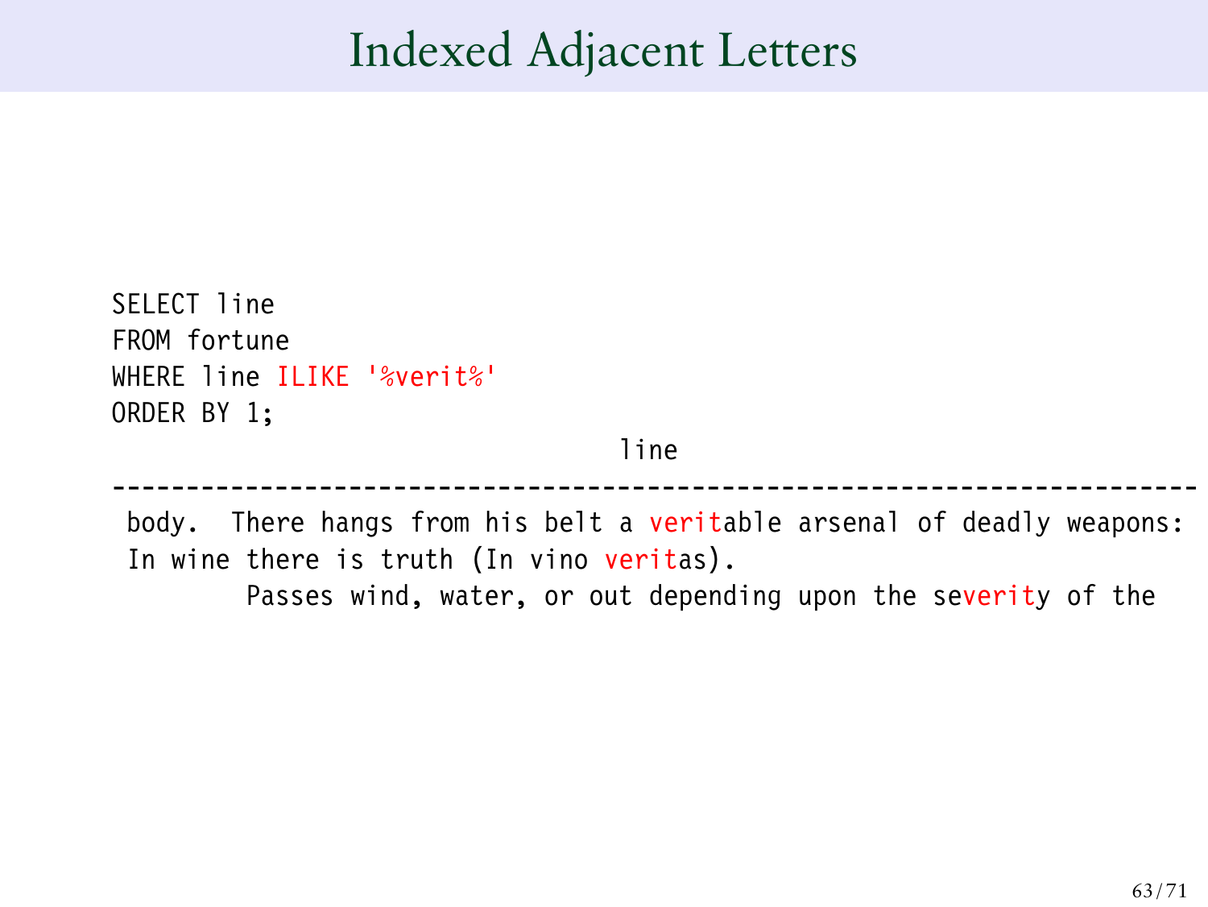# Indexed Adjacent Letters

```
SELECT line
FROM fortune
WHERE line ILIKE '%verit%'
ORDER BY 1;
                                  line
-------------------------------------------------------------------------
 body.  There hangs from his belt a veritable arsenal of deadly weapons:
 In wine there is truth (In vino veritas).
        Passes wind, water, or out depending upon the severity of the
```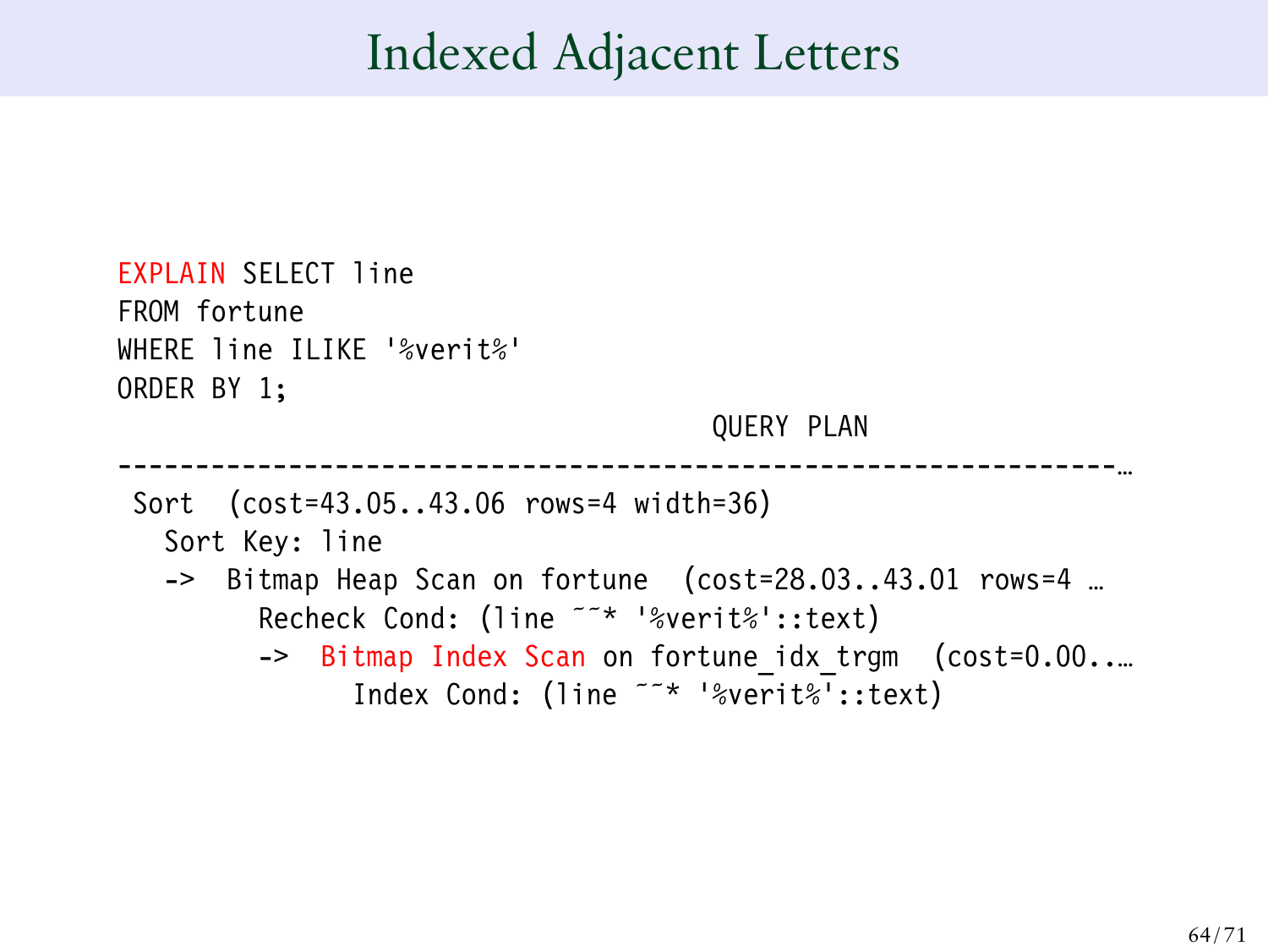# Indexed Adjacent Letters

```
EXPLAIN SELECT line
FROM fortune
WHERE line ILIKE '%verit%'
ORDER BY 1;
                                              QUERY PLAN
-----------------------------------------------------------------…
 Sort  (cost=43.05..43.06 rows=4 width=36)
   Sort Key: line
   ->  Bitmap Heap Scan on fortune  (cost=28.03..43.01 rows=4 …
         Recheck Cond: (line ~~* '%verit%'::text)
         ->  Bitmap Index Scan on fortune_idx_trgm  (cost=0.00..…
               Index Cond: (line ~~* '%verit%'::text)
```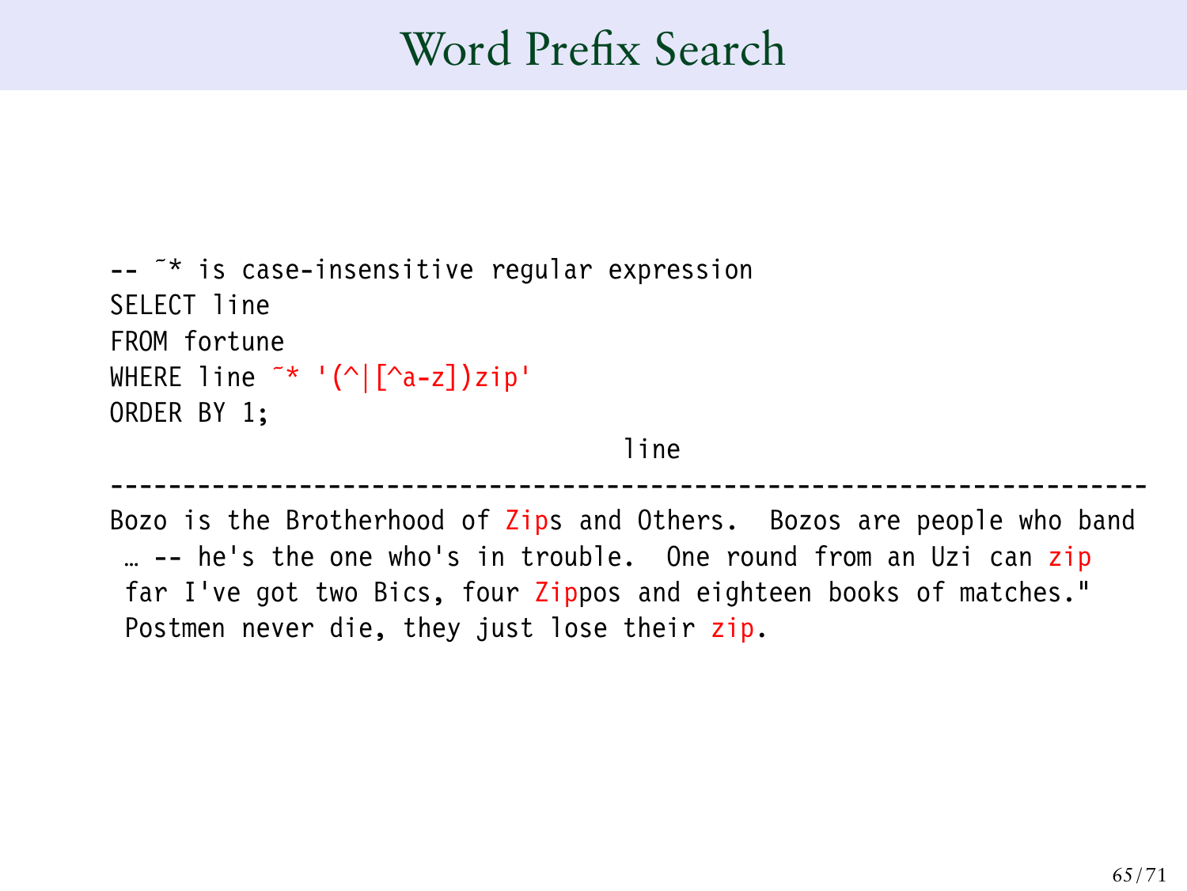# Word Prefix Search

```
-- ~* is case-insensitive regular expression
SELECT line
FROM fortune
WHERE line ~* '(^|[^a-z])zip'
ORDER BY 1;
                                     line
----------------------------------------------------------------------
Bozo is the Brotherhood of Zips and Others.  Bozos are people who band
 … -- he's the one who's in trouble.  One round from an Uzi can zip
 far I've got two Bics, four Zippos and eighteen books of matches."
 Postmen never die, they just lose their zip.
```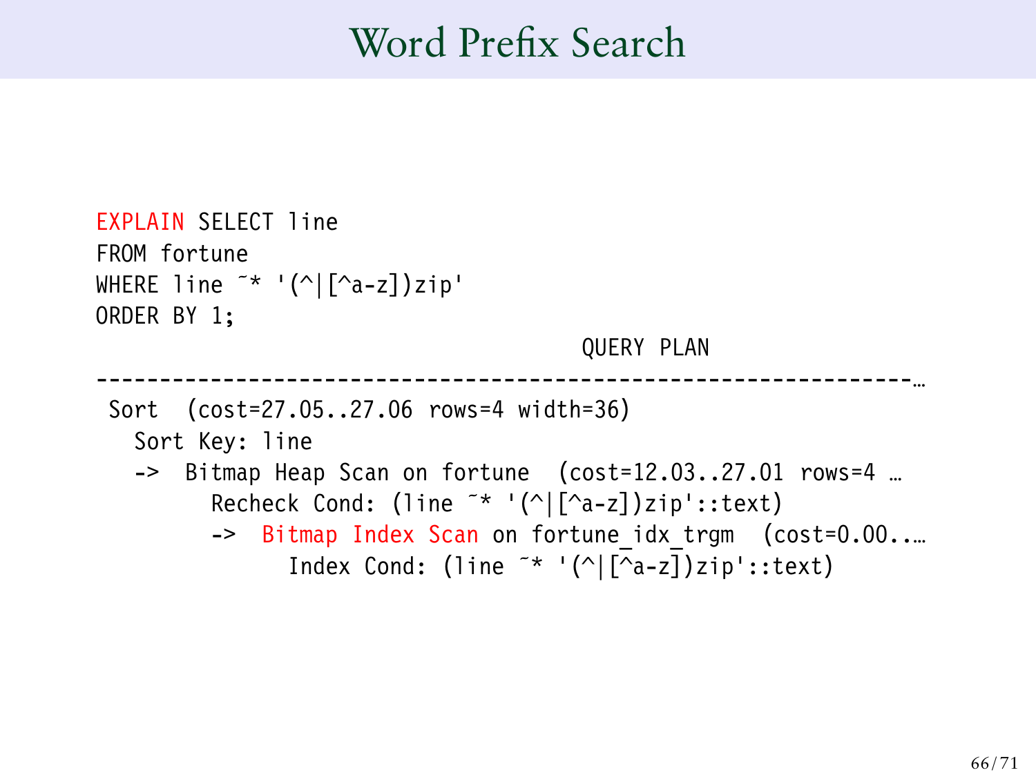# Word Prefix Search

```
EXPLAIN SELECT line
FROM fortune
WHERE line ~* '(^|[^a-z])zip'
ORDER BY 1;
                                            QUERY PLAN
-----------------------------------------------------------------…
 Sort  (cost=27.05..27.06 rows=4 width=36)
   Sort Key: line
   ->  Bitmap Heap Scan on fortune  (cost=12.03..27.01 rows=4 …
         Recheck Cond: (line ~* '(^|[^a-z])zip'::text)
         ->  Bitmap Index Scan on fortune_idx_trgm  (cost=0.00..…
               Index Cond: (line ~* '(^|[^a-z])zip'::text)
```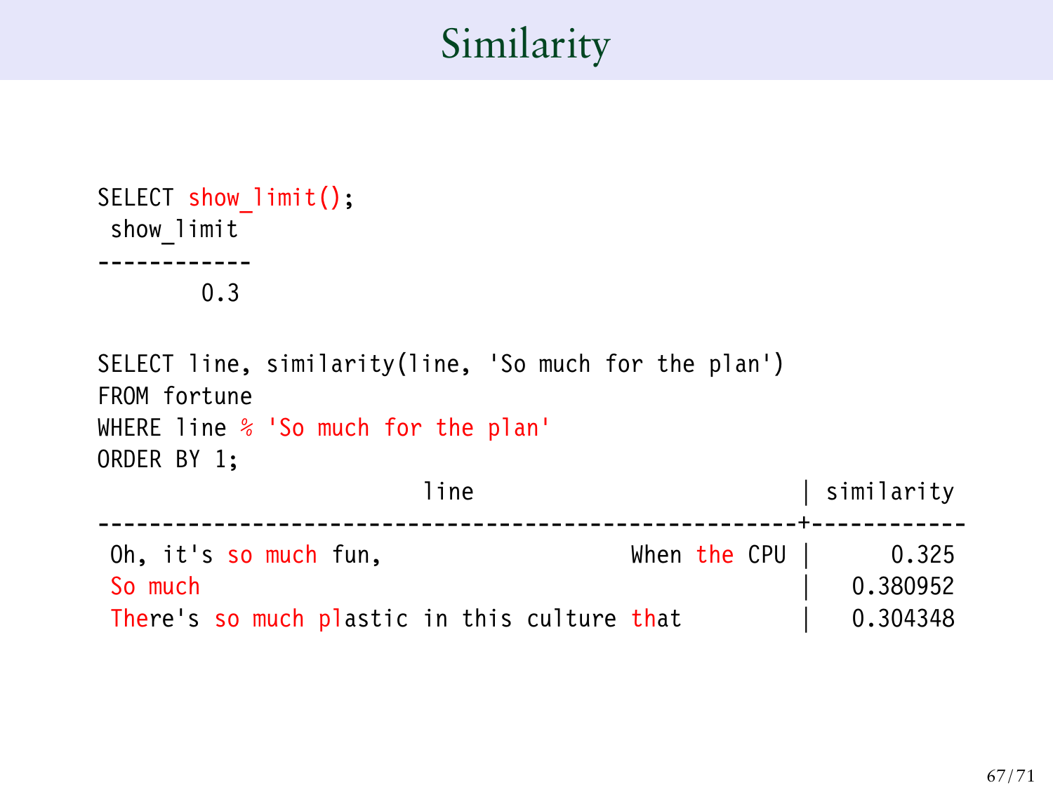# Similarity

```
SELECT show_limit();
 show_limit
------------
        0.3

SELECT line, similarity(line, 'So much for the plan')
FROM fortune
WHERE line % 'So much for the plan'
ORDER BY 1;
                        line                          | similarity
------------------------------------------------------+------------
 Oh, it's so much fun,                  When the CPU |      0.325
 So much                                              |   0.380952
 There's so much plastic in this culture that         |   0.304348
```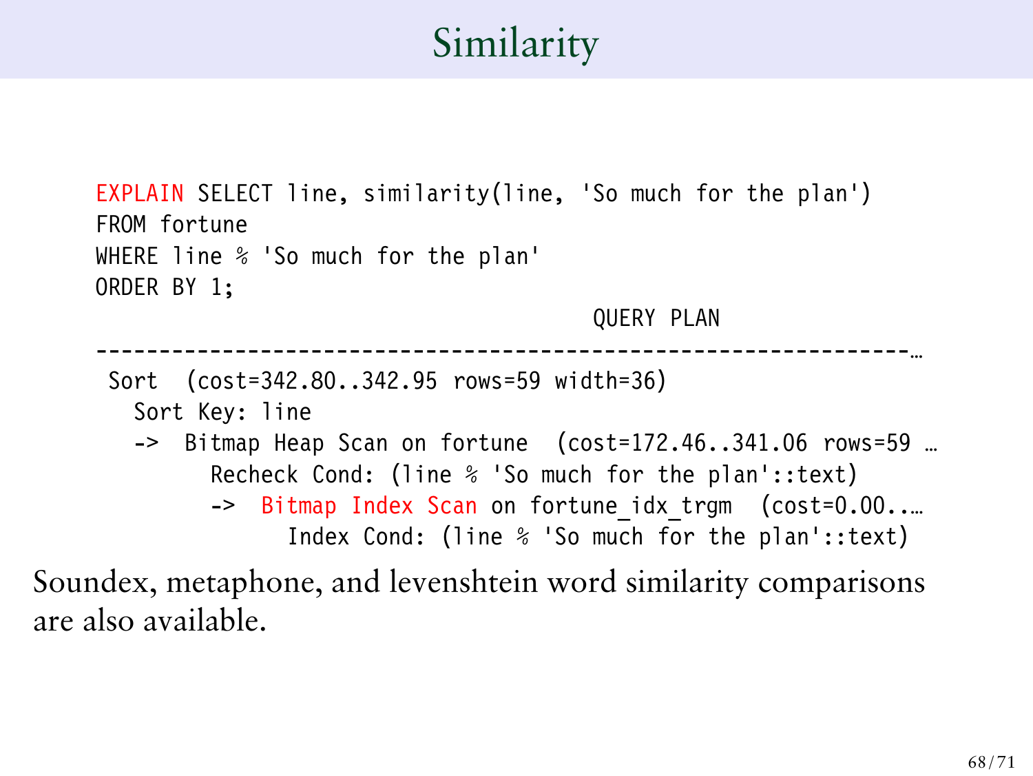# Similarity

```
EXPLAIN SELECT line, similarity(line, 'So much for the plan')
FROM fortune
WHERE line % 'So much for the plan'
ORDER BY 1;
                                        QUERY PLAN
-----------------------------------------------------------------…
 Sort  (cost=342.80..342.95 rows=59 width=36)
   Sort Key: line
   ->  Bitmap Heap Scan on fortune  (cost=172.46..341.06 rows=59 …
         Recheck Cond: (line % 'So much for the plan'::text)
         ->  Bitmap Index Scan on fortune_idx_trgm  (cost=0.00..…
               Index Cond: (line % 'So much for the plan'::text)
```

Soundex, metaphone, and levenshtein word similarity comparisons are also available.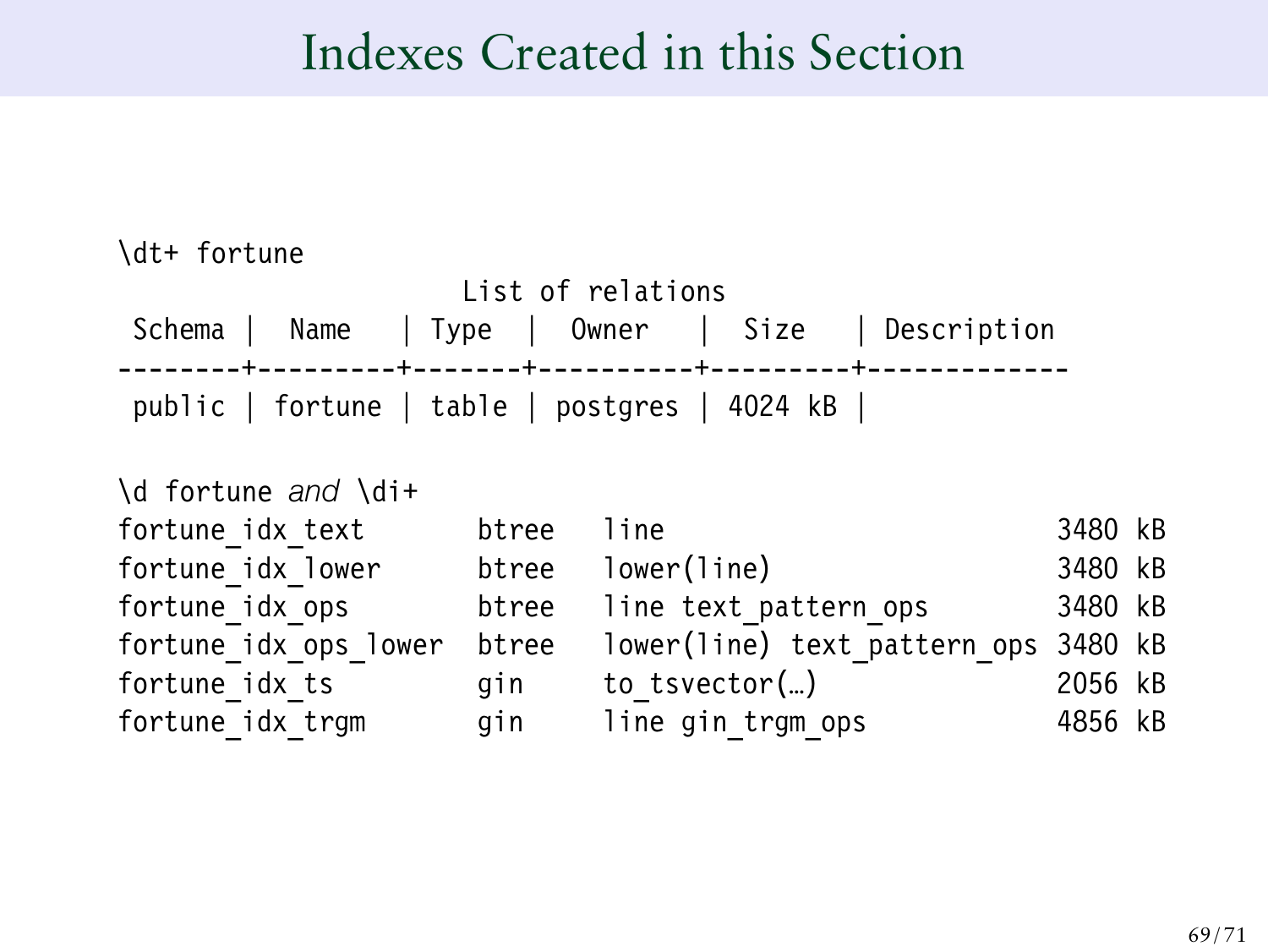# Indexes Created in this Section

```
\dt+ fortune
                     List of relations
 Schema |  Name   | Type  |  Owner   |  Size   | Description
--------+---------+-------+----------+---------+-------------
 public | fortune | table | postgres | 4024 kB |
```

```
\d fortune and \di+
fortune_idx_text       btree  line                         3480 kB
fortune_idx_lower      btree  lower(line)                  3480 kB
fortune_idx_ops        btree  line text_pattern_ops        3480 kB
fortune_idx_ops_lower  btree  lower(line) text_pattern_ops 3480 kB
fortune_idx_ts         gin    to_tsvector(…)               2056 kB
fortune_idx_trgm       gin    line gin_trgm_ops            4856 kB
```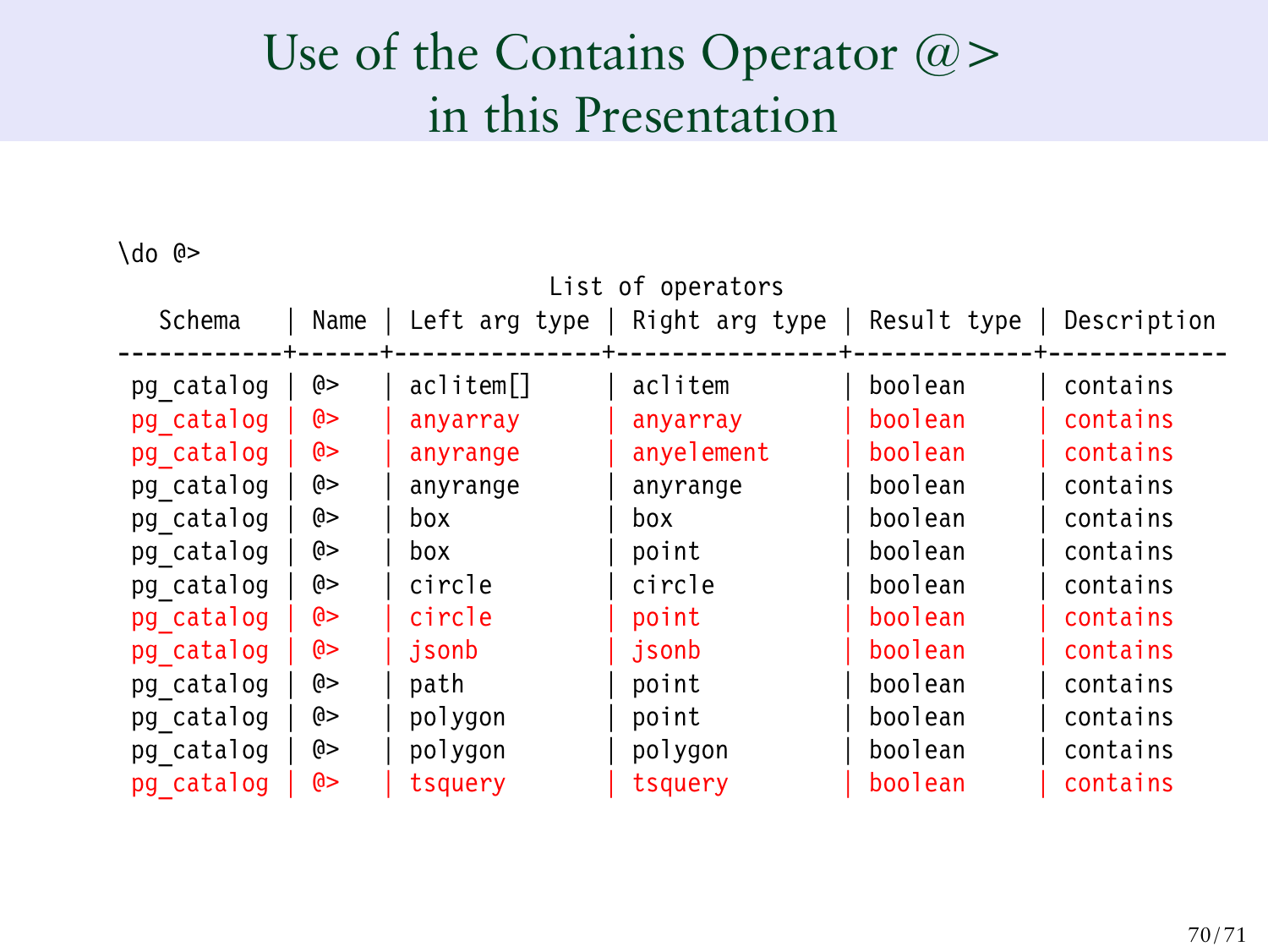# Use of the Contains Operator @> in this Presentation

```
\do @>
                                     List of operators
   Schema   | Name | Left arg type | Right arg type | Result type | Description
------------+------+---------------+----------------+-------------+-------------
 pg_catalog | @>   | aclitem[]     | aclitem        | boolean     | contains
 pg_catalog | @>   | anyarray      | anyarray       | boolean     | contains
 pg_catalog | @>   | anyrange      | anyelement     | boolean     | contains
 pg_catalog | @>   | anyrange      | anyrange       | boolean     | contains
 pg_catalog | @>   | box           | box            | boolean     | contains
 pg_catalog | @>   | box           | point          | boolean     | contains
 pg_catalog | @>   | circle        | circle         | boolean     | contains
 pg_catalog | @>   | circle        | point          | boolean     | contains
 pg_catalog | @>   | jsonb         | jsonb          | boolean     | contains
 pg_catalog | @>   | path          | point          | boolean     | contains
 pg_catalog | @>   | polygon       | point          | boolean     | contains
 pg_catalog | @>   | polygon       | polygon        | boolean     | contains
 pg_catalog | @>   | tsquery       | tsquery        | boolean     | contains
```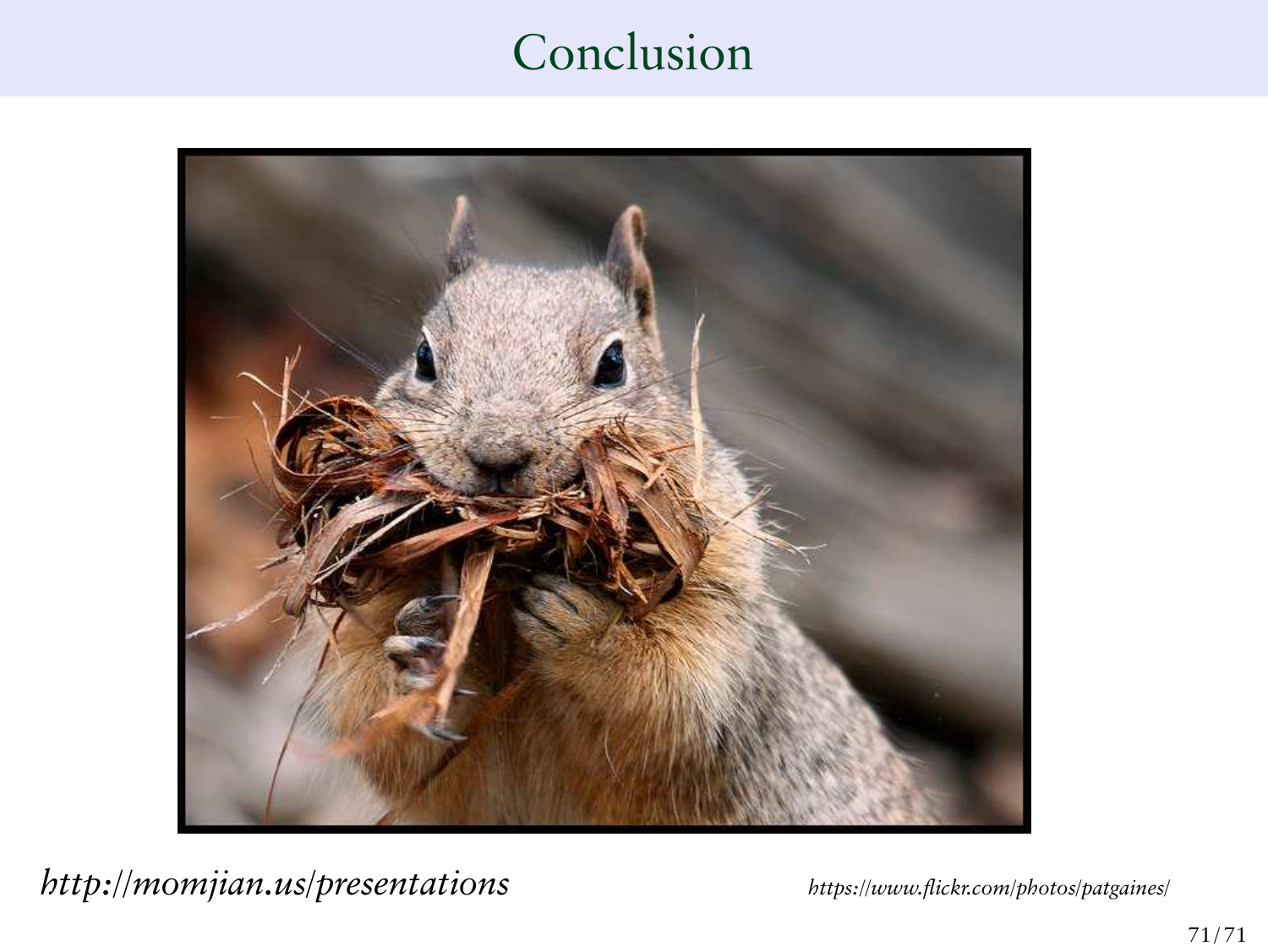# Conclusion

*http://momjian.us/presentations*

*https://www.flickr.com/photos/patgaines/*